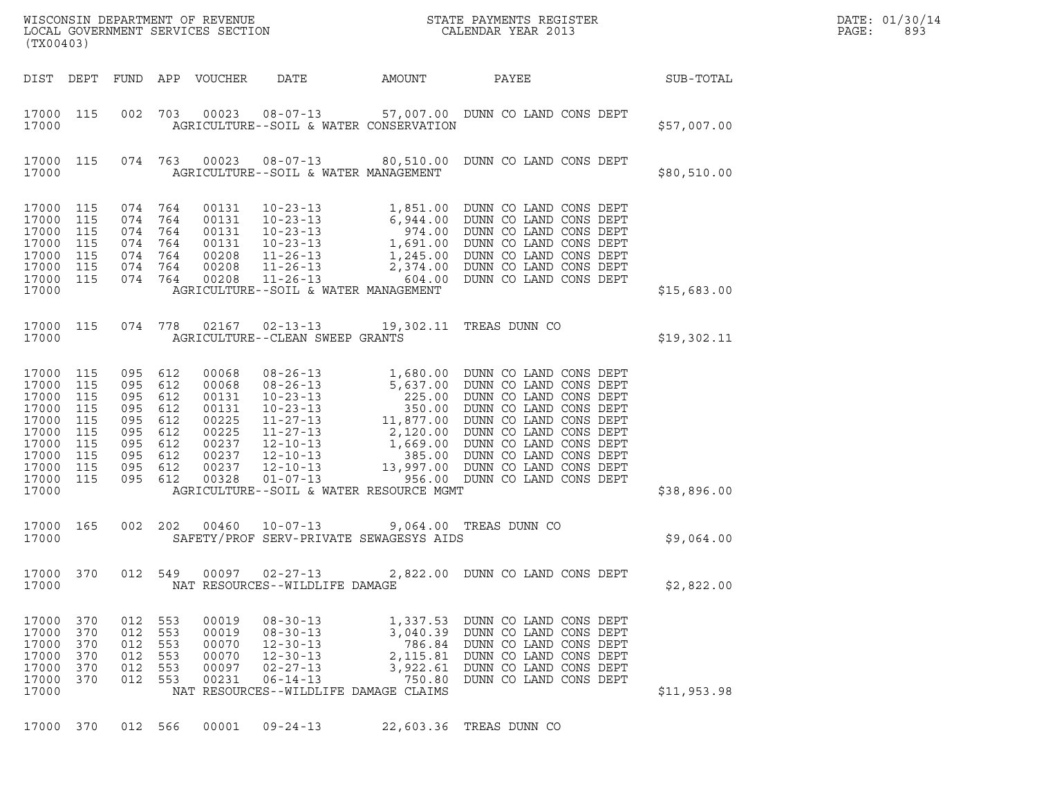WISCONSIN DEPARTMENT OF REVENUE
LOCAL GOVERNMENT SERVICES SECTION
(TX00403)

STATE PAYMENTS REGISTER
CALENDAR YEAR 2013

DATE: 01/30/14

| DIST | DEPT | FUND | APP | VOUCHER | DATE | AMOUNT | PAYEE | SUB-TOTAL |
|---|---|---|---|---|---|---|---|---|
| 17000 | 115 | 002 | 703 | 00023 | 08-07-13 | 57,007.00 | DUNN CO LAND CONS DEPT | |
| 17000 | | | | | AGRICULTURE--SOIL & WATER CONSERVATION | | | $57,007.00 |
| 17000 | 115 | 074 | 763 | 00023 | 08-07-13 | 80,510.00 | DUNN CO LAND CONS DEPT | |
| 17000 | | | | | AGRICULTURE--SOIL & WATER MANAGEMENT | | | $80,510.00 |
| 17000 | 115 | 074 | 764 | 00131 | 10-23-13 | 1,851.00 | DUNN CO LAND CONS DEPT | |
| 17000 | 115 | 074 | 764 | 00131 | 10-23-13 | 6,944.00 | DUNN CO LAND CONS DEPT | |
| 17000 | 115 | 074 | 764 | 00131 | 10-23-13 | 974.00 | DUNN CO LAND CONS DEPT | |
| 17000 | 115 | 074 | 764 | 00131 | 10-23-13 | 1,691.00 | DUNN CO LAND CONS DEPT | |
| 17000 | 115 | 074 | 764 | 00208 | 11-26-13 | 1,245.00 | DUNN CO LAND CONS DEPT | |
| 17000 | 115 | 074 | 764 | 00208 | 11-26-13 | 2,374.00 | DUNN CO LAND CONS DEPT | |
| 17000 | 115 | 074 | 764 | 00208 | 11-26-13 | 604.00 | DUNN CO LAND CONS DEPT | |
| 17000 | | | | | AGRICULTURE--SOIL & WATER MANAGEMENT | | | $15,683.00 |
| 17000 | 115 | 074 | 778 | 02167 | 02-13-13 | 19,302.11 | TREAS DUNN CO | |
| 17000 | | | | | AGRICULTURE--CLEAN SWEEP GRANTS | | | $19,302.11 |
| 17000 | 115 | 095 | 612 | 00068 | 08-26-13 | 1,680.00 | DUNN CO LAND CONS DEPT | |
| 17000 | 115 | 095 | 612 | 00068 | 08-26-13 | 5,637.00 | DUNN CO LAND CONS DEPT | |
| 17000 | 115 | 095 | 612 | 00131 | 10-23-13 | 225.00 | DUNN CO LAND CONS DEPT | |
| 17000 | 115 | 095 | 612 | 00131 | 10-23-13 | 350.00 | DUNN CO LAND CONS DEPT | |
| 17000 | 115 | 095 | 612 | 00225 | 11-27-13 | 11,877.00 | DUNN CO LAND CONS DEPT | |
| 17000 | 115 | 095 | 612 | 00225 | 11-27-13 | 2,120.00 | DUNN CO LAND CONS DEPT | |
| 17000 | 115 | 095 | 612 | 00237 | 12-10-13 | 1,669.00 | DUNN CO LAND CONS DEPT | |
| 17000 | 115 | 095 | 612 | 00237 | 12-10-13 | 385.00 | DUNN CO LAND CONS DEPT | |
| 17000 | 115 | 095 | 612 | 00237 | 12-10-13 | 13,997.00 | DUNN CO LAND CONS DEPT | |
| 17000 | 115 | 095 | 612 | 00328 | 01-07-13 | 956.00 | DUNN CO LAND CONS DEPT | |
| 17000 | | | | | AGRICULTURE--SOIL & WATER RESOURCE MGMT | | | $38,896.00 |
| 17000 | 165 | 002 | 202 | 00460 | 10-07-13 | 9,064.00 | TREAS DUNN CO | |
| 17000 | | | | | SAFETY/PROF SERV-PRIVATE SEWAGESYS AIDS | | | $9,064.00 |
| 17000 | 370 | 012 | 549 | 00097 | 02-27-13 | 2,822.00 | DUNN CO LAND CONS DEPT | |
| 17000 | | | | | NAT RESOURCES--WILDLIFE DAMAGE | | | $2,822.00 |
| 17000 | 370 | 012 | 553 | 00019 | 08-30-13 | 1,337.53 | DUNN CO LAND CONS DEPT | |
| 17000 | 370 | 012 | 553 | 00019 | 08-30-13 | 3,040.39 | DUNN CO LAND CONS DEPT | |
| 17000 | 370 | 012 | 553 | 00070 | 12-30-13 | 786.84 | DUNN CO LAND CONS DEPT | |
| 17000 | 370 | 012 | 553 | 00070 | 12-30-13 | 2,115.81 | DUNN CO LAND CONS DEPT | |
| 17000 | 370 | 012 | 553 | 00097 | 02-27-13 | 3,922.61 | DUNN CO LAND CONS DEPT | |
| 17000 | 370 | 012 | 553 | 00231 | 06-14-13 | 750.80 | DUNN CO LAND CONS DEPT | |
| 17000 | | | | | NAT RESOURCES--WILDLIFE DAMAGE CLAIMS | | | $11,953.98 |
| 17000 | 370 | 012 | 566 | 00001 | 09-24-13 | 22,603.36 | TREAS DUNN CO | |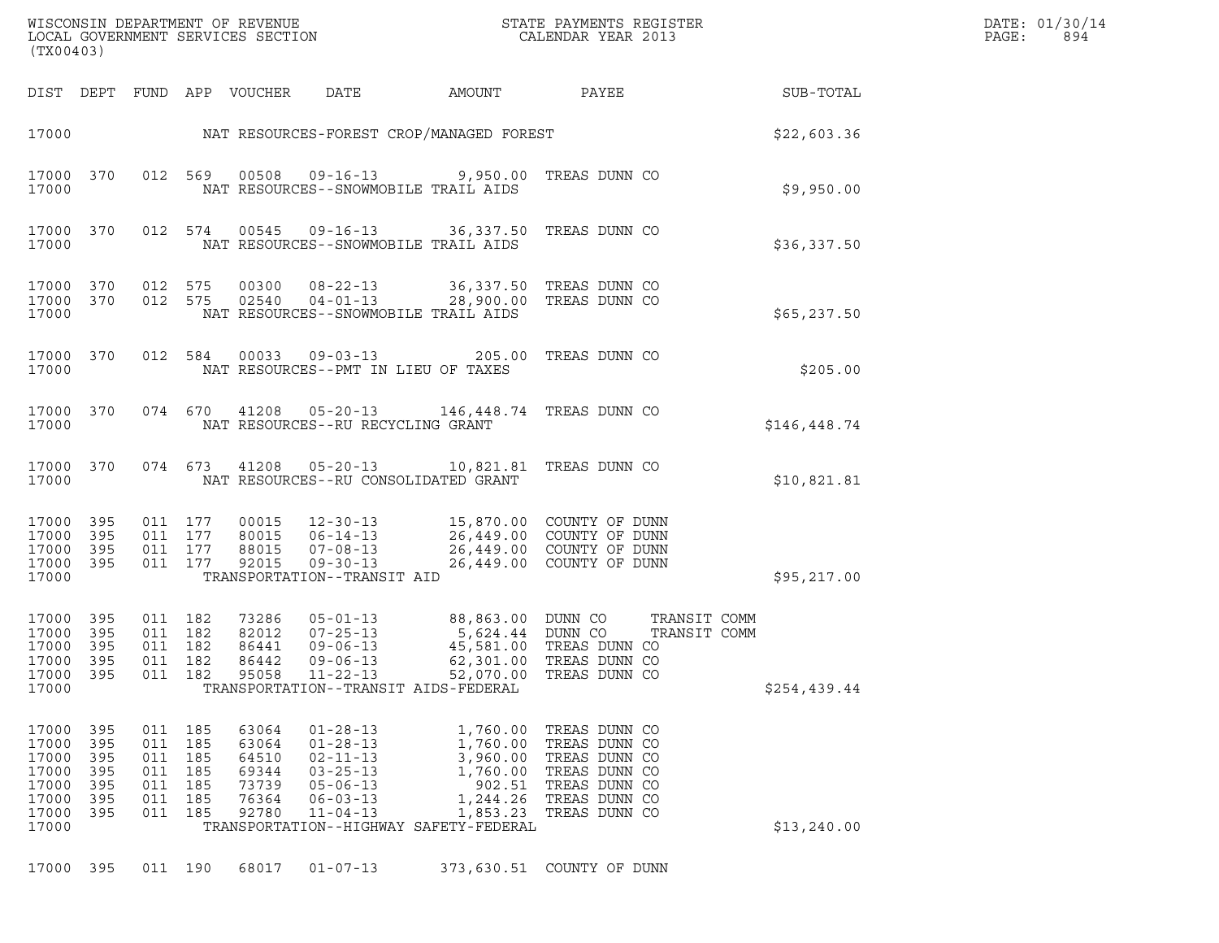WISCONSIN DEPARTMENT OF REVENUE
LOCAL GOVERNMENT SERVICES SECTION
(TX00403)

STATE PAYMENTS REGISTER
CALENDAR YEAR 2013

DATE: 01/30/14
PAGE: 894

| DIST | DEPT | FUND | APP | VOUCHER | DATE | AMOUNT | PAYEE | SUB-TOTAL |
|---|---|---|---|---|---|---|---|---|
| 17000 | | | | | NAT RESOURCES-FOREST CROP/MANAGED FOREST | | | $22,603.36 |
| 17000 | 370 | 012 | 569 | 00508 | 09-16-13 | 9,950.00 | TREAS DUNN CO | |
| 17000 | | | | | NAT RESOURCES--SNOWMOBILE TRAIL AIDS | | | $9,950.00 |
| 17000 | 370 | 012 | 574 | 00545 | 09-16-13 | 36,337.50 | TREAS DUNN CO | |
| 17000 | | | | | NAT RESOURCES--SNOWMOBILE TRAIL AIDS | | | $36,337.50 |
| 17000 | 370 | 012 | 575 | 00300 | 08-22-13 | 36,337.50 | TREAS DUNN CO | |
| 17000 | 370 | 012 | 575 | 02540 | 04-01-13 | 28,900.00 | TREAS DUNN CO | |
| 17000 | | | | | NAT RESOURCES--SNOWMOBILE TRAIL AIDS | | | $65,237.50 |
| 17000 | 370 | 012 | 584 | 00033 | 09-03-13 | 205.00 | TREAS DUNN CO | |
| 17000 | | | | | NAT RESOURCES--PMT IN LIEU OF TAXES | | | $205.00 |
| 17000 | 370 | 074 | 670 | 41208 | 05-20-13 | 146,448.74 | TREAS DUNN CO | |
| 17000 | | | | | NAT RESOURCES--RU RECYCLING GRANT | | | $146,448.74 |
| 17000 | 370 | 074 | 673 | 41208 | 05-20-13 | 10,821.81 | TREAS DUNN CO | |
| 17000 | | | | | NAT RESOURCES--RU CONSOLIDATED GRANT | | | $10,821.81 |
| 17000 | 395 | 011 | 177 | 00015 | 12-30-13 | 15,870.00 | COUNTY OF DUNN | |
| 17000 | 395 | 011 | 177 | 80015 | 06-14-13 | 26,449.00 | COUNTY OF DUNN | |
| 17000 | 395 | 011 | 177 | 88015 | 07-08-13 | 26,449.00 | COUNTY OF DUNN | |
| 17000 | 395 | 011 | 177 | 92015 | 09-30-13 | 26,449.00 | COUNTY OF DUNN | |
| 17000 | | | | | TRANSPORTATION--TRANSIT AID | | | $95,217.00 |
| 17000 | 395 | 011 | 182 | 73286 | 05-01-13 | 88,863.00 | DUNN CO TRANSIT COMM | |
| 17000 | 395 | 011 | 182 | 82012 | 07-25-13 | 5,624.44 | DUNN CO TRANSIT COMM | |
| 17000 | 395 | 011 | 182 | 86441 | 09-06-13 | 45,581.00 | TREAS DUNN CO | |
| 17000 | 395 | 011 | 182 | 86442 | 09-06-13 | 62,301.00 | TREAS DUNN CO | |
| 17000 | 395 | 011 | 182 | 95058 | 11-22-13 | 52,070.00 | TREAS DUNN CO | |
| 17000 | | | | | TRANSPORTATION--TRANSIT AIDS-FEDERAL | | | $254,439.44 |
| 17000 | 395 | 011 | 185 | 63064 | 01-28-13 | 1,760.00 | TREAS DUNN CO | |
| 17000 | 395 | 011 | 185 | 63064 | 01-28-13 | 1,760.00 | TREAS DUNN CO | |
| 17000 | 395 | 011 | 185 | 64510 | 02-11-13 | 3,960.00 | TREAS DUNN CO | |
| 17000 | 395 | 011 | 185 | 69344 | 03-25-13 | 1,760.00 | TREAS DUNN CO | |
| 17000 | 395 | 011 | 185 | 73739 | 05-06-13 | 902.51 | TREAS DUNN CO | |
| 17000 | 395 | 011 | 185 | 76364 | 06-03-13 | 1,244.26 | TREAS DUNN CO | |
| 17000 | 395 | 011 | 185 | 92780 | 11-04-13 | 1,853.23 | TREAS DUNN CO | |
| 17000 | | | | | TRANSPORTATION--HIGHWAY SAFETY-FEDERAL | | | $13,240.00 |
| 17000 | 395 | 011 | 190 | 68017 | 01-07-13 | 373,630.51 | COUNTY OF DUNN | |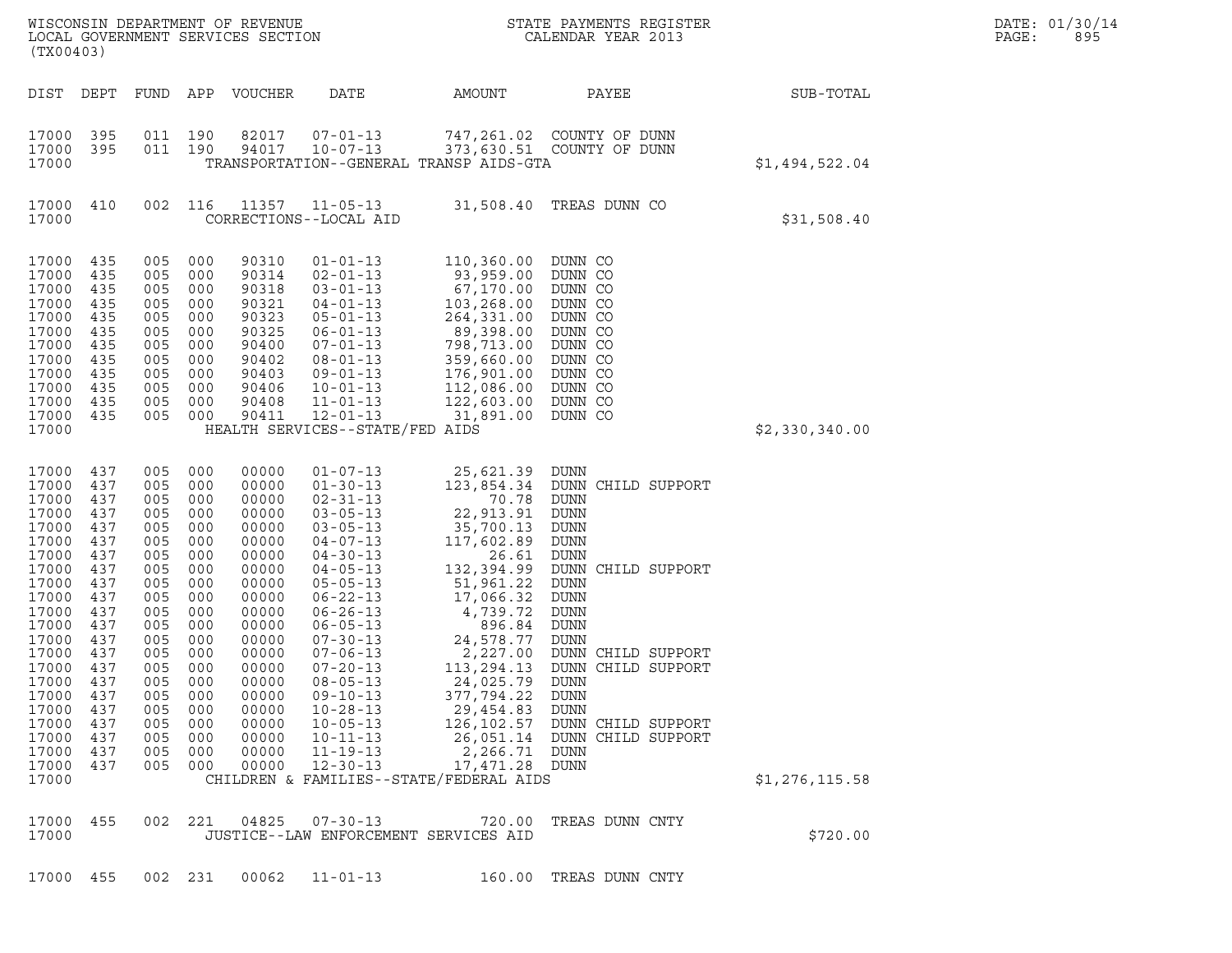| DIST | DEPT | FUND | APP | VOUCHER | DATE | AMOUNT | PAYEE | SUB-TOTAL |
|---|---|---|---|---|---|---|---|---|
| 17000 | 395 | 011 | 190 | 82017 | 07-01-13 | 747,261.02 | COUNTY OF DUNN | |
| 17000 | 395 | 011 | 190 | 94017 | 10-07-13 | 373,630.51 | COUNTY OF DUNN | |
| 17000 | | | | | TRANSPORTATION--GENERAL TRANSP AIDS-GTA | | | $1,494,522.04 |
| 17000 | 410 | 002 | 116 | 11357 | 11-05-13 | 31,508.40 | TREAS DUNN CO | |
| 17000 | | | | | CORRECTIONS--LOCAL AID | | | $31,508.40 |
| 17000 | 435 | 005 | 000 | 90310 | 01-01-13 | 110,360.00 | DUNN CO | |
| 17000 | 435 | 005 | 000 | 90314 | 02-01-13 | 93,959.00 | DUNN CO | |
| 17000 | 435 | 005 | 000 | 90318 | 03-01-13 | 67,170.00 | DUNN CO | |
| 17000 | 435 | 005 | 000 | 90321 | 04-01-13 | 103,268.00 | DUNN CO | |
| 17000 | 435 | 005 | 000 | 90323 | 05-01-13 | 264,331.00 | DUNN CO | |
| 17000 | 435 | 005 | 000 | 90325 | 06-01-13 | 89,398.00 | DUNN CO | |
| 17000 | 435 | 005 | 000 | 90400 | 07-01-13 | 798,713.00 | DUNN CO | |
| 17000 | 435 | 005 | 000 | 90402 | 08-01-13 | 359,660.00 | DUNN CO | |
| 17000 | 435 | 005 | 000 | 90403 | 09-01-13 | 176,901.00 | DUNN CO | |
| 17000 | 435 | 005 | 000 | 90406 | 10-01-13 | 112,086.00 | DUNN CO | |
| 17000 | 435 | 005 | 000 | 90408 | 11-01-13 | 122,603.00 | DUNN CO | |
| 17000 | 435 | 005 | 000 | 90411 | 12-01-13 | 31,891.00 | DUNN CO | |
| 17000 | | | | | HEALTH SERVICES--STATE/FED AIDS | | | $2,330,340.00 |
| 17000 | 437 | 005 | 000 | 00000 | 01-07-13 | 25,621.39 | DUNN | |
| 17000 | 437 | 005 | 000 | 00000 | 01-30-13 | 123,854.34 | DUNN CHILD SUPPORT | |
| 17000 | 437 | 005 | 000 | 00000 | 02-31-13 | 70.78 | DUNN | |
| 17000 | 437 | 005 | 000 | 00000 | 03-05-13 | 22,913.91 | DUNN | |
| 17000 | 437 | 005 | 000 | 00000 | 03-05-13 | 35,700.13 | DUNN | |
| 17000 | 437 | 005 | 000 | 00000 | 04-07-13 | 117,602.89 | DUNN | |
| 17000 | 437 | 005 | 000 | 00000 | 04-30-13 | 26.61 | DUNN | |
| 17000 | 437 | 005 | 000 | 00000 | 04-05-13 | 132,394.99 | DUNN CHILD SUPPORT | |
| 17000 | 437 | 005 | 000 | 00000 | 05-05-13 | 51,961.22 | DUNN | |
| 17000 | 437 | 005 | 000 | 00000 | 06-22-13 | 17,066.32 | DUNN | |
| 17000 | 437 | 005 | 000 | 00000 | 06-26-13 | 4,739.72 | DUNN | |
| 17000 | 437 | 005 | 000 | 00000 | 06-05-13 | 896.84 | DUNN | |
| 17000 | 437 | 005 | 000 | 00000 | 07-30-13 | 24,578.77 | DUNN | |
| 17000 | 437 | 005 | 000 | 00000 | 07-06-13 | 2,227.00 | DUNN CHILD SUPPORT | |
| 17000 | 437 | 005 | 000 | 00000 | 07-20-13 | 113,294.13 | DUNN CHILD SUPPORT | |
| 17000 | 437 | 005 | 000 | 00000 | 08-05-13 | 24,025.79 | DUNN | |
| 17000 | 437 | 005 | 000 | 00000 | 09-10-13 | 377,794.22 | DUNN | |
| 17000 | 437 | 005 | 000 | 00000 | 10-28-13 | 29,454.83 | DUNN | |
| 17000 | 437 | 005 | 000 | 00000 | 10-05-13 | 126,102.57 | DUNN CHILD SUPPORT | |
| 17000 | 437 | 005 | 000 | 00000 | 10-11-13 | 26,051.14 | DUNN CHILD SUPPORT | |
| 17000 | 437 | 005 | 000 | 00000 | 11-19-13 | 2,266.71 | DUNN | |
| 17000 | 437 | 005 | 000 | 00000 | 12-30-13 | 17,471.28 | DUNN | |
| 17000 | | | | | CHILDREN & FAMILIES--STATE/FEDERAL AIDS | | | $1,276,115.58 |
| 17000 | 455 | 002 | 221 | 04825 | 07-30-13 | 720.00 | TREAS DUNN CNTY | |
| 17000 | | | | | JUSTICE--LAW ENFORCEMENT SERVICES AID | | | $720.00 |
| 17000 | 455 | 002 | 231 | 00062 | 11-01-13 | 160.00 | TREAS DUNN CNTY | |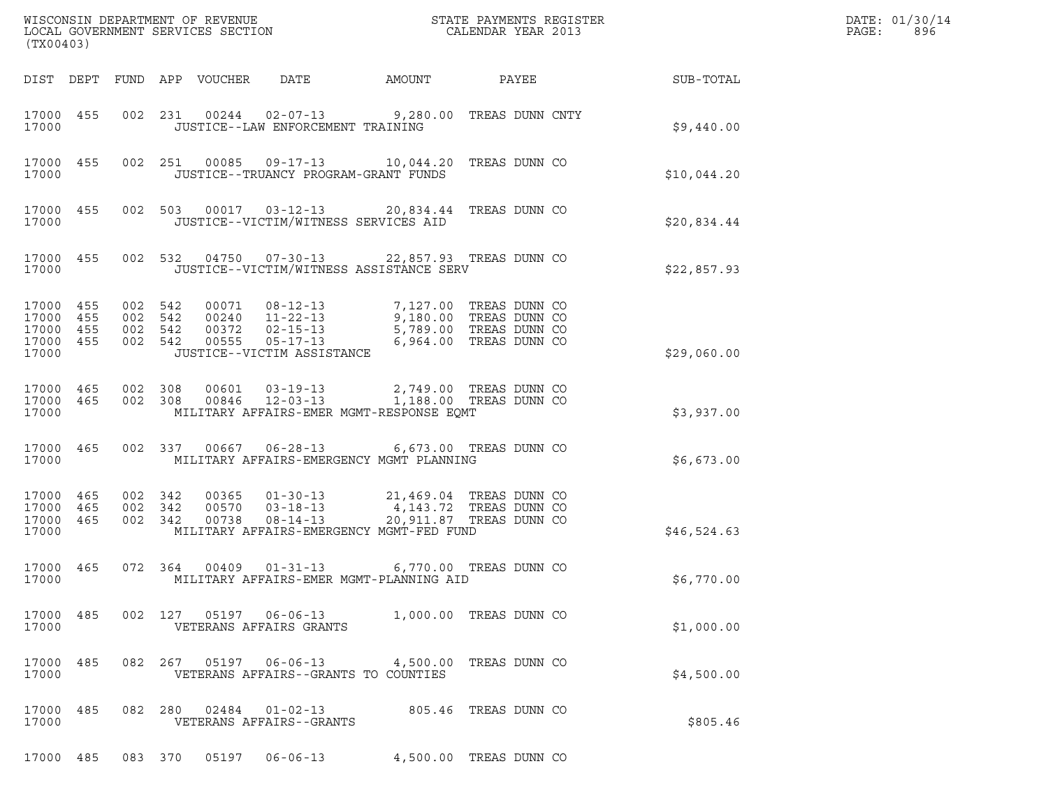WISCONSIN DEPARTMENT OF REVENUE
LOCAL GOVERNMENT SERVICES SECTION
(TX00403)

STATE PAYMENTS REGISTER
CALENDAR YEAR 2013

DATE: 01/30/14
PAGE: 896

| DIST | DEPT | FUND | APP | VOUCHER | DATE | AMOUNT | PAYEE | SUB-TOTAL |
|---|---|---|---|---|---|---|---|---|
| 17000 | 455 | 002 | 231 | 00244 | 02-07-13 | 9,280.00 | TREAS DUNN CNTY | |
| 17000 | | | | JUSTICE--LAW ENFORCEMENT TRAINING | | | | $9,440.00 |
| 17000 | 455 | 002 | 251 | 00085 | 09-17-13 | 10,044.20 | TREAS DUNN CO | |
| 17000 | | | | JUSTICE--TRUANCY PROGRAM-GRANT FUNDS | | | | $10,044.20 |
| 17000 | 455 | 002 | 503 | 00017 | 03-12-13 | 20,834.44 | TREAS DUNN CO | |
| 17000 | | | | JUSTICE--VICTIM/WITNESS SERVICES AID | | | | $20,834.44 |
| 17000 | 455 | 002 | 532 | 04750 | 07-30-13 | 22,857.93 | TREAS DUNN CO | |
| 17000 | | | | JUSTICE--VICTIM/WITNESS ASSISTANCE SERV | | | | $22,857.93 |
| 17000 | 455 | 002 | 542 | 00071 | 08-12-13 | 7,127.00 | TREAS DUNN CO | |
| 17000 | 455 | 002 | 542 | 00240 | 11-22-13 | 9,180.00 | TREAS DUNN CO | |
| 17000 | 455 | 002 | 542 | 00372 | 02-15-13 | 5,789.00 | TREAS DUNN CO | |
| 17000 | 455 | 002 | 542 | 00555 | 05-17-13 | 6,964.00 | TREAS DUNN CO | |
| 17000 | | | | JUSTICE--VICTIM ASSISTANCE | | | | $29,060.00 |
| 17000 | 465 | 002 | 308 | 00601 | 03-19-13 | 2,749.00 | TREAS DUNN CO | |
| 17000 | 465 | 002 | 308 | 00846 | 12-03-13 | 1,188.00 | TREAS DUNN CO | |
| 17000 | | | | MILITARY AFFAIRS-EMER MGMT-RESPONSE EQMT | | | | $3,937.00 |
| 17000 | 465 | 002 | 337 | 00667 | 06-28-13 | 6,673.00 | TREAS DUNN CO | |
| 17000 | | | | MILITARY AFFAIRS-EMERGENCY MGMT PLANNING | | | | $6,673.00 |
| 17000 | 465 | 002 | 342 | 00365 | 01-30-13 | 21,469.04 | TREAS DUNN CO | |
| 17000 | 465 | 002 | 342 | 00570 | 03-18-13 | 4,143.72 | TREAS DUNN CO | |
| 17000 | 465 | 002 | 342 | 00738 | 08-14-13 | 20,911.87 | TREAS DUNN CO | |
| 17000 | | | | MILITARY AFFAIRS-EMERGENCY MGMT-FED FUND | | | | $46,524.63 |
| 17000 | 465 | 072 | 364 | 00409 | 01-31-13 | 6,770.00 | TREAS DUNN CO | |
| 17000 | | | | MILITARY AFFAIRS-EMER MGMT-PLANNING AID | | | | $6,770.00 |
| 17000 | 485 | 002 | 127 | 05197 | 06-06-13 | 1,000.00 | TREAS DUNN CO | |
| 17000 | | | | VETERANS AFFAIRS GRANTS | | | | $1,000.00 |
| 17000 | 485 | 082 | 267 | 05197 | 06-06-13 | 4,500.00 | TREAS DUNN CO | |
| 17000 | | | | VETERANS AFFAIRS--GRANTS TO COUNTIES | | | | $4,500.00 |
| 17000 | 485 | 082 | 280 | 02484 | 01-02-13 | 805.46 | TREAS DUNN CO | |
| 17000 | | | | VETERANS AFFAIRS--GRANTS | | | | $805.46 |
| 17000 | 485 | 083 | 370 | 05197 | 06-06-13 | 4,500.00 | TREAS DUNN CO | |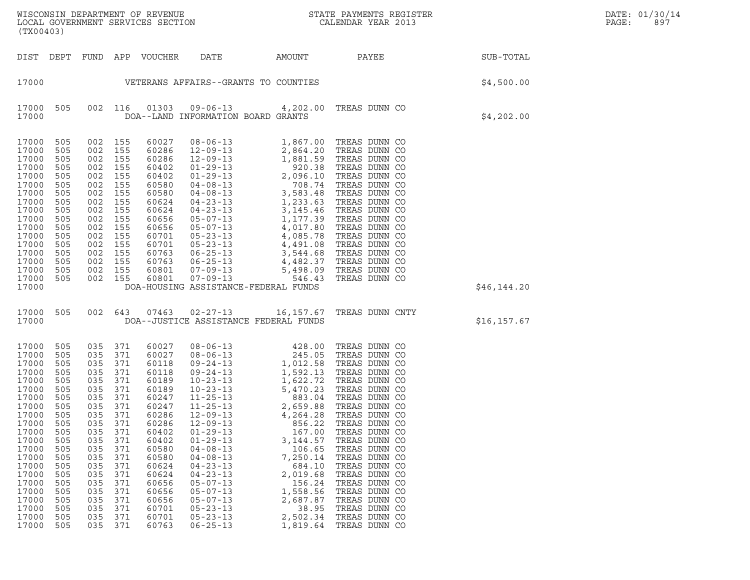WISCONSIN DEPARTMENT OF REVENUE
LOCAL GOVERNMENT SERVICES SECTION
(TX00403)

STATE PAYMENTS REGISTER
CALENDAR YEAR 2013

DATE: 01/30/14

| DIST | DEPT | FUND | APP | VOUCHER | DATE | AMOUNT | PAYEE | SUB-TOTAL |
|---|---|---|---|---|---|---|---|---|
| 17000 | | | | | VETERANS AFFAIRS--GRANTS TO COUNTIES | | | $4,500.00 |
| 17000 | 505 | 002 | 116 | 01303 | 09-06-13 | 4,202.00 | TREAS DUNN CO | |
| 17000 | | | | | DOA--LAND INFORMATION BOARD GRANTS | | | $4,202.00 |
| 17000 | 505 | 002 | 155 | 60027 | 08-06-13 | 1,867.00 | TREAS DUNN CO | |
| 17000 | 505 | 002 | 155 | 60286 | 12-09-13 | 2,864.20 | TREAS DUNN CO | |
| 17000 | 505 | 002 | 155 | 60286 | 12-09-13 | 1,881.59 | TREAS DUNN CO | |
| 17000 | 505 | 002 | 155 | 60402 | 01-29-13 | 920.38 | TREAS DUNN CO | |
| 17000 | 505 | 002 | 155 | 60402 | 01-29-13 | 2,096.10 | TREAS DUNN CO | |
| 17000 | 505 | 002 | 155 | 60580 | 04-08-13 | 708.74 | TREAS DUNN CO | |
| 17000 | 505 | 002 | 155 | 60580 | 04-08-13 | 3,583.48 | TREAS DUNN CO | |
| 17000 | 505 | 002 | 155 | 60624 | 04-23-13 | 1,233.63 | TREAS DUNN CO | |
| 17000 | 505 | 002 | 155 | 60624 | 04-23-13 | 3,145.46 | TREAS DUNN CO | |
| 17000 | 505 | 002 | 155 | 60656 | 05-07-13 | 1,177.39 | TREAS DUNN CO | |
| 17000 | 505 | 002 | 155 | 60656 | 05-07-13 | 4,017.80 | TREAS DUNN CO | |
| 17000 | 505 | 002 | 155 | 60701 | 05-23-13 | 4,085.78 | TREAS DUNN CO | |
| 17000 | 505 | 002 | 155 | 60701 | 05-23-13 | 4,491.08 | TREAS DUNN CO | |
| 17000 | 505 | 002 | 155 | 60763 | 06-25-13 | 3,544.68 | TREAS DUNN CO | |
| 17000 | 505 | 002 | 155 | 60763 | 06-25-13 | 4,482.37 | TREAS DUNN CO | |
| 17000 | 505 | 002 | 155 | 60801 | 07-09-13 | 5,498.09 | TREAS DUNN CO | |
| 17000 | 505 | 002 | 155 | 60801 | 07-09-13 | 546.43 | TREAS DUNN CO | |
| 17000 | | | | | DOA-HOUSING ASSISTANCE-FEDERAL FUNDS | | | $46,144.20 |
| 17000 | 505 | 002 | 643 | 07463 | 02-27-13 | 16,157.67 | TREAS DUNN CNTY | |
| 17000 | | | | | DOA--JUSTICE ASSISTANCE FEDERAL FUNDS | | | $16,157.67 |
| 17000 | 505 | 035 | 371 | 60027 | 08-06-13 | 428.00 | TREAS DUNN CO | |
| 17000 | 505 | 035 | 371 | 60027 | 08-06-13 | 245.05 | TREAS DUNN CO | |
| 17000 | 505 | 035 | 371 | 60118 | 09-24-13 | 1,012.58 | TREAS DUNN CO | |
| 17000 | 505 | 035 | 371 | 60118 | 09-24-13 | 1,592.13 | TREAS DUNN CO | |
| 17000 | 505 | 035 | 371 | 60189 | 10-23-13 | 1,622.72 | TREAS DUNN CO | |
| 17000 | 505 | 035 | 371 | 60189 | 10-23-13 | 5,470.23 | TREAS DUNN CO | |
| 17000 | 505 | 035 | 371 | 60247 | 11-25-13 | 883.04 | TREAS DUNN CO | |
| 17000 | 505 | 035 | 371 | 60247 | 11-25-13 | 2,659.88 | TREAS DUNN CO | |
| 17000 | 505 | 035 | 371 | 60286 | 12-09-13 | 4,264.28 | TREAS DUNN CO | |
| 17000 | 505 | 035 | 371 | 60286 | 12-09-13 | 856.22 | TREAS DUNN CO | |
| 17000 | 505 | 035 | 371 | 60402 | 01-29-13 | 167.00 | TREAS DUNN CO | |
| 17000 | 505 | 035 | 371 | 60402 | 01-29-13 | 3,144.57 | TREAS DUNN CO | |
| 17000 | 505 | 035 | 371 | 60580 | 04-08-13 | 106.65 | TREAS DUNN CO | |
| 17000 | 505 | 035 | 371 | 60580 | 04-08-13 | 7,250.14 | TREAS DUNN CO | |
| 17000 | 505 | 035 | 371 | 60624 | 04-23-13 | 684.10 | TREAS DUNN CO | |
| 17000 | 505 | 035 | 371 | 60624 | 04-23-13 | 2,019.68 | TREAS DUNN CO | |
| 17000 | 505 | 035 | 371 | 60656 | 05-07-13 | 156.24 | TREAS DUNN CO | |
| 17000 | 505 | 035 | 371 | 60656 | 05-07-13 | 1,558.56 | TREAS DUNN CO | |
| 17000 | 505 | 035 | 371 | 60656 | 05-07-13 | 2,687.87 | TREAS DUNN CO | |
| 17000 | 505 | 035 | 371 | 60701 | 05-23-13 | 38.95 | TREAS DUNN CO | |
| 17000 | 505 | 035 | 371 | 60701 | 05-23-13 | 2,502.34 | TREAS DUNN CO | |
| 17000 | 505 | 035 | 371 | 60763 | 06-25-13 | 1,819.64 | TREAS DUNN CO | |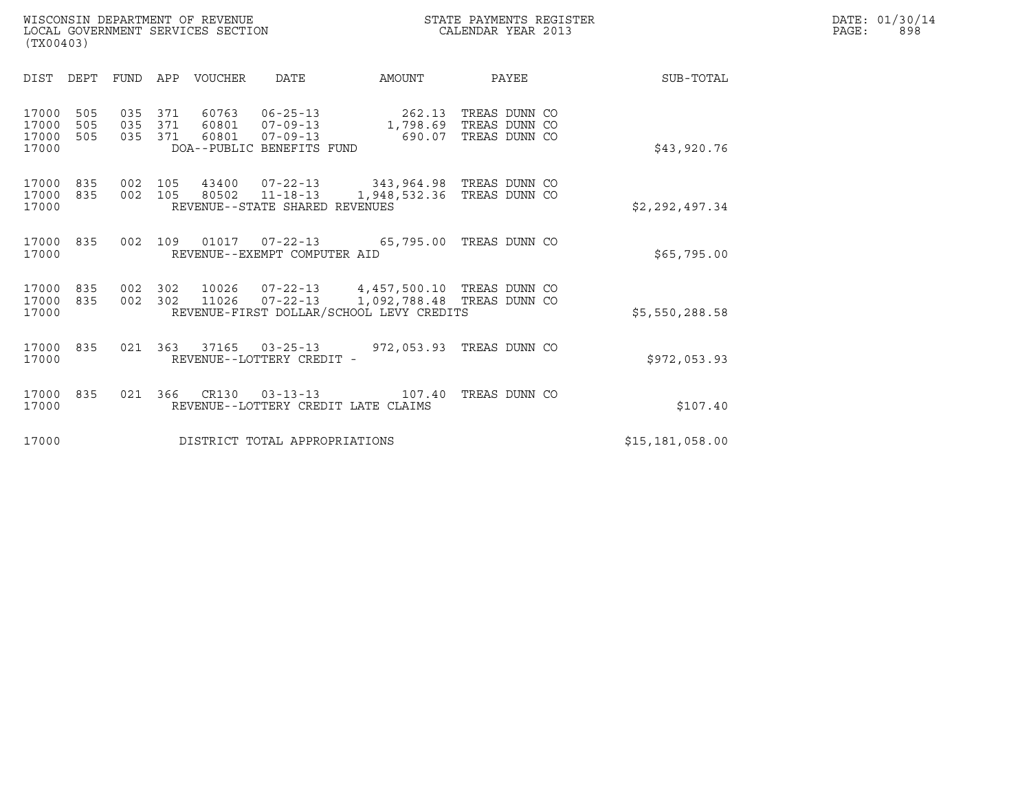WISCONSIN DEPARTMENT OF REVENUE
LOCAL GOVERNMENT SERVICES SECTION
(TX00403)

STATE PAYMENTS REGISTER
CALENDAR YEAR 2013

DATE: 01/30/14

| DIST | DEPT | FUND | APP | VOUCHER | DATE | AMOUNT | PAYEE | SUB-TOTAL |
|---|---|---|---|---|---|---|---|---|
| 17000 | 505 | 035 | 371 | 60763 | 06-25-13 | 262.13 | TREAS DUNN CO | |
| 17000 | 505 | 035 | 371 | 60801 | 07-09-13 | 1,798.69 | TREAS DUNN CO | |
| 17000 | 505 | 035 | 371 | 60801 | 07-09-13 | 690.07 | TREAS DUNN CO | |
| 17000 | | | | DOA--PUBLIC BENEFITS FUND | | | | $43,920.76 |
| 17000 | 835 | 002 | 105 | 43400 | 07-22-13 | 343,964.98 | TREAS DUNN CO | |
| 17000 | 835 | 002 | 105 | 80502 | 11-18-13 | 1,948,532.36 | TREAS DUNN CO | |
| 17000 | | | | REVENUE--STATE SHARED REVENUES | | | | $2,292,497.34 |
| 17000 | 835 | 002 | 109 | 01017 | 07-22-13 | 65,795.00 | TREAS DUNN CO | |
| 17000 | | | | REVENUE--EXEMPT COMPUTER AID | | | | $65,795.00 |
| 17000 | 835 | 002 | 302 | 10026 | 07-22-13 | 4,457,500.10 | TREAS DUNN CO | |
| 17000 | 835 | 002 | 302 | 11026 | 07-22-13 | 1,092,788.48 | TREAS DUNN CO | |
| 17000 | | | | REVENUE-FIRST DOLLAR/SCHOOL LEVY CREDITS | | | | $5,550,288.58 |
| 17000 | 835 | 021 | 363 | 37165 | 03-25-13 | 972,053.93 | TREAS DUNN CO | |
| 17000 | | | | REVENUE--LOTTERY CREDIT - | | | | $972,053.93 |
| 17000 | 835 | 021 | 366 | CR130 | 03-13-13 | 107.40 | TREAS DUNN CO | |
| 17000 | | | | REVENUE--LOTTERY CREDIT LATE CLAIMS | | | | $107.40 |
| 17000 | | | | DISTRICT TOTAL APPROPRIATIONS | | | | $15,181,058.00 |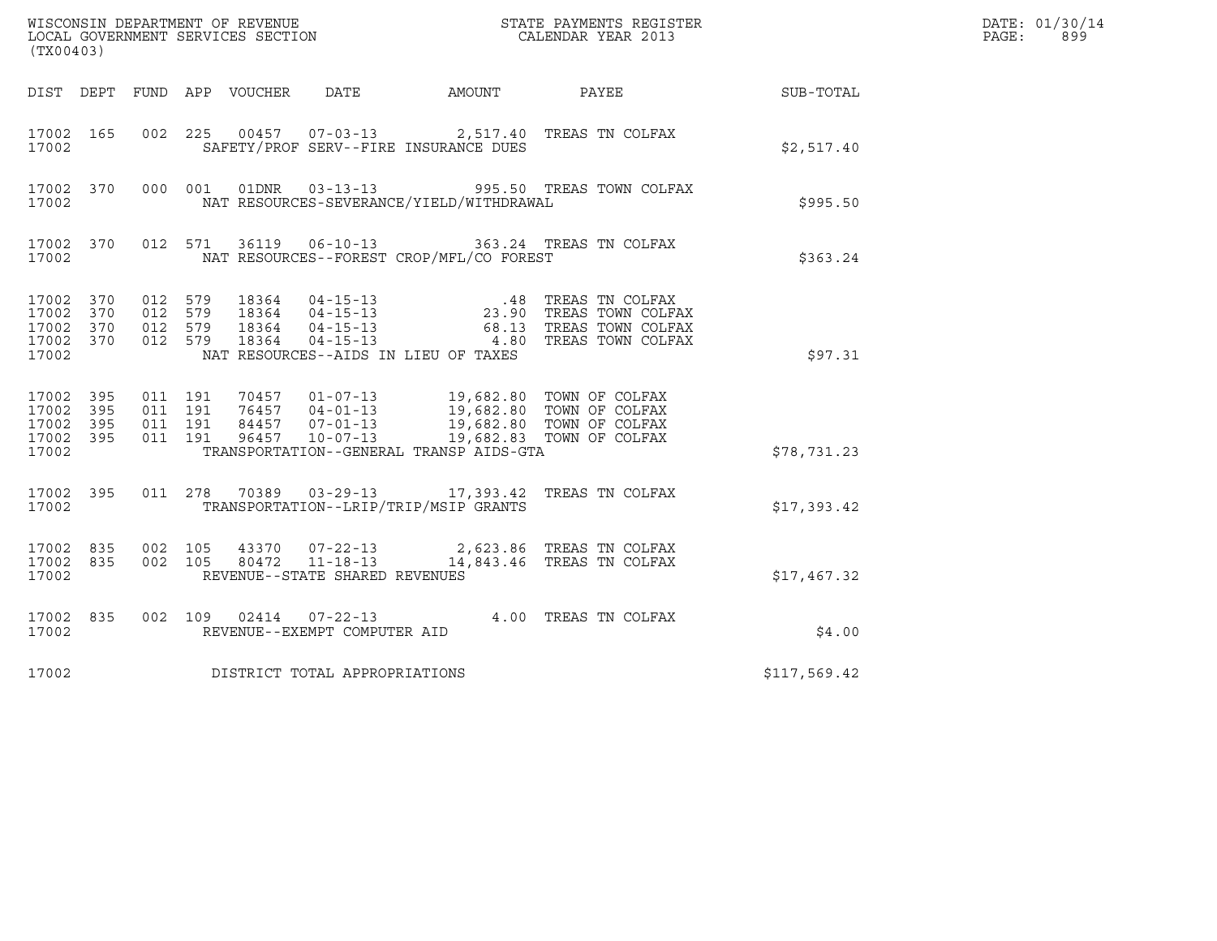WISCONSIN DEPARTMENT OF REVENUE
LOCAL GOVERNMENT SERVICES SECTION
(TX00403)

STATE PAYMENTS REGISTER
CALENDAR YEAR 2013

DATE: 01/30/14
PAGE: 899

| DIST | DEPT | FUND | APP | VOUCHER | DATE | AMOUNT | PAYEE | SUB-TOTAL |
|---|---|---|---|---|---|---|---|---|
| 17002 | 165 | 002 | 225 | 00457 | 07-03-13 | 2,517.40 | TREAS TN COLFAX | |
| 17002 | | | | SAFETY/PROF SERV--FIRE INSURANCE DUES | | | | $2,517.40 |
| 17002 | 370 | 000 | 001 | 01DNR | 03-13-13 | 995.50 | TREAS TOWN COLFAX | |
| 17002 | | | | NAT RESOURCES-SEVERANCE/YIELD/WITHDRAWAL | | | | $995.50 |
| 17002 | 370 | 012 | 571 | 36119 | 06-10-13 | 363.24 | TREAS TN COLFAX | |
| 17002 | | | | NAT RESOURCES--FOREST CROP/MFL/CO FOREST | | | | $363.24 |
| 17002 | 370 | 012 | 579 | 18364 | 04-15-13 | .48 | TREAS TN COLFAX | |
| 17002 | 370 | 012 | 579 | 18364 | 04-15-13 | 23.90 | TREAS TOWN COLFAX | |
| 17002 | 370 | 012 | 579 | 18364 | 04-15-13 | 68.13 | TREAS TOWN COLFAX | |
| 17002 | 370 | 012 | 579 | 18364 | 04-15-13 | 4.80 | TREAS TOWN COLFAX | |
| 17002 | | | | NAT RESOURCES--AIDS IN LIEU OF TAXES | | | | $97.31 |
| 17002 | 395 | 011 | 191 | 70457 | 01-07-13 | 19,682.80 | TOWN OF COLFAX | |
| 17002 | 395 | 011 | 191 | 76457 | 04-01-13 | 19,682.80 | TOWN OF COLFAX | |
| 17002 | 395 | 011 | 191 | 84457 | 07-01-13 | 19,682.80 | TOWN OF COLFAX | |
| 17002 | 395 | 011 | 191 | 96457 | 10-07-13 | 19,682.83 | TOWN OF COLFAX | |
| 17002 | | | | TRANSPORTATION--GENERAL TRANSP AIDS-GTA | | | | $78,731.23 |
| 17002 | 395 | 011 | 278 | 70389 | 03-29-13 | 17,393.42 | TREAS TN COLFAX | |
| 17002 | | | | TRANSPORTATION--LRIP/TRIP/MSIP GRANTS | | | | $17,393.42 |
| 17002 | 835 | 002 | 105 | 43370 | 07-22-13 | 2,623.86 | TREAS TN COLFAX | |
| 17002 | 835 | 002 | 105 | 80472 | 11-18-13 | 14,843.46 | TREAS TN COLFAX | |
| 17002 | | | | REVENUE--STATE SHARED REVENUES | | | | $17,467.32 |
| 17002 | 835 | 002 | 109 | 02414 | 07-22-13 | 4.00 | TREAS TN COLFAX | |
| 17002 | | | | REVENUE--EXEMPT COMPUTER AID | | | | $4.00 |
| 17002 | | | | DISTRICT TOTAL APPROPRIATIONS | | | | $117,569.42 |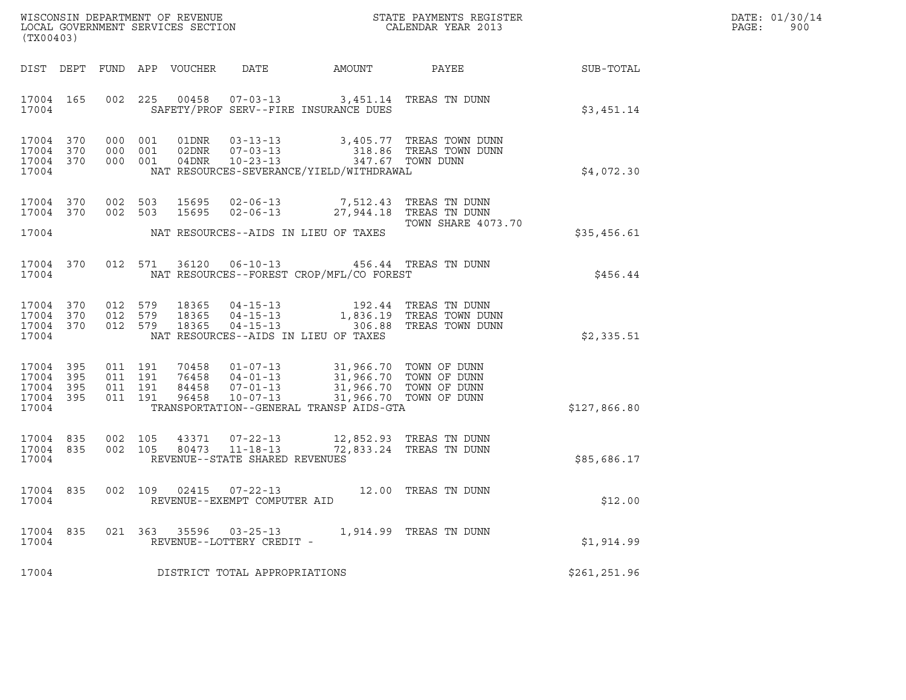WISCONSIN DEPARTMENT OF REVENUE
LOCAL GOVERNMENT SERVICES SECTION
(TX00403)

STATE PAYMENTS REGISTER
CALENDAR YEAR 2013

DATE: 01/30/14
PAGE: 900

| DIST | DEPT | FUND | APP | VOUCHER | DATE | AMOUNT | PAYEE | SUB-TOTAL |
|---|---|---|---|---|---|---|---|---|
| 17004 | 165 | 002 | 225 | 00458 | 07-03-13 | 3,451.14 | TREAS TN DUNN | |
| 17004 | | | | SAFETY/PROF SERV--FIRE INSURANCE DUES | | | | $3,451.14 |
| 17004 | 370 | 000 | 001 | 01DNR | 03-13-13 | 3,405.77 | TREAS TOWN DUNN | |
| 17004 | 370 | 000 | 001 | 02DNR | 07-03-13 | 318.86 | TREAS TOWN DUNN | |
| 17004 | 370 | 000 | 001 | 04DNR | 10-23-13 | 347.67 | TOWN DUNN | |
| 17004 | | | | NAT RESOURCES-SEVERANCE/YIELD/WITHDRAWAL | | | | $4,072.30 |
| 17004 | 370 | 002 | 503 | 15695 | 02-06-13 | 7,512.43 | TREAS TN DUNN | |
| 17004 | 370 | 002 | 503 | 15695 | 02-06-13 | 27,944.18 | TREAS TN DUNN | |
| | | | | | | | TOWN SHARE 4073.70 | |
| 17004 | | | | NAT RESOURCES--AIDS IN LIEU OF TAXES | | | | $35,456.61 |
| 17004 | 370 | 012 | 571 | 36120 | 06-10-13 | 456.44 | TREAS TN DUNN | |
| 17004 | | | | NAT RESOURCES--FOREST CROP/MFL/CO FOREST | | | | $456.44 |
| 17004 | 370 | 012 | 579 | 18365 | 04-15-13 | 192.44 | TREAS TN DUNN | |
| 17004 | 370 | 012 | 579 | 18365 | 04-15-13 | 1,836.19 | TREAS TOWN DUNN | |
| 17004 | 370 | 012 | 579 | 18365 | 04-15-13 | 306.88 | TREAS TOWN DUNN | |
| 17004 | | | | NAT RESOURCES--AIDS IN LIEU OF TAXES | | | | $2,335.51 |
| 17004 | 395 | 011 | 191 | 70458 | 01-07-13 | 31,966.70 | TOWN OF DUNN | |
| 17004 | 395 | 011 | 191 | 76458 | 04-01-13 | 31,966.70 | TOWN OF DUNN | |
| 17004 | 395 | 011 | 191 | 84458 | 07-01-13 | 31,966.70 | TOWN OF DUNN | |
| 17004 | 395 | 011 | 191 | 96458 | 10-07-13 | 31,966.70 | TOWN OF DUNN | |
| 17004 | | | | TRANSPORTATION--GENERAL TRANSP AIDS-GTA | | | | $127,866.80 |
| 17004 | 835 | 002 | 105 | 43371 | 07-22-13 | 12,852.93 | TREAS TN DUNN | |
| 17004 | 835 | 002 | 105 | 80473 | 11-18-13 | 72,833.24 | TREAS TN DUNN | |
| 17004 | | | | REVENUE--STATE SHARED REVENUES | | | | $85,686.17 |
| 17004 | 835 | 002 | 109 | 02415 | 07-22-13 | 12.00 | TREAS TN DUNN | |
| 17004 | | | | REVENUE--EXEMPT COMPUTER AID | | | | $12.00 |
| 17004 | 835 | 021 | 363 | 35596 | 03-25-13 | 1,914.99 | TREAS TN DUNN | |
| 17004 | | | | REVENUE--LOTTERY CREDIT - | | | | $1,914.99 |
| 17004 | | | | DISTRICT TOTAL APPROPRIATIONS | | | | $261,251.96 |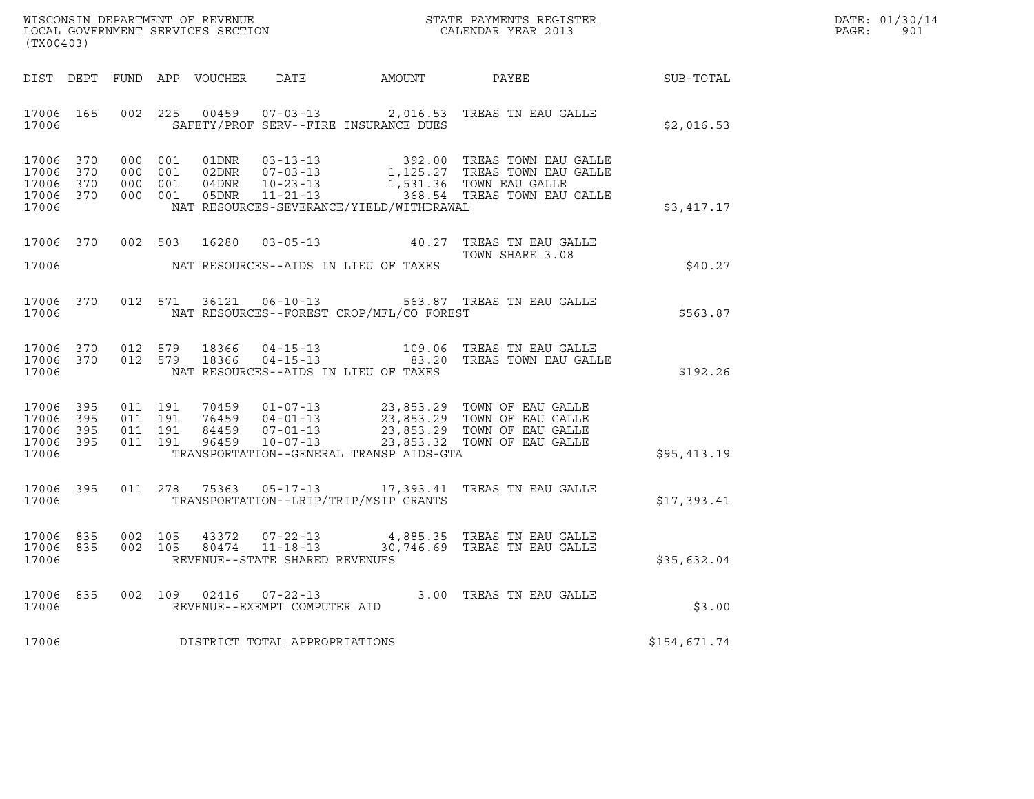WISCONSIN DEPARTMENT OF REVENUE
LOCAL GOVERNMENT SERVICES SECTION
(TX00403)

STATE PAYMENTS REGISTER
CALENDAR YEAR 2013

DATE: 01/30/14
PAGE: 901

| DIST | DEPT | FUND | APP | VOUCHER | DATE | AMOUNT | PAYEE | SUB-TOTAL |
|---|---|---|---|---|---|---|---|---|
| 17006 | 165 | 002 | 225 | 00459 | 07-03-13 | 2,016.53 | TREAS TN EAU GALLE | |
| 17006 | | | | | SAFETY/PROF SERV--FIRE INSURANCE DUES | | | $2,016.53 |
| 17006 | 370 | 000 | 001 | 01DNR | 03-13-13 | 392.00 | TREAS TOWN EAU GALLE | |
| 17006 | 370 | 000 | 001 | 02DNR | 07-03-13 | 1,125.27 | TREAS TOWN EAU GALLE | |
| 17006 | 370 | 000 | 001 | 04DNR | 10-23-13 | 1,531.36 | TOWN EAU GALLE | |
| 17006 | 370 | 000 | 001 | 05DNR | 11-21-13 | 368.54 | TREAS TOWN EAU GALLE | |
| 17006 | | | | | NAT RESOURCES-SEVERANCE/YIELD/WITHDRAWAL | | | $3,417.17 |
| 17006 | 370 | 002 | 503 | 16280 | 03-05-13 | 40.27 | TREAS TN EAU GALLE TOWN SHARE 3.08 | |
| 17006 | | | | | NAT RESOURCES--AIDS IN LIEU OF TAXES | | | $40.27 |
| 17006 | 370 | 012 | 571 | 36121 | 06-10-13 | 563.87 | TREAS TN EAU GALLE | |
| 17006 | | | | | NAT RESOURCES--FOREST CROP/MFL/CO FOREST | | | $563.87 |
| 17006 | 370 | 012 | 579 | 18366 | 04-15-13 | 109.06 | TREAS TN EAU GALLE | |
| 17006 | 370 | 012 | 579 | 18366 | 04-15-13 | 83.20 | TREAS TOWN EAU GALLE | |
| 17006 | | | | | NAT RESOURCES--AIDS IN LIEU OF TAXES | | | $192.26 |
| 17006 | 395 | 011 | 191 | 70459 | 01-07-13 | 23,853.29 | TOWN OF EAU GALLE | |
| 17006 | 395 | 011 | 191 | 76459 | 04-01-13 | 23,853.29 | TOWN OF EAU GALLE | |
| 17006 | 395 | 011 | 191 | 84459 | 07-01-13 | 23,853.29 | TOWN OF EAU GALLE | |
| 17006 | 395 | 011 | 191 | 96459 | 10-07-13 | 23,853.32 | TOWN OF EAU GALLE | |
| 17006 | | | | | TRANSPORTATION--GENERAL TRANSP AIDS-GTA | | | $95,413.19 |
| 17006 | 395 | 011 | 278 | 75363 | 05-17-13 | 17,393.41 | TREAS TN EAU GALLE | |
| 17006 | | | | | TRANSPORTATION--LRIP/TRIP/MSIP GRANTS | | | $17,393.41 |
| 17006 | 835 | 002 | 105 | 43372 | 07-22-13 | 4,885.35 | TREAS TN EAU GALLE | |
| 17006 | 835 | 002 | 105 | 80474 | 11-18-13 | 30,746.69 | TREAS TN EAU GALLE | |
| 17006 | | | | | REVENUE--STATE SHARED REVENUES | | | $35,632.04 |
| 17006 | 835 | 002 | 109 | 02416 | 07-22-13 | 3.00 | TREAS TN EAU GALLE | |
| 17006 | | | | | REVENUE--EXEMPT COMPUTER AID | | | $3.00 |
| 17006 | | | | | DISTRICT TOTAL APPROPRIATIONS | | | $154,671.74 |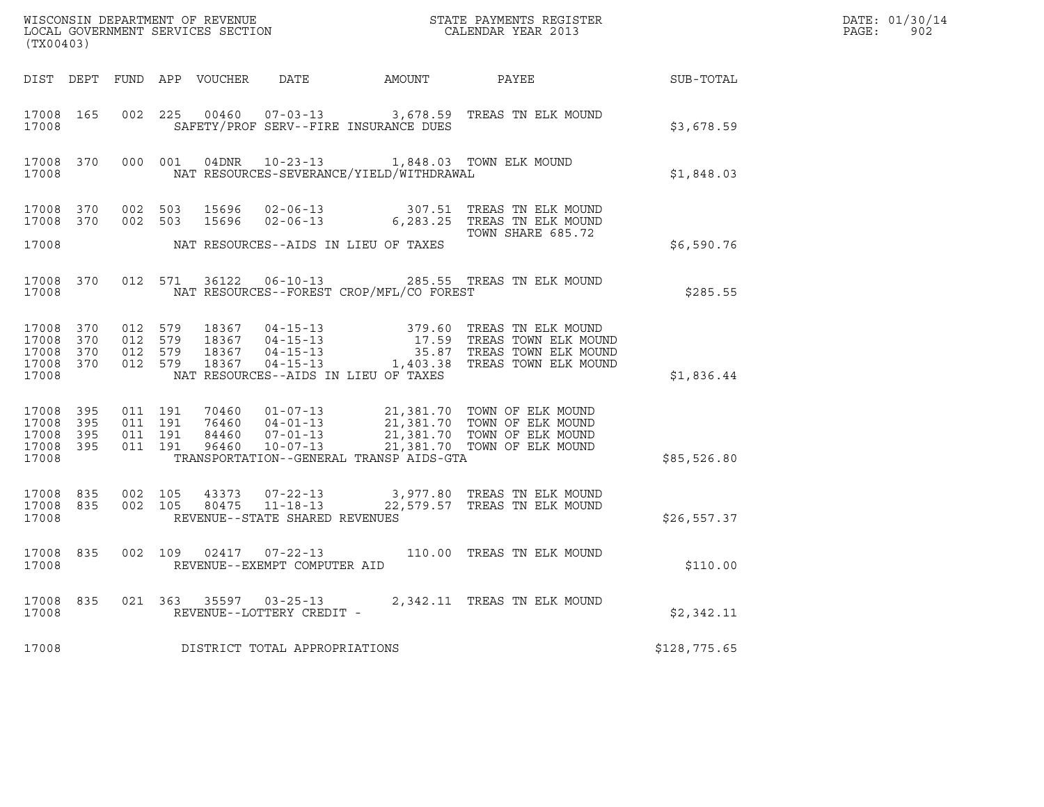WISCONSIN DEPARTMENT OF REVENUE
LOCAL GOVERNMENT SERVICES SECTION
(TX00403)

STATE PAYMENTS REGISTER
CALENDAR YEAR 2013

DATE: 01/30/14
PAGE: 902

| DIST | DEPT | FUND | APP | VOUCHER | DATE | AMOUNT | PAYEE | SUB-TOTAL |
|---|---|---|---|---|---|---|---|---|
| 17008 | 165 | 002 | 225 | 00460 | 07-03-13 | 3,678.59 | TREAS TN ELK MOUND | |
| 17008 | | | | SAFETY/PROF SERV--FIRE INSURANCE DUES | | | | $3,678.59 |
| 17008 | 370 | 000 | 001 | 04DNR | 10-23-13 | 1,848.03 | TOWN ELK MOUND | |
| 17008 | | | | NAT RESOURCES-SEVERANCE/YIELD/WITHDRAWAL | | | | $1,848.03 |
| 17008 | 370 | 002 | 503 | 15696 | 02-06-13 | 307.51 | TREAS TN ELK MOUND | |
| 17008 | 370 | 002 | 503 | 15696 | 02-06-13 | 6,283.25 | TREAS TN ELK MOUND TOWN SHARE 685.72 | |
| 17008 | | | | NAT RESOURCES--AIDS IN LIEU OF TAXES | | | | $6,590.76 |
| 17008 | 370 | 012 | 571 | 36122 | 06-10-13 | 285.55 | TREAS TN ELK MOUND | |
| 17008 | | | | NAT RESOURCES--FOREST CROP/MFL/CO FOREST | | | | $285.55 |
| 17008 | 370 | 012 | 579 | 18367 | 04-15-13 | 379.60 | TREAS TN ELK MOUND | |
| 17008 | 370 | 012 | 579 | 18367 | 04-15-13 | 17.59 | TREAS TOWN ELK MOUND | |
| 17008 | 370 | 012 | 579 | 18367 | 04-15-13 | 35.87 | TREAS TOWN ELK MOUND | |
| 17008 | 370 | 012 | 579 | 18367 | 04-15-13 | 1,403.38 | TREAS TOWN ELK MOUND | |
| 17008 | | | | NAT RESOURCES--AIDS IN LIEU OF TAXES | | | | $1,836.44 |
| 17008 | 395 | 011 | 191 | 70460 | 01-07-13 | 21,381.70 | TOWN OF ELK MOUND | |
| 17008 | 395 | 011 | 191 | 76460 | 04-01-13 | 21,381.70 | TOWN OF ELK MOUND | |
| 17008 | 395 | 011 | 191 | 84460 | 07-01-13 | 21,381.70 | TOWN OF ELK MOUND | |
| 17008 | 395 | 011 | 191 | 96460 | 10-07-13 | 21,381.70 | TOWN OF ELK MOUND | |
| 17008 | | | | TRANSPORTATION--GENERAL TRANSP AIDS-GTA | | | | $85,526.80 |
| 17008 | 835 | 002 | 105 | 43373 | 07-22-13 | 3,977.80 | TREAS TN ELK MOUND | |
| 17008 | 835 | 002 | 105 | 80475 | 11-18-13 | 22,579.57 | TREAS TN ELK MOUND | |
| 17008 | | | | REVENUE--STATE SHARED REVENUES | | | | $26,557.37 |
| 17008 | 835 | 002 | 109 | 02417 | 07-22-13 | 110.00 | TREAS TN ELK MOUND | |
| 17008 | | | | REVENUE--EXEMPT COMPUTER AID | | | | $110.00 |
| 17008 | 835 | 021 | 363 | 35597 | 03-25-13 | 2,342.11 | TREAS TN ELK MOUND | |
| 17008 | | | | REVENUE--LOTTERY CREDIT - | | | | $2,342.11 |
| 17008 | | | | DISTRICT TOTAL APPROPRIATIONS | | | | $128,775.65 |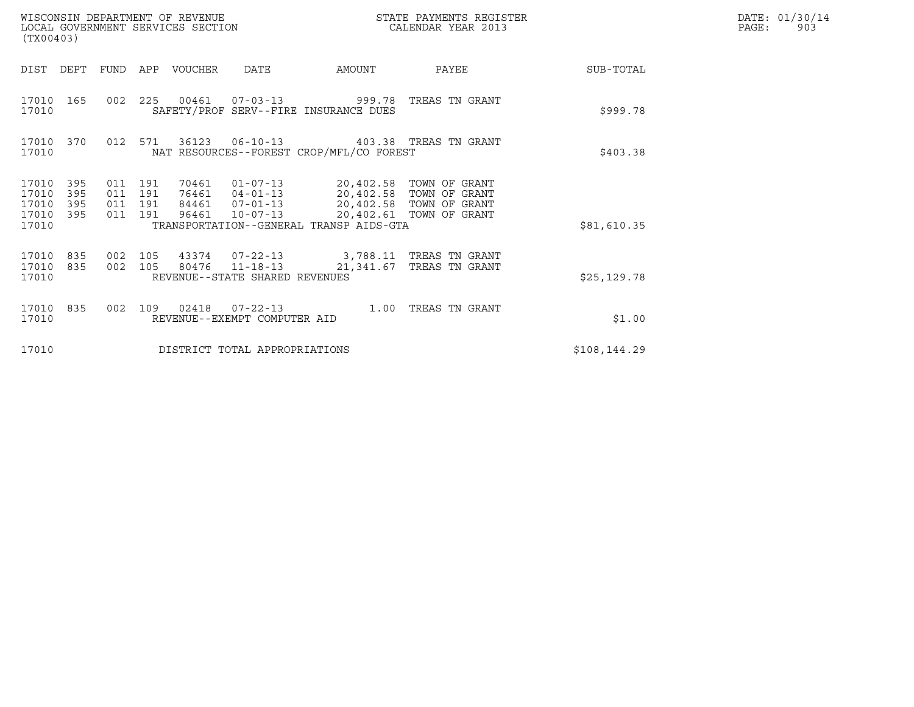WISCONSIN DEPARTMENT OF REVENUE
LOCAL GOVERNMENT SERVICES SECTION
(TX00403)

STATE PAYMENTS REGISTER
CALENDAR YEAR 2013

DATE: 01/30/14
PAGE: 903

| DIST | DEPT | FUND | APP | VOUCHER | DATE | AMOUNT | PAYEE | SUB-TOTAL |
|---|---|---|---|---|---|---|---|---|
| 17010 | 165 | 002 | 225 | 00461 | 07-03-13 | 999.78 | TREAS TN GRANT | |
| 17010 | | | | | SAFETY/PROF SERV--FIRE INSURANCE DUES | | | $999.78 |
| 17010 | 370 | 012 | 571 | 36123 | 06-10-13 | 403.38 | TREAS TN GRANT | |
| 17010 | | | | | NAT RESOURCES--FOREST CROP/MFL/CO FOREST | | | $403.38 |
| 17010 | 395 | 011 | 191 | 70461 | 01-07-13 | 20,402.58 | TOWN OF GRANT | |
| 17010 | 395 | 011 | 191 | 76461 | 04-01-13 | 20,402.58 | TOWN OF GRANT | |
| 17010 | 395 | 011 | 191 | 84461 | 07-01-13 | 20,402.58 | TOWN OF GRANT | |
| 17010 | 395 | 011 | 191 | 96461 | 10-07-13 | 20,402.61 | TOWN OF GRANT | |
| 17010 | | | | | TRANSPORTATION--GENERAL TRANSP AIDS-GTA | | | $81,610.35 |
| 17010 | 835 | 002 | 105 | 43374 | 07-22-13 | 3,788.11 | TREAS TN GRANT | |
| 17010 | 835 | 002 | 105 | 80476 | 11-18-13 | 21,341.67 | TREAS TN GRANT | |
| 17010 | | | | | REVENUE--STATE SHARED REVENUES | | | $25,129.78 |
| 17010 | 835 | 002 | 109 | 02418 | 07-22-13 | 1.00 | TREAS TN GRANT | |
| 17010 | | | | | REVENUE--EXEMPT COMPUTER AID | | | $1.00 |
| 17010 | | | | | DISTRICT TOTAL APPROPRIATIONS | | | $108,144.29 |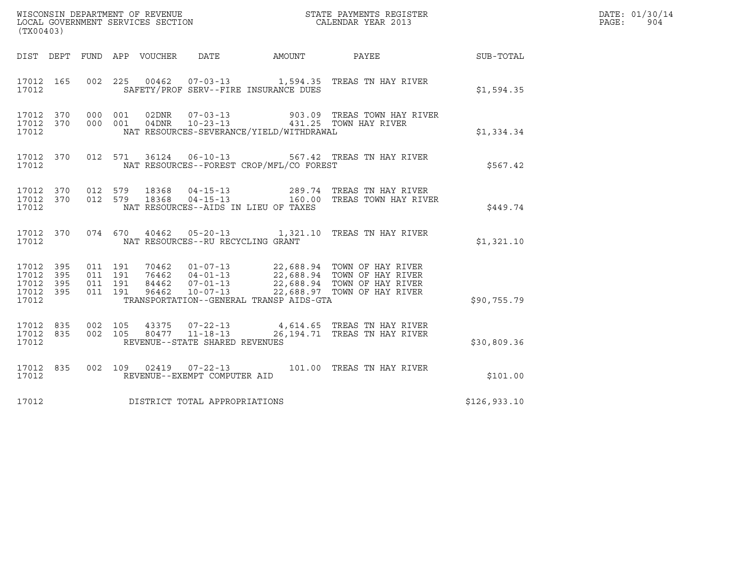WISCONSIN DEPARTMENT OF REVENUE
LOCAL GOVERNMENT SERVICES SECTION
(TX00403)

STATE PAYMENTS REGISTER
CALENDAR YEAR 2013

DATE: 01/30/14
PAGE: 904

| DIST | DEPT | FUND | APP | VOUCHER | DATE | AMOUNT | PAYEE | SUB-TOTAL |
|---|---|---|---|---|---|---|---|---|
| 17012 | 165 | 002 | 225 | 00462 | 07-03-13 | 1,594.35 | TREAS TN HAY RIVER | |
| 17012 | | | | | SAFETY/PROF SERV--FIRE INSURANCE DUES | | | $1,594.35 |
| 17012 | 370 | 000 | 001 | 02DNR | 07-03-13 | 903.09 | TREAS TOWN HAY RIVER | |
| 17012 | 370 | 000 | 001 | 04DNR | 10-23-13 | 431.25 | TOWN HAY RIVER | |
| 17012 | | | | | NAT RESOURCES-SEVERANCE/YIELD/WITHDRAWAL | | | $1,334.34 |
| 17012 | 370 | 012 | 571 | 36124 | 06-10-13 | 567.42 | TREAS TN HAY RIVER | |
| 17012 | | | | | NAT RESOURCES--FOREST CROP/MFL/CO FOREST | | | $567.42 |
| 17012 | 370 | 012 | 579 | 18368 | 04-15-13 | 289.74 | TREAS TN HAY RIVER | |
| 17012 | 370 | 012 | 579 | 18368 | 04-15-13 | 160.00 | TREAS TOWN HAY RIVER | |
| 17012 | | | | | NAT RESOURCES--AIDS IN LIEU OF TAXES | | | $449.74 |
| 17012 | 370 | 074 | 670 | 40462 | 05-20-13 | 1,321.10 | TREAS TN HAY RIVER | |
| 17012 | | | | | NAT RESOURCES--RU RECYCLING GRANT | | | $1,321.10 |
| 17012 | 395 | 011 | 191 | 70462 | 01-07-13 | 22,688.94 | TOWN OF HAY RIVER | |
| 17012 | 395 | 011 | 191 | 76462 | 04-01-13 | 22,688.94 | TOWN OF HAY RIVER | |
| 17012 | 395 | 011 | 191 | 84462 | 07-01-13 | 22,688.94 | TOWN OF HAY RIVER | |
| 17012 | 395 | 011 | 191 | 96462 | 10-07-13 | 22,688.97 | TOWN OF HAY RIVER | |
| 17012 | | | | | TRANSPORTATION--GENERAL TRANSP AIDS-GTA | | | $90,755.79 |
| 17012 | 835 | 002 | 105 | 43375 | 07-22-13 | 4,614.65 | TREAS TN HAY RIVER | |
| 17012 | 835 | 002 | 105 | 80477 | 11-18-13 | 26,194.71 | TREAS TN HAY RIVER | |
| 17012 | | | | | REVENUE--STATE SHARED REVENUES | | | $30,809.36 |
| 17012 | 835 | 002 | 109 | 02419 | 07-22-13 | 101.00 | TREAS TN HAY RIVER | |
| 17012 | | | | | REVENUE--EXEMPT COMPUTER AID | | | $101.00 |
| 17012 | | | | | DISTRICT TOTAL APPROPRIATIONS | | | $126,933.10 |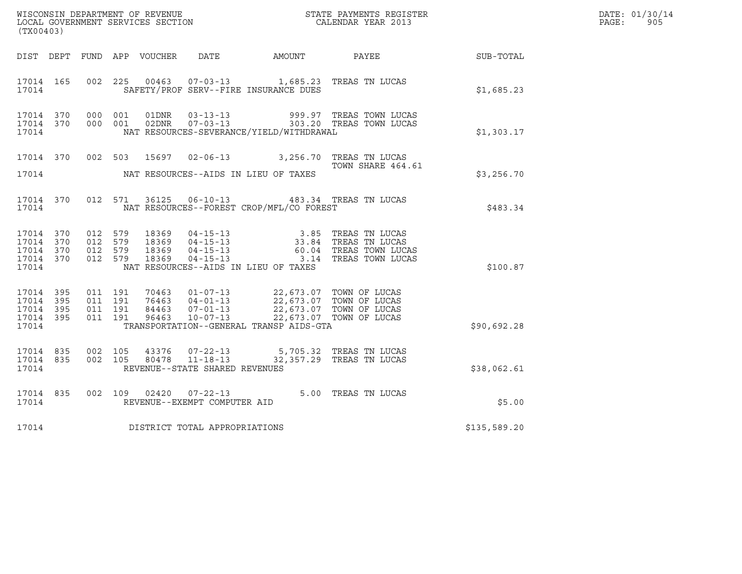WISCONSIN DEPARTMENT OF REVENUE
LOCAL GOVERNMENT SERVICES SECTION
(TX00403)

STATE PAYMENTS REGISTER
CALENDAR YEAR 2013

DATE: 01/30/14
PAGE: 905

| DIST | DEPT | FUND | APP | VOUCHER | DATE | AMOUNT | PAYEE | SUB-TOTAL |
|---|---|---|---|---|---|---|---|---|
| 17014 | 165 | 002 | 225 | 00463 | 07-03-13 | 1,685.23 | TREAS TN LUCAS | |
| 17014 | | | | | SAFETY/PROF SERV--FIRE INSURANCE DUES | | | $1,685.23 |
| 17014 | 370 | 000 | 001 | 01DNR | 03-13-13 | 999.97 | TREAS TOWN LUCAS | |
| 17014 | 370 | 000 | 001 | 02DNR | 07-03-13 | 303.20 | TREAS TOWN LUCAS | |
| 17014 | | | | | NAT RESOURCES-SEVERANCE/YIELD/WITHDRAWAL | | | $1,303.17 |
| 17014 | 370 | 002 | 503 | 15697 | 02-06-13 | 3,256.70 | TREAS TN LUCAS TOWN SHARE 464.61 | |
| 17014 | | | | | NAT RESOURCES--AIDS IN LIEU OF TAXES | | | $3,256.70 |
| 17014 | 370 | 012 | 571 | 36125 | 06-10-13 | 483.34 | TREAS TN LUCAS | |
| 17014 | | | | | NAT RESOURCES--FOREST CROP/MFL/CO FOREST | | | $483.34 |
| 17014 | 370 | 012 | 579 | 18369 | 04-15-13 | 3.85 | TREAS TN LUCAS | |
| 17014 | 370 | 012 | 579 | 18369 | 04-15-13 | 33.84 | TREAS TN LUCAS | |
| 17014 | 370 | 012 | 579 | 18369 | 04-15-13 | 60.04 | TREAS TOWN LUCAS | |
| 17014 | 370 | 012 | 579 | 18369 | 04-15-13 | 3.14 | TREAS TOWN LUCAS | |
| 17014 | | | | | NAT RESOURCES--AIDS IN LIEU OF TAXES | | | $100.87 |
| 17014 | 395 | 011 | 191 | 70463 | 01-07-13 | 22,673.07 | TOWN OF LUCAS | |
| 17014 | 395 | 011 | 191 | 76463 | 04-01-13 | 22,673.07 | TOWN OF LUCAS | |
| 17014 | 395 | 011 | 191 | 84463 | 07-01-13 | 22,673.07 | TOWN OF LUCAS | |
| 17014 | 395 | 011 | 191 | 96463 | 10-07-13 | 22,673.07 | TOWN OF LUCAS | |
| 17014 | | | | | TRANSPORTATION--GENERAL TRANSP AIDS-GTA | | | $90,692.28 |
| 17014 | 835 | 002 | 105 | 43376 | 07-22-13 | 5,705.32 | TREAS TN LUCAS | |
| 17014 | 835 | 002 | 105 | 80478 | 11-18-13 | 32,357.29 | TREAS TN LUCAS | |
| 17014 | | | | | REVENUE--STATE SHARED REVENUES | | | $38,062.61 |
| 17014 | 835 | 002 | 109 | 02420 | 07-22-13 | 5.00 | TREAS TN LUCAS | |
| 17014 | | | | | REVENUE--EXEMPT COMPUTER AID | | | $5.00 |
| 17014 | | | | | DISTRICT TOTAL APPROPRIATIONS | | | $135,589.20 |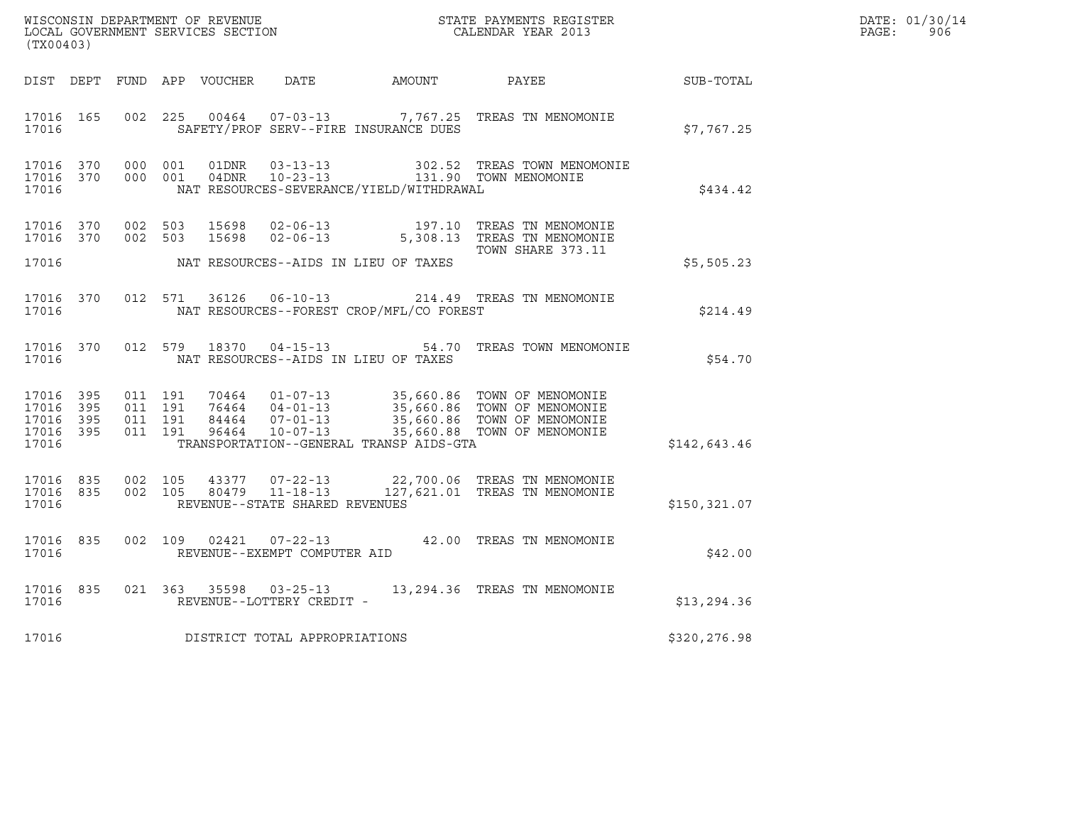WISCONSIN DEPARTMENT OF REVENUE
LOCAL GOVERNMENT SERVICES SECTION
(TX00403)

STATE PAYMENTS REGISTER
CALENDAR YEAR 2013

DATE: 01/30/14
PAGE: 906

| DIST | DEPT | FUND | APP | VOUCHER | DATE | AMOUNT | PAYEE | SUB-TOTAL |
|---|---|---|---|---|---|---|---|---|
| 17016 | 165 | 002 | 225 | 00464 | 07-03-13 | 7,767.25 | TREAS TN MENOMONIE | |
| 17016 | | | | | SAFETY/PROF SERV--FIRE INSURANCE DUES | | | $7,767.25 |
| 17016 | 370 | 000 | 001 | 01DNR | 03-13-13 | 302.52 | TREAS TOWN MENOMONIE | |
| 17016 | 370 | 000 | 001 | 04DNR | 10-23-13 | 131.90 | TOWN MENOMONIE | |
| 17016 | | | | | NAT RESOURCES-SEVERANCE/YIELD/WITHDRAWAL | | | $434.42 |
| 17016 | 370 | 002 | 503 | 15698 | 02-06-13 | 197.10 | TREAS TN MENOMONIE | |
| 17016 | 370 | 002 | 503 | 15698 | 02-06-13 | 5,308.13 | TREAS TN MENOMONIE TOWN SHARE 373.11 | |
| 17016 | | | | | NAT RESOURCES--AIDS IN LIEU OF TAXES | | | $5,505.23 |
| 17016 | 370 | 012 | 571 | 36126 | 06-10-13 | 214.49 | TREAS TN MENOMONIE | |
| 17016 | | | | | NAT RESOURCES--FOREST CROP/MFL/CO FOREST | | | $214.49 |
| 17016 | 370 | 012 | 579 | 18370 | 04-15-13 | 54.70 | TREAS TOWN MENOMONIE | |
| 17016 | | | | | NAT RESOURCES--AIDS IN LIEU OF TAXES | | | $54.70 |
| 17016 | 395 | 011 | 191 | 70464 | 01-07-13 | 35,660.86 | TOWN OF MENOMONIE | |
| 17016 | 395 | 011 | 191 | 76464 | 04-01-13 | 35,660.86 | TOWN OF MENOMONIE | |
| 17016 | 395 | 011 | 191 | 84464 | 07-01-13 | 35,660.86 | TOWN OF MENOMONIE | |
| 17016 | 395 | 011 | 191 | 96464 | 10-07-13 | 35,660.88 | TOWN OF MENOMONIE | |
| 17016 | | | | | TRANSPORTATION--GENERAL TRANSP AIDS-GTA | | | $142,643.46 |
| 17016 | 835 | 002 | 105 | 43377 | 07-22-13 | 22,700.06 | TREAS TN MENOMONIE | |
| 17016 | 835 | 002 | 105 | 80479 | 11-18-13 | 127,621.01 | TREAS TN MENOMONIE | |
| 17016 | | | | | REVENUE--STATE SHARED REVENUES | | | $150,321.07 |
| 17016 | 835 | 002 | 109 | 02421 | 07-22-13 | 42.00 | TREAS TN MENOMONIE | |
| 17016 | | | | | REVENUE--EXEMPT COMPUTER AID | | | $42.00 |
| 17016 | 835 | 021 | 363 | 35598 | 03-25-13 | 13,294.36 | TREAS TN MENOMONIE | |
| 17016 | | | | | REVENUE--LOTTERY CREDIT - | | | $13,294.36 |
| 17016 | | | | | DISTRICT TOTAL APPROPRIATIONS | | | $320,276.98 |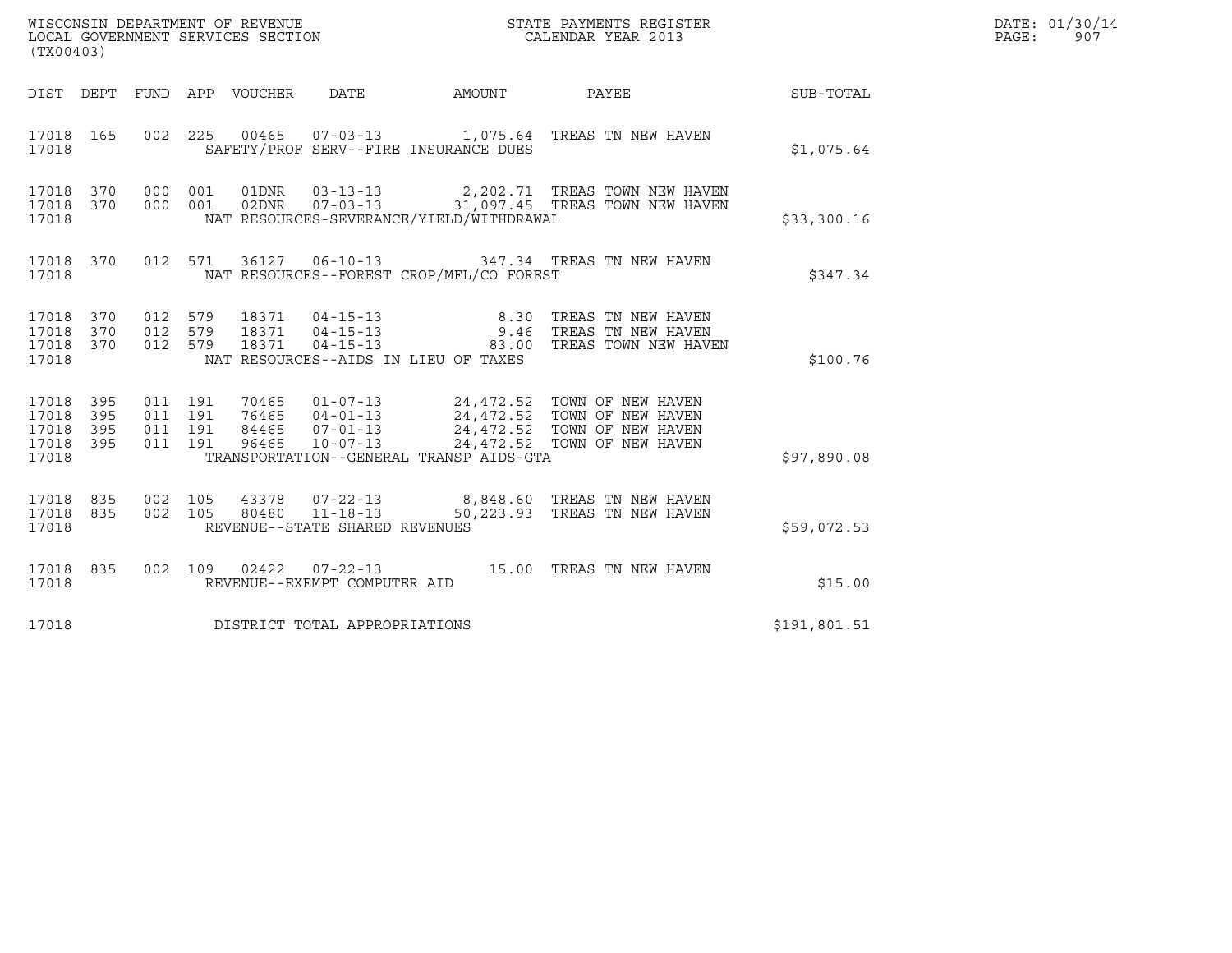WISCONSIN DEPARTMENT OF REVENUE
LOCAL GOVERNMENT SERVICES SECTION
(TX00403)

STATE PAYMENTS REGISTER
CALENDAR YEAR 2013

DATE: 01/30/14
PAGE: 907

| DIST | DEPT | FUND | APP | VOUCHER | DATE | AMOUNT | PAYEE | SUB-TOTAL |
|---|---|---|---|---|---|---|---|---|
| 17018 | 165 | 002 | 225 | 00465 | 07-03-13 | 1,075.64 | TREAS TN NEW HAVEN | |
| 17018 | | | | SAFETY/PROF SERV--FIRE INSURANCE DUES | | | | $1,075.64 |
| 17018 | 370 | 000 | 001 | 01DNR | 03-13-13 | 2,202.71 | TREAS TOWN NEW HAVEN | |
| 17018 | 370 | 000 | 001 | 02DNR | 07-03-13 | 31,097.45 | TREAS TOWN NEW HAVEN | |
| 17018 | | | | NAT RESOURCES-SEVERANCE/YIELD/WITHDRAWAL | | | | $33,300.16 |
| 17018 | 370 | 012 | 571 | 36127 | 06-10-13 | 347.34 | TREAS TN NEW HAVEN | |
| 17018 | | | | NAT RESOURCES--FOREST CROP/MFL/CO FOREST | | | | $347.34 |
| 17018 | 370 | 012 | 579 | 18371 | 04-15-13 | 8.30 | TREAS TN NEW HAVEN | |
| 17018 | 370 | 012 | 579 | 18371 | 04-15-13 | 9.46 | TREAS TN NEW HAVEN | |
| 17018 | 370 | 012 | 579 | 18371 | 04-15-13 | 83.00 | TREAS TOWN NEW HAVEN | |
| 17018 | | | | NAT RESOURCES--AIDS IN LIEU OF TAXES | | | | $100.76 |
| 17018 | 395 | 011 | 191 | 70465 | 01-07-13 | 24,472.52 | TOWN OF NEW HAVEN | |
| 17018 | 395 | 011 | 191 | 76465 | 04-01-13 | 24,472.52 | TOWN OF NEW HAVEN | |
| 17018 | 395 | 011 | 191 | 84465 | 07-01-13 | 24,472.52 | TOWN OF NEW HAVEN | |
| 17018 | 395 | 011 | 191 | 96465 | 10-07-13 | 24,472.52 | TOWN OF NEW HAVEN | |
| 17018 | | | | TRANSPORTATION--GENERAL TRANSP AIDS-GTA | | | | $97,890.08 |
| 17018 | 835 | 002 | 105 | 43378 | 07-22-13 | 8,848.60 | TREAS TN NEW HAVEN | |
| 17018 | 835 | 002 | 105 | 80480 | 11-18-13 | 50,223.93 | TREAS TN NEW HAVEN | |
| 17018 | | | | REVENUE--STATE SHARED REVENUES | | | | $59,072.53 |
| 17018 | 835 | 002 | 109 | 02422 | 07-22-13 | 15.00 | TREAS TN NEW HAVEN | |
| 17018 | | | | REVENUE--EXEMPT COMPUTER AID | | | | $15.00 |
| 17018 | | | | DISTRICT TOTAL APPROPRIATIONS | | | | $191,801.51 |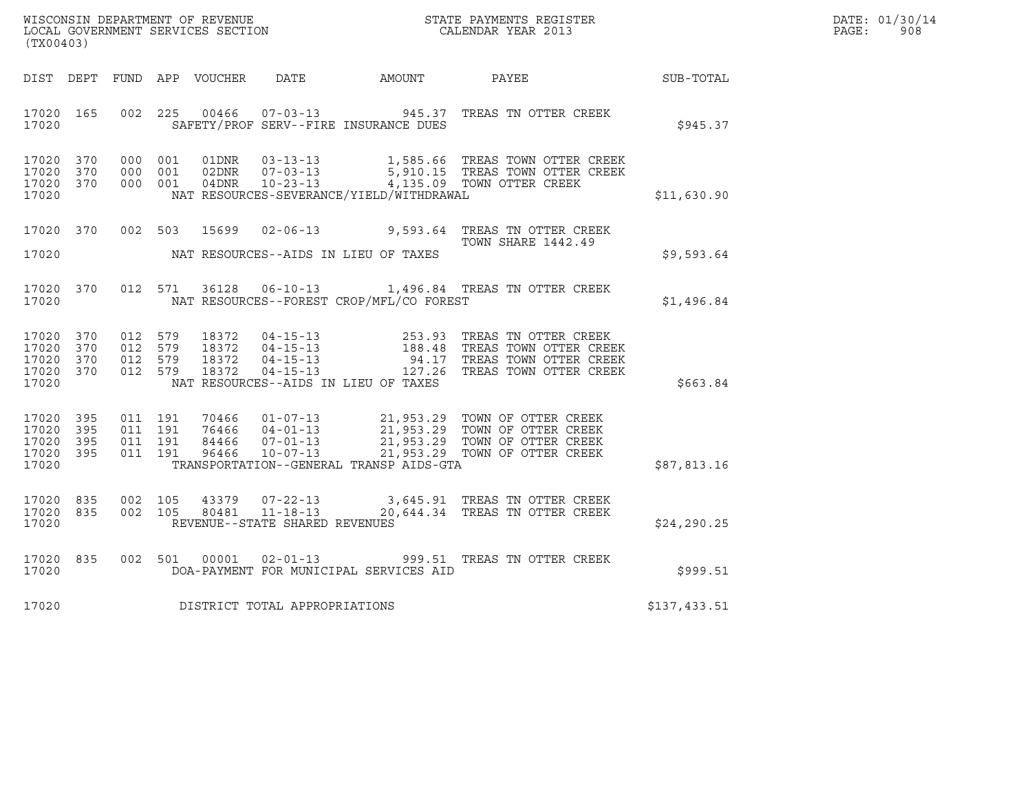WISCONSIN DEPARTMENT OF REVENUE
LOCAL GOVERNMENT SERVICES SECTION
(TX00403)

STATE PAYMENTS REGISTER
CALENDAR YEAR 2013

DATE: 01/30/14
PAGE: 908

| DIST | DEPT | FUND | APP | VOUCHER | DATE | AMOUNT | PAYEE | SUB-TOTAL |
|---|---|---|---|---|---|---|---|---|
| 17020 | 165 | 002 | 225 | 00466 | 07-03-13 | 945.37 | TREAS TN OTTER CREEK | |
| 17020 | | | | | SAFETY/PROF SERV--FIRE INSURANCE DUES | | | $945.37 |
| 17020 | 370 | 000 | 001 | 01DNR | 03-13-13 | 1,585.66 | TREAS TOWN OTTER CREEK | |
| 17020 | 370 | 000 | 001 | 02DNR | 07-03-13 | 5,910.15 | TREAS TOWN OTTER CREEK | |
| 17020 | 370 | 000 | 001 | 04DNR | 10-23-13 | 4,135.09 | TOWN OTTER CREEK | |
| 17020 | | | | | NAT RESOURCES-SEVERANCE/YIELD/WITHDRAWAL | | | $11,630.90 |
| 17020 | 370 | 002 | 503 | 15699 | 02-06-13 | 9,593.64 | TREAS TN OTTER CREEK<br>TOWN SHARE 1442.49 | |
| 17020 | | | | | NAT RESOURCES--AIDS IN LIEU OF TAXES | | | $9,593.64 |
| 17020 | 370 | 012 | 571 | 36128 | 06-10-13 | 1,496.84 | TREAS TN OTTER CREEK | |
| 17020 | | | | | NAT RESOURCES--FOREST CROP/MFL/CO FOREST | | | $1,496.84 |
| 17020 | 370 | 012 | 579 | 18372 | 04-15-13 | 253.93 | TREAS TN OTTER CREEK | |
| 17020 | 370 | 012 | 579 | 18372 | 04-15-13 | 188.48 | TREAS TOWN OTTER CREEK | |
| 17020 | 370 | 012 | 579 | 18372 | 04-15-13 | 94.17 | TREAS TOWN OTTER CREEK | |
| 17020 | 370 | 012 | 579 | 18372 | 04-15-13 | 127.26 | TREAS TOWN OTTER CREEK | |
| 17020 | | | | | NAT RESOURCES--AIDS IN LIEU OF TAXES | | | $663.84 |
| 17020 | 395 | 011 | 191 | 70466 | 01-07-13 | 21,953.29 | TOWN OF OTTER CREEK | |
| 17020 | 395 | 011 | 191 | 76466 | 04-01-13 | 21,953.29 | TOWN OF OTTER CREEK | |
| 17020 | 395 | 011 | 191 | 84466 | 07-01-13 | 21,953.29 | TOWN OF OTTER CREEK | |
| 17020 | 395 | 011 | 191 | 96466 | 10-07-13 | 21,953.29 | TOWN OF OTTER CREEK | |
| 17020 | | | | | TRANSPORTATION--GENERAL TRANSP AIDS-GTA | | | $87,813.16 |
| 17020 | 835 | 002 | 105 | 43379 | 07-22-13 | 3,645.91 | TREAS TN OTTER CREEK | |
| 17020 | 835 | 002 | 105 | 80481 | 11-18-13 | 20,644.34 | TREAS TN OTTER CREEK | |
| 17020 | | | | | REVENUE--STATE SHARED REVENUES | | | $24,290.25 |
| 17020 | 835 | 002 | 501 | 00001 | 02-01-13 | 999.51 | TREAS TN OTTER CREEK | |
| 17020 | | | | | DOA-PAYMENT FOR MUNICIPAL SERVICES AID | | | $999.51 |
| 17020 | | | | | DISTRICT TOTAL APPROPRIATIONS | | | $137,433.51 |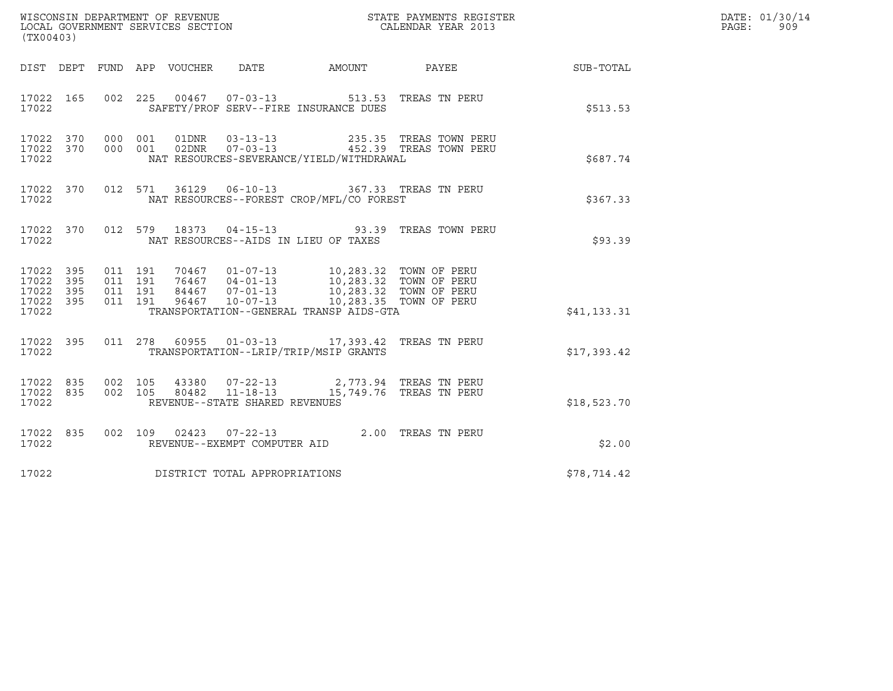WISCONSIN DEPARTMENT OF REVENUE
LOCAL GOVERNMENT SERVICES SECTION
(TX00403)

STATE PAYMENTS REGISTER
CALENDAR YEAR 2013

DATE: 01/30/14
PAGE: 909

| DIST | DEPT | FUND | APP | VOUCHER | DATE | AMOUNT | PAYEE | SUB-TOTAL |
|---|---|---|---|---|---|---|---|---|
| 17022 | 165 | 002 | 225 | 00467 | 07-03-13 | 513.53 | TREAS TN PERU | |
| 17022 | | | | SAFETY/PROF SERV--FIRE INSURANCE DUES | | | | $513.53 |
| 17022 | 370 | 000 | 001 | 01DNR | 03-13-13 | 235.35 | TREAS TOWN PERU | |
| 17022 | 370 | 000 | 001 | 02DNR | 07-03-13 | 452.39 | TREAS TOWN PERU | |
| 17022 | | | | NAT RESOURCES-SEVERANCE/YIELD/WITHDRAWAL | | | | $687.74 |
| 17022 | 370 | 012 | 571 | 36129 | 06-10-13 | 367.33 | TREAS TN PERU | |
| 17022 | | | | NAT RESOURCES--FOREST CROP/MFL/CO FOREST | | | | $367.33 |
| 17022 | 370 | 012 | 579 | 18373 | 04-15-13 | 93.39 | TREAS TOWN PERU | |
| 17022 | | | | NAT RESOURCES--AIDS IN LIEU OF TAXES | | | | $93.39 |
| 17022 | 395 | 011 | 191 | 70467 | 01-07-13 | 10,283.32 | TOWN OF PERU | |
| 17022 | 395 | 011 | 191 | 76467 | 04-01-13 | 10,283.32 | TOWN OF PERU | |
| 17022 | 395 | 011 | 191 | 84467 | 07-01-13 | 10,283.32 | TOWN OF PERU | |
| 17022 | 395 | 011 | 191 | 96467 | 10-07-13 | 10,283.35 | TOWN OF PERU | |
| 17022 | | | | TRANSPORTATION--GENERAL TRANSP AIDS-GTA | | | | $41,133.31 |
| 17022 | 395 | 011 | 278 | 60955 | 01-03-13 | 17,393.42 | TREAS TN PERU | |
| 17022 | | | | TRANSPORTATION--LRIP/TRIP/MSIP GRANTS | | | | $17,393.42 |
| 17022 | 835 | 002 | 105 | 43380 | 07-22-13 | 2,773.94 | TREAS TN PERU | |
| 17022 | 835 | 002 | 105 | 80482 | 11-18-13 | 15,749.76 | TREAS TN PERU | |
| 17022 | | | | REVENUE--STATE SHARED REVENUES | | | | $18,523.70 |
| 17022 | 835 | 002 | 109 | 02423 | 07-22-13 | 2.00 | TREAS TN PERU | |
| 17022 | | | | REVENUE--EXEMPT COMPUTER AID | | | | $2.00 |
| 17022 | | | | DISTRICT TOTAL APPROPRIATIONS | | | | $78,714.42 |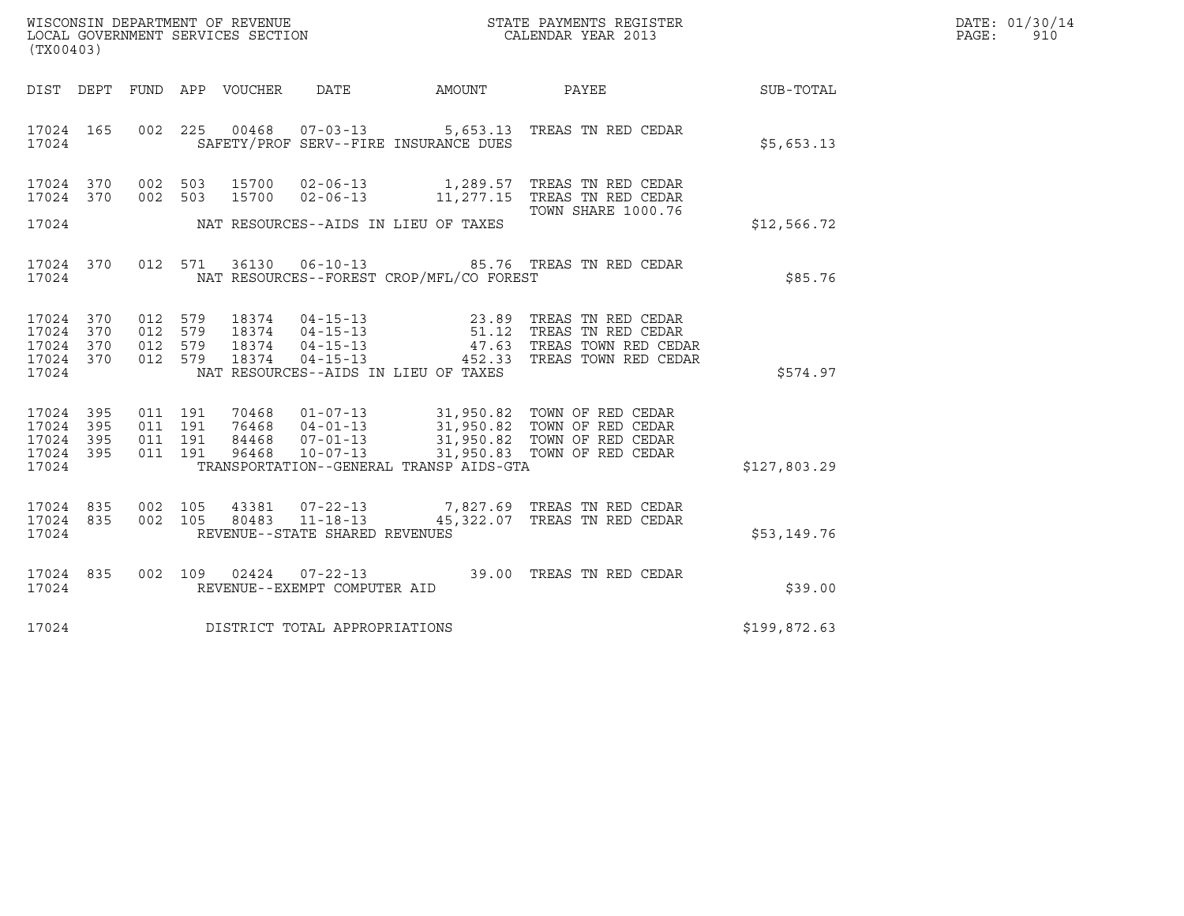WISCONSIN DEPARTMENT OF REVENUE
LOCAL GOVERNMENT SERVICES SECTION
(TX00403)

STATE PAYMENTS REGISTER
CALENDAR YEAR 2013

DATE: 01/30/14
PAGE: 910

| DIST | DEPT | FUND | APP | VOUCHER | DATE | AMOUNT | PAYEE | SUB-TOTAL |
|---|---|---|---|---|---|---|---|---|
| 17024 | 165 | 002 | 225 | 00468 | 07-03-13 | 5,653.13 | TREAS TN RED CEDAR | |
| 17024 | | | | | SAFETY/PROF SERV--FIRE INSURANCE DUES | | | $5,653.13 |
| 17024 | 370 | 002 | 503 | 15700 | 02-06-13 | 1,289.57 | TREAS TN RED CEDAR | |
| 17024 | 370 | 002 | 503 | 15700 | 02-06-13 | 11,277.15 | TREAS TN RED CEDAR TOWN SHARE 1000.76 | |
| 17024 | | | | | NAT RESOURCES--AIDS IN LIEU OF TAXES | | | $12,566.72 |
| 17024 | 370 | 012 | 571 | 36130 | 06-10-13 | 85.76 | TREAS TN RED CEDAR | |
| 17024 | | | | | NAT RESOURCES--FOREST CROP/MFL/CO FOREST | | | $85.76 |
| 17024 | 370 | 012 | 579 | 18374 | 04-15-13 | 23.89 | TREAS TN RED CEDAR | |
| 17024 | 370 | 012 | 579 | 18374 | 04-15-13 | 51.12 | TREAS TN RED CEDAR | |
| 17024 | 370 | 012 | 579 | 18374 | 04-15-13 | 47.63 | TREAS TOWN RED CEDAR | |
| 17024 | 370 | 012 | 579 | 18374 | 04-15-13 | 452.33 | TREAS TOWN RED CEDAR | |
| 17024 | | | | | NAT RESOURCES--AIDS IN LIEU OF TAXES | | | $574.97 |
| 17024 | 395 | 011 | 191 | 70468 | 01-07-13 | 31,950.82 | TOWN OF RED CEDAR | |
| 17024 | 395 | 011 | 191 | 76468 | 04-01-13 | 31,950.82 | TOWN OF RED CEDAR | |
| 17024 | 395 | 011 | 191 | 84468 | 07-01-13 | 31,950.82 | TOWN OF RED CEDAR | |
| 17024 | 395 | 011 | 191 | 96468 | 10-07-13 | 31,950.83 | TOWN OF RED CEDAR | |
| 17024 | | | | | TRANSPORTATION--GENERAL TRANSP AIDS-GTA | | | $127,803.29 |
| 17024 | 835 | 002 | 105 | 43381 | 07-22-13 | 7,827.69 | TREAS TN RED CEDAR | |
| 17024 | 835 | 002 | 105 | 80483 | 11-18-13 | 45,322.07 | TREAS TN RED CEDAR | |
| 17024 | | | | | REVENUE--STATE SHARED REVENUES | | | $53,149.76 |
| 17024 | 835 | 002 | 109 | 02424 | 07-22-13 | 39.00 | TREAS TN RED CEDAR | |
| 17024 | | | | | REVENUE--EXEMPT COMPUTER AID | | | $39.00 |
| 17024 | | | | | DISTRICT TOTAL APPROPRIATIONS | | | $199,872.63 |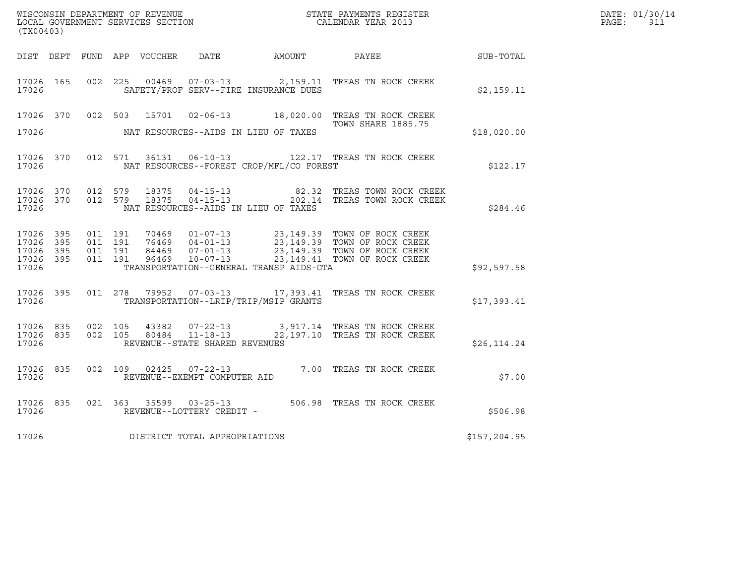WISCONSIN DEPARTMENT OF REVENUE
LOCAL GOVERNMENT SERVICES SECTION
(TX00403)

STATE PAYMENTS REGISTER
CALENDAR YEAR 2013

DATE: 01/30/14
PAGE: 911

| DIST | DEPT | FUND | APP | VOUCHER | DATE | AMOUNT | PAYEE | SUB-TOTAL |
|---|---|---|---|---|---|---|---|---|
| 17026 | 165 | 002 | 225 | 00469 | 07-03-13 | 2,159.11 | TREAS TN ROCK CREEK | |
| 17026 | | | | | SAFETY/PROF SERV--FIRE INSURANCE DUES | | | $2,159.11 |
| 17026 | 370 | 002 | 503 | 15701 | 02-06-13 | 18,020.00 | TREAS TN ROCK CREEK TOWN SHARE 1885.75 | |
| 17026 | | | | | NAT RESOURCES--AIDS IN LIEU OF TAXES | | | $18,020.00 |
| 17026 | 370 | 012 | 571 | 36131 | 06-10-13 | 122.17 | TREAS TN ROCK CREEK | |
| 17026 | | | | | NAT RESOURCES--FOREST CROP/MFL/CO FOREST | | | $122.17 |
| 17026 | 370 | 012 | 579 | 18375 | 04-15-13 | 82.32 | TREAS TOWN ROCK CREEK | |
| 17026 | 370 | 012 | 579 | 18375 | 04-15-13 | 202.14 | TREAS TOWN ROCK CREEK | |
| 17026 | | | | | NAT RESOURCES--AIDS IN LIEU OF TAXES | | | $284.46 |
| 17026 | 395 | 011 | 191 | 70469 | 01-07-13 | 23,149.39 | TOWN OF ROCK CREEK | |
| 17026 | 395 | 011 | 191 | 76469 | 04-01-13 | 23,149.39 | TOWN OF ROCK CREEK | |
| 17026 | 395 | 011 | 191 | 84469 | 07-01-13 | 23,149.39 | TOWN OF ROCK CREEK | |
| 17026 | 395 | 011 | 191 | 96469 | 10-07-13 | 23,149.41 | TOWN OF ROCK CREEK | |
| 17026 | | | | | TRANSPORTATION--GENERAL TRANSP AIDS-GTA | | | $92,597.58 |
| 17026 | 395 | 011 | 278 | 79952 | 07-03-13 | 17,393.41 | TREAS TN ROCK CREEK | |
| 17026 | | | | | TRANSPORTATION--LRIP/TRIP/MSIP GRANTS | | | $17,393.41 |
| 17026 | 835 | 002 | 105 | 43382 | 07-22-13 | 3,917.14 | TREAS TN ROCK CREEK | |
| 17026 | 835 | 002 | 105 | 80484 | 11-18-13 | 22,197.10 | TREAS TN ROCK CREEK | |
| 17026 | | | | | REVENUE--STATE SHARED REVENUES | | | $26,114.24 |
| 17026 | 835 | 002 | 109 | 02425 | 07-22-13 | 7.00 | TREAS TN ROCK CREEK | |
| 17026 | | | | | REVENUE--EXEMPT COMPUTER AID | | | $7.00 |
| 17026 | 835 | 021 | 363 | 35599 | 03-25-13 | 506.98 | TREAS TN ROCK CREEK | |
| 17026 | | | | | REVENUE--LOTTERY CREDIT - | | | $506.98 |
| 17026 | | | | | DISTRICT TOTAL APPROPRIATIONS | | | $157,204.95 |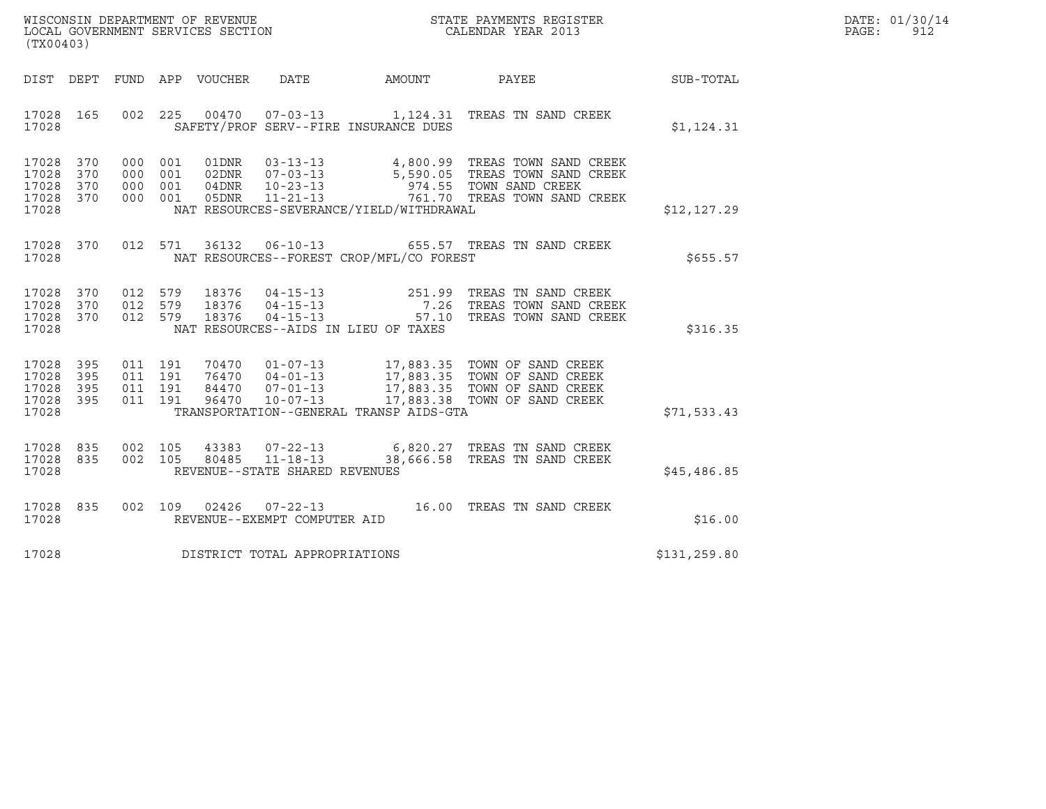WISCONSIN DEPARTMENT OF REVENUE
LOCAL GOVERNMENT SERVICES SECTION
(TX00403)

STATE PAYMENTS REGISTER
CALENDAR YEAR 2013

DATE: 01/30/14
PAGE: 912

| DIST | DEPT | FUND | APP | VOUCHER | DATE | AMOUNT | PAYEE | SUB-TOTAL |
|---|---|---|---|---|---|---|---|---|
| 17028 | 165 | 002 | 225 | 00470 | 07-03-13 | 1,124.31 | TREAS TN SAND CREEK | |
| 17028 | | | | SAFETY/PROF SERV--FIRE INSURANCE DUES | | | | $1,124.31 |
| 17028 | 370 | 000 | 001 | 01DNR | 03-13-13 | 4,800.99 | TREAS TOWN SAND CREEK | |
| 17028 | 370 | 000 | 001 | 02DNR | 07-03-13 | 5,590.05 | TREAS TOWN SAND CREEK | |
| 17028 | 370 | 000 | 001 | 04DNR | 10-23-13 | 974.55 | TOWN SAND CREEK | |
| 17028 | 370 | 000 | 001 | 05DNR | 11-21-13 | 761.70 | TREAS TOWN SAND CREEK | |
| 17028 | | | | NAT RESOURCES-SEVERANCE/YIELD/WITHDRAWAL | | | | $12,127.29 |
| 17028 | 370 | 012 | 571 | 36132 | 06-10-13 | 655.57 | TREAS TN SAND CREEK | |
| 17028 | | | | NAT RESOURCES--FOREST CROP/MFL/CO FOREST | | | | $655.57 |
| 17028 | 370 | 012 | 579 | 18376 | 04-15-13 | 251.99 | TREAS TN SAND CREEK | |
| 17028 | 370 | 012 | 579 | 18376 | 04-15-13 | 7.26 | TREAS TOWN SAND CREEK | |
| 17028 | 370 | 012 | 579 | 18376 | 04-15-13 | 57.10 | TREAS TOWN SAND CREEK | |
| 17028 | | | | NAT RESOURCES--AIDS IN LIEU OF TAXES | | | | $316.35 |
| 17028 | 395 | 011 | 191 | 70470 | 01-07-13 | 17,883.35 | TOWN OF SAND CREEK | |
| 17028 | 395 | 011 | 191 | 76470 | 04-01-13 | 17,883.35 | TOWN OF SAND CREEK | |
| 17028 | 395 | 011 | 191 | 84470 | 07-01-13 | 17,883.35 | TOWN OF SAND CREEK | |
| 17028 | 395 | 011 | 191 | 96470 | 10-07-13 | 17,883.38 | TOWN OF SAND CREEK | |
| 17028 | | | | TRANSPORTATION--GENERAL TRANSP AIDS-GTA | | | | $71,533.43 |
| 17028 | 835 | 002 | 105 | 43383 | 07-22-13 | 6,820.27 | TREAS TN SAND CREEK | |
| 17028 | 835 | 002 | 105 | 80485 | 11-18-13 | 38,666.58 | TREAS TN SAND CREEK | |
| 17028 | | | | REVENUE--STATE SHARED REVENUES | | | | $45,486.85 |
| 17028 | 835 | 002 | 109 | 02426 | 07-22-13 | 16.00 | TREAS TN SAND CREEK | |
| 17028 | | | | REVENUE--EXEMPT COMPUTER AID | | | | $16.00 |
| 17028 | | | | DISTRICT TOTAL APPROPRIATIONS | | | | $131,259.80 |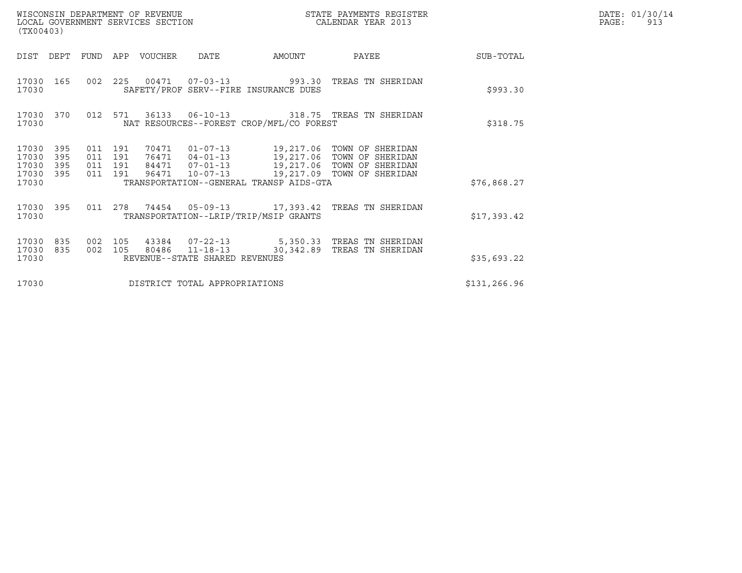WISCONSIN DEPARTMENT OF REVENUE
LOCAL GOVERNMENT SERVICES SECTION
(TX00403)

STATE PAYMENTS REGISTER
CALENDAR YEAR 2013

DATE: 01/30/14
PAGE: 913

| DIST | DEPT | FUND | APP | VOUCHER | DATE | AMOUNT | PAYEE | SUB-TOTAL |
|---|---|---|---|---|---|---|---|---|
| 17030 | 165 | 002 | 225 | 00471 | 07-03-13 | 993.30 | TREAS TN SHERIDAN | |
| 17030 | | | | SAFETY/PROF SERV--FIRE INSURANCE DUES | | | | $993.30 |
| 17030 | 370 | 012 | 571 | 36133 | 06-10-13 | 318.75 | TREAS TN SHERIDAN | |
| 17030 | | | | NAT RESOURCES--FOREST CROP/MFL/CO FOREST | | | | $318.75 |
| 17030 | 395 | 011 | 191 | 70471 | 01-07-13 | 19,217.06 | TOWN OF SHERIDAN | |
| 17030 | 395 | 011 | 191 | 76471 | 04-01-13 | 19,217.06 | TOWN OF SHERIDAN | |
| 17030 | 395 | 011 | 191 | 84471 | 07-01-13 | 19,217.06 | TOWN OF SHERIDAN | |
| 17030 | 395 | 011 | 191 | 96471 | 10-07-13 | 19,217.09 | TOWN OF SHERIDAN | |
| 17030 | | | | TRANSPORTATION--GENERAL TRANSP AIDS-GTA | | | | $76,868.27 |
| 17030 | 395 | 011 | 278 | 74454 | 05-09-13 | 17,393.42 | TREAS TN SHERIDAN | |
| 17030 | | | | TRANSPORTATION--LRIP/TRIP/MSIP GRANTS | | | | $17,393.42 |
| 17030 | 835 | 002 | 105 | 43384 | 07-22-13 | 5,350.33 | TREAS TN SHERIDAN | |
| 17030 | 835 | 002 | 105 | 80486 | 11-18-13 | 30,342.89 | TREAS TN SHERIDAN | |
| 17030 | | | | REVENUE--STATE SHARED REVENUES | | | | $35,693.22 |
| 17030 | | | | DISTRICT TOTAL APPROPRIATIONS | | | | $131,266.96 |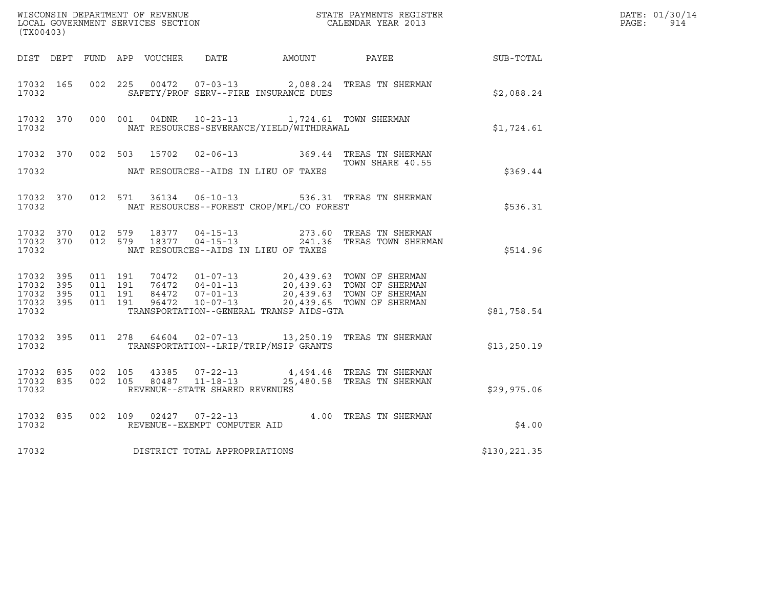WISCONSIN DEPARTMENT OF REVENUE
LOCAL GOVERNMENT SERVICES SECTION
(TX00403)

STATE PAYMENTS REGISTER
CALENDAR YEAR 2013

DATE: 01/30/14
PAGE: 914

| DIST | DEPT | FUND | APP | VOUCHER | DATE | AMOUNT | PAYEE | SUB-TOTAL |
|---|---|---|---|---|---|---|---|---|
| 17032 | 165 | 002 | 225 | 00472 | 07-03-13 | 2,088.24 | TREAS TN SHERMAN | |
| 17032 | | | | | SAFETY/PROF SERV--FIRE INSURANCE DUES | | | $2,088.24 |
| 17032 | 370 | 000 | 001 | 04DNR | 10-23-13 | 1,724.61 | TOWN SHERMAN | |
| 17032 | | | | | NAT RESOURCES-SEVERANCE/YIELD/WITHDRAWAL | | | $1,724.61 |
| 17032 | 370 | 002 | 503 | 15702 | 02-06-13 | 369.44 | TREAS TN SHERMAN TOWN SHARE 40.55 | |
| 17032 | | | | | NAT RESOURCES--AIDS IN LIEU OF TAXES | | | $369.44 |
| 17032 | 370 | 012 | 571 | 36134 | 06-10-13 | 536.31 | TREAS TN SHERMAN | |
| 17032 | | | | | NAT RESOURCES--FOREST CROP/MFL/CO FOREST | | | $536.31 |
| 17032 | 370 | 012 | 579 | 18377 | 04-15-13 | 273.60 | TREAS TN SHERMAN | |
| 17032 | 370 | 012 | 579 | 18377 | 04-15-13 | 241.36 | TREAS TOWN SHERMAN | |
| 17032 | | | | | NAT RESOURCES--AIDS IN LIEU OF TAXES | | | $514.96 |
| 17032 | 395 | 011 | 191 | 70472 | 01-07-13 | 20,439.63 | TOWN OF SHERMAN | |
| 17032 | 395 | 011 | 191 | 76472 | 04-01-13 | 20,439.63 | TOWN OF SHERMAN | |
| 17032 | 395 | 011 | 191 | 84472 | 07-01-13 | 20,439.63 | TOWN OF SHERMAN | |
| 17032 | 395 | 011 | 191 | 96472 | 10-07-13 | 20,439.65 | TOWN OF SHERMAN | |
| 17032 | | | | | TRANSPORTATION--GENERAL TRANSP AIDS-GTA | | | $81,758.54 |
| 17032 | 395 | 011 | 278 | 64604 | 02-07-13 | 13,250.19 | TREAS TN SHERMAN | |
| 17032 | | | | | TRANSPORTATION--LRIP/TRIP/MSIP GRANTS | | | $13,250.19 |
| 17032 | 835 | 002 | 105 | 43385 | 07-22-13 | 4,494.48 | TREAS TN SHERMAN | |
| 17032 | 835 | 002 | 105 | 80487 | 11-18-13 | 25,480.58 | TREAS TN SHERMAN | |
| 17032 | | | | | REVENUE--STATE SHARED REVENUES | | | $29,975.06 |
| 17032 | 835 | 002 | 109 | 02427 | 07-22-13 | 4.00 | TREAS TN SHERMAN | |
| 17032 | | | | | REVENUE--EXEMPT COMPUTER AID | | | $4.00 |
| 17032 | | | | | DISTRICT TOTAL APPROPRIATIONS | | | $130,221.35 |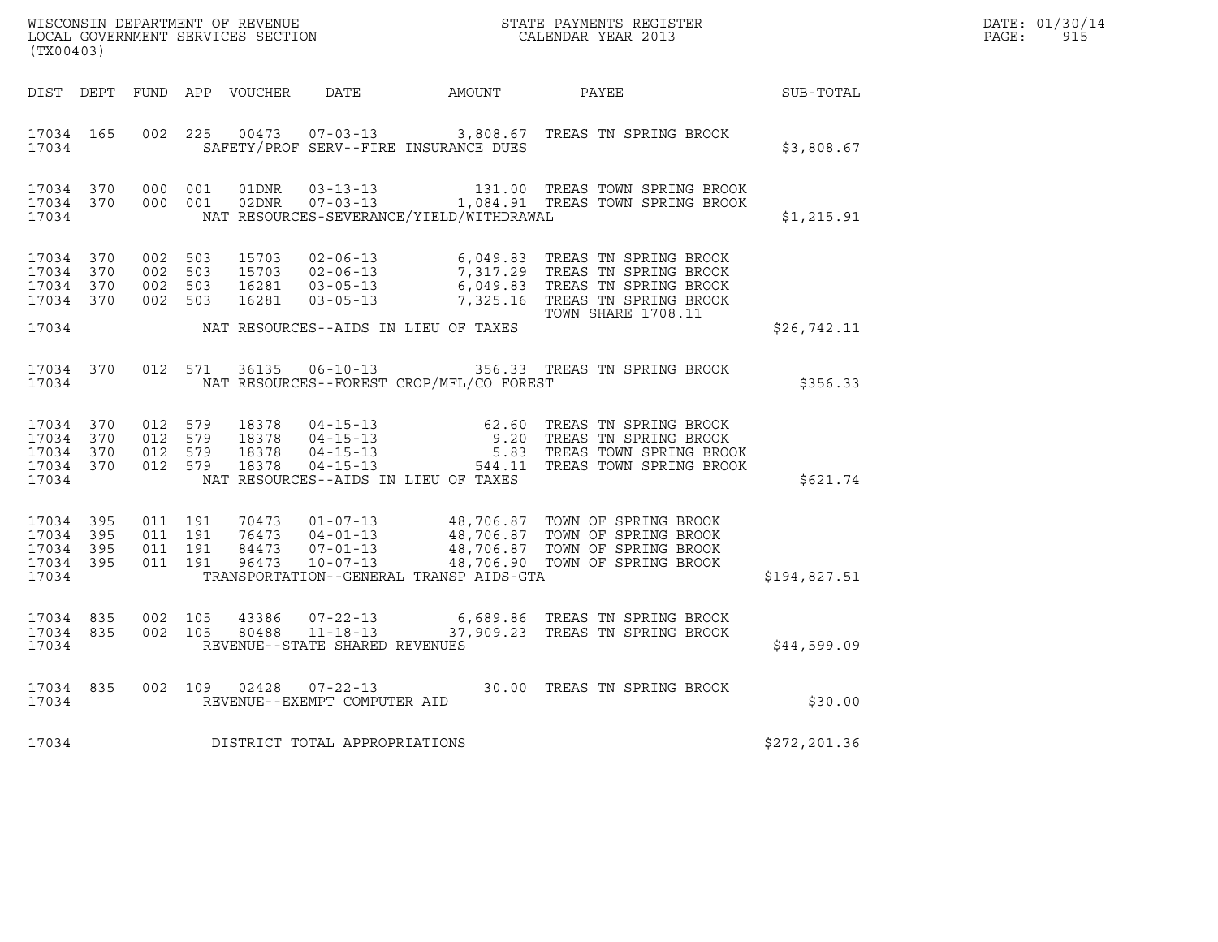WISCONSIN DEPARTMENT OF REVENUE
LOCAL GOVERNMENT SERVICES SECTION
(TX00403)

STATE PAYMENTS REGISTER
CALENDAR YEAR 2013

DATE: 01/30/14
PAGE: 915

| DIST | DEPT | FUND | APP | VOUCHER | DATE | AMOUNT | PAYEE | SUB-TOTAL |
|---|---|---|---|---|---|---|---|---|
| 17034 | 165 | 002 | 225 | 00473 | 07-03-13 | 3,808.67 | TREAS TN SPRING BROOK | |
| 17034 | | | | | SAFETY/PROF SERV--FIRE INSURANCE DUES | | | $3,808.67 |
| 17034 | 370 | 000 | 001 | 01DNR | 03-13-13 | 131.00 | TREAS TOWN SPRING BROOK | |
| 17034 | 370 | 000 | 001 | 02DNR | 07-03-13 | 1,084.91 | TREAS TOWN SPRING BROOK | |
| 17034 | | | | | NAT RESOURCES-SEVERANCE/YIELD/WITHDRAWAL | | | $1,215.91 |
| 17034 | 370 | 002 | 503 | 15703 | 02-06-13 | 6,049.83 | TREAS TN SPRING BROOK | |
| 17034 | 370 | 002 | 503 | 15703 | 02-06-13 | 7,317.29 | TREAS TN SPRING BROOK | |
| 17034 | 370 | 002 | 503 | 16281 | 03-05-13 | 6,049.83 | TREAS TN SPRING BROOK | |
| 17034 | 370 | 002 | 503 | 16281 | 03-05-13 | 7,325.16 | TREAS TN SPRING BROOK | |
| | | | | | | | TOWN SHARE 1708.11 | |
| 17034 | | | | | NAT RESOURCES--AIDS IN LIEU OF TAXES | | | $26,742.11 |
| 17034 | 370 | 012 | 571 | 36135 | 06-10-13 | 356.33 | TREAS TN SPRING BROOK | |
| 17034 | | | | | NAT RESOURCES--FOREST CROP/MFL/CO FOREST | | | $356.33 |
| 17034 | 370 | 012 | 579 | 18378 | 04-15-13 | 62.60 | TREAS TN SPRING BROOK | |
| 17034 | 370 | 012 | 579 | 18378 | 04-15-13 | 9.20 | TREAS TN SPRING BROOK | |
| 17034 | 370 | 012 | 579 | 18378 | 04-15-13 | 5.83 | TREAS TOWN SPRING BROOK | |
| 17034 | 370 | 012 | 579 | 18378 | 04-15-13 | 544.11 | TREAS TOWN SPRING BROOK | |
| 17034 | | | | | NAT RESOURCES--AIDS IN LIEU OF TAXES | | | $621.74 |
| 17034 | 395 | 011 | 191 | 70473 | 01-07-13 | 48,706.87 | TOWN OF SPRING BROOK | |
| 17034 | 395 | 011 | 191 | 76473 | 04-01-13 | 48,706.87 | TOWN OF SPRING BROOK | |
| 17034 | 395 | 011 | 191 | 84473 | 07-01-13 | 48,706.87 | TOWN OF SPRING BROOK | |
| 17034 | 395 | 011 | 191 | 96473 | 10-07-13 | 48,706.90 | TOWN OF SPRING BROOK | |
| 17034 | | | | | TRANSPORTATION--GENERAL TRANSP AIDS-GTA | | | $194,827.51 |
| 17034 | 835 | 002 | 105 | 43386 | 07-22-13 | 6,689.86 | TREAS TN SPRING BROOK | |
| 17034 | 835 | 002 | 105 | 80488 | 11-18-13 | 37,909.23 | TREAS TN SPRING BROOK | |
| 17034 | | | | | REVENUE--STATE SHARED REVENUES | | | $44,599.09 |
| 17034 | 835 | 002 | 109 | 02428 | 07-22-13 | 30.00 | TREAS TN SPRING BROOK | |
| 17034 | | | | | REVENUE--EXEMPT COMPUTER AID | | | $30.00 |
| 17034 | | | | | DISTRICT TOTAL APPROPRIATIONS | | | $272,201.36 |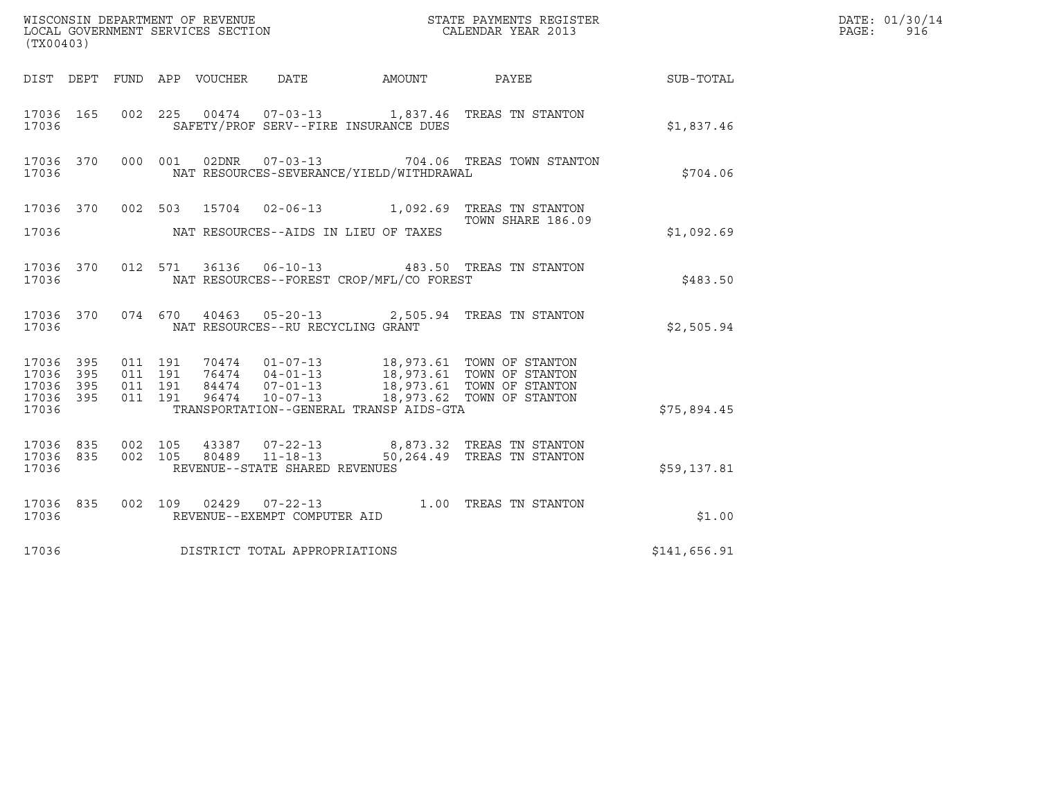WISCONSIN DEPARTMENT OF REVENUE
LOCAL GOVERNMENT SERVICES SECTION
(TX00403)

STATE PAYMENTS REGISTER
CALENDAR YEAR 2013

DATE: 01/30/14
PAGE: 916

| DIST | DEPT | FUND | APP | VOUCHER | DATE | AMOUNT | PAYEE | SUB-TOTAL |
|---|---|---|---|---|---|---|---|---|
| 17036 | 165 | 002 | 225 | 00474 | 07-03-13 | 1,837.46 | TREAS TN STANTON | |
| 17036 | | | | | SAFETY/PROF SERV--FIRE INSURANCE DUES | | | $1,837.46 |
| 17036 | 370 | 000 | 001 | 02DNR | 07-03-13 | 704.06 | TREAS TOWN STANTON | |
| 17036 | | | | | NAT RESOURCES-SEVERANCE/YIELD/WITHDRAWAL | | | $704.06 |
| 17036 | 370 | 002 | 503 | 15704 | 02-06-13 | 1,092.69 | TREAS TN STANTON TOWN SHARE 186.09 | |
| 17036 | | | | | NAT RESOURCES--AIDS IN LIEU OF TAXES | | | $1,092.69 |
| 17036 | 370 | 012 | 571 | 36136 | 06-10-13 | 483.50 | TREAS TN STANTON | |
| 17036 | | | | | NAT RESOURCES--FOREST CROP/MFL/CO FOREST | | | $483.50 |
| 17036 | 370 | 074 | 670 | 40463 | 05-20-13 | 2,505.94 | TREAS TN STANTON | |
| 17036 | | | | | NAT RESOURCES--RU RECYCLING GRANT | | | $2,505.94 |
| 17036 | 395 | 011 | 191 | 70474 | 01-07-13 | 18,973.61 | TOWN OF STANTON | |
| 17036 | 395 | 011 | 191 | 76474 | 04-01-13 | 18,973.61 | TOWN OF STANTON | |
| 17036 | 395 | 011 | 191 | 84474 | 07-01-13 | 18,973.61 | TOWN OF STANTON | |
| 17036 | 395 | 011 | 191 | 96474 | 10-07-13 | 18,973.62 | TOWN OF STANTON | |
| 17036 | | | | | TRANSPORTATION--GENERAL TRANSP AIDS-GTA | | | $75,894.45 |
| 17036 | 835 | 002 | 105 | 43387 | 07-22-13 | 8,873.32 | TREAS TN STANTON | |
| 17036 | 835 | 002 | 105 | 80489 | 11-18-13 | 50,264.49 | TREAS TN STANTON | |
| 17036 | | | | | REVENUE--STATE SHARED REVENUES | | | $59,137.81 |
| 17036 | 835 | 002 | 109 | 02429 | 07-22-13 | 1.00 | TREAS TN STANTON | |
| 17036 | | | | | REVENUE--EXEMPT COMPUTER AID | | | $1.00 |
| 17036 | | | | | DISTRICT TOTAL APPROPRIATIONS | | | $141,656.91 |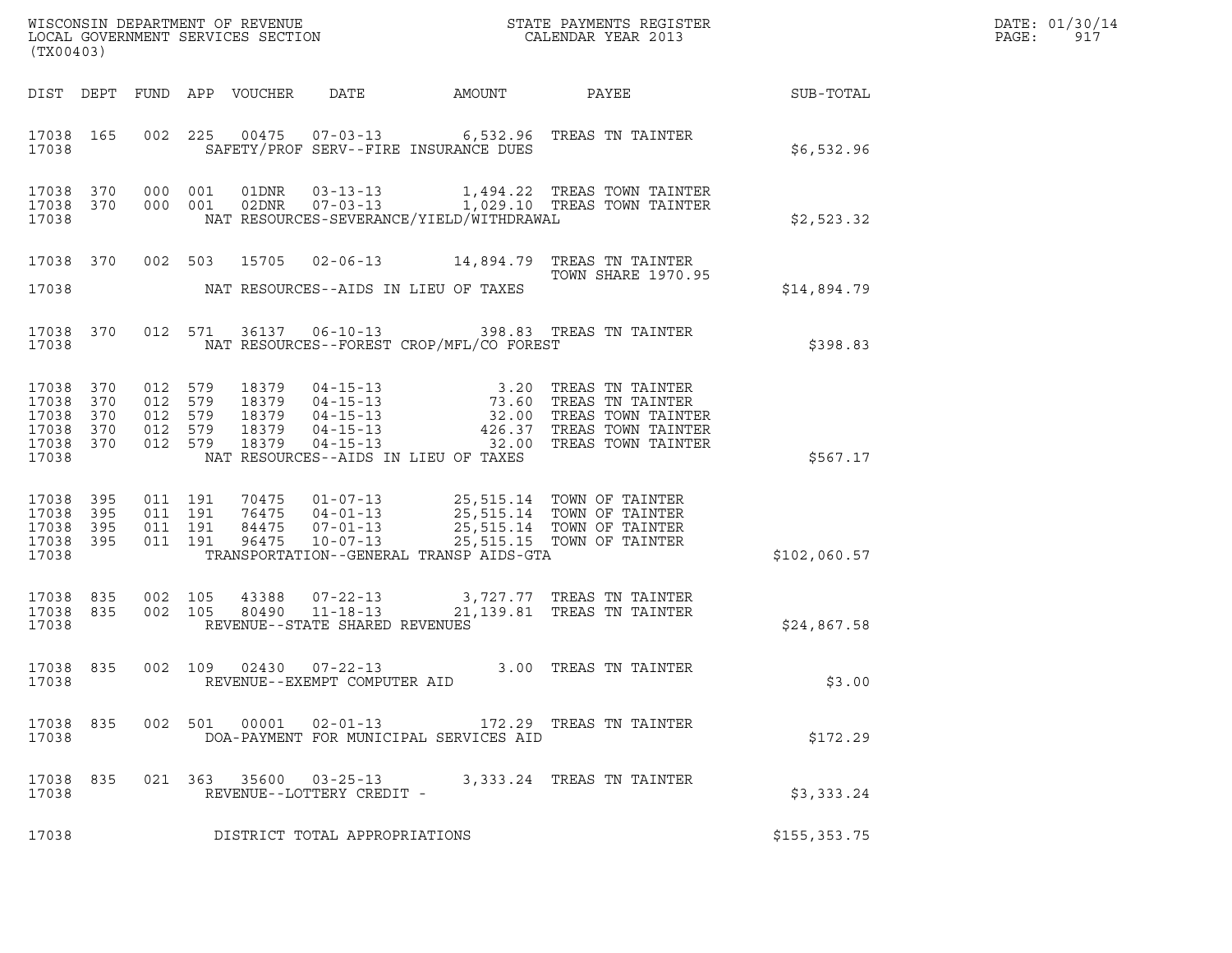WISCONSIN DEPARTMENT OF REVENUE
LOCAL GOVERNMENT SERVICES SECTION
(TX00403)

STATE PAYMENTS REGISTER
CALENDAR YEAR 2013

DATE: 01/30/14
PAGE: 917

| DIST | DEPT | FUND | APP | VOUCHER | DATE | AMOUNT | PAYEE | SUB-TOTAL |
|---|---|---|---|---|---|---|---|---|
| 17038 | 165 | 002 | 225 | 00475 | 07-03-13 | 6,532.96 | TREAS TN TAINTER | |
| 17038 | | | | | SAFETY/PROF SERV--FIRE INSURANCE DUES | | | $6,532.96 |
| 17038 | 370 | 000 | 001 | 01DNR | 03-13-13 | 1,494.22 | TREAS TOWN TAINTER | |
| 17038 | 370 | 000 | 001 | 02DNR | 07-03-13 | 1,029.10 | TREAS TOWN TAINTER | |
| 17038 | | | | | NAT RESOURCES-SEVERANCE/YIELD/WITHDRAWAL | | | $2,523.32 |
| 17038 | 370 | 002 | 503 | 15705 | 02-06-13 | 14,894.79 | TREAS TN TAINTER TOWN SHARE 1970.95 | |
| 17038 | | | | | NAT RESOURCES--AIDS IN LIEU OF TAXES | | | $14,894.79 |
| 17038 | 370 | 012 | 571 | 36137 | 06-10-13 | 398.83 | TREAS TN TAINTER | |
| 17038 | | | | | NAT RESOURCES--FOREST CROP/MFL/CO FOREST | | | $398.83 |
| 17038 | 370 | 012 | 579 | 18379 | 04-15-13 | 3.20 | TREAS TN TAINTER | |
| 17038 | 370 | 012 | 579 | 18379 | 04-15-13 | 73.60 | TREAS TN TAINTER | |
| 17038 | 370 | 012 | 579 | 18379 | 04-15-13 | 32.00 | TREAS TOWN TAINTER | |
| 17038 | 370 | 012 | 579 | 18379 | 04-15-13 | 426.37 | TREAS TOWN TAINTER | |
| 17038 | 370 | 012 | 579 | 18379 | 04-15-13 | 32.00 | TREAS TOWN TAINTER | |
| 17038 | | | | | NAT RESOURCES--AIDS IN LIEU OF TAXES | | | $567.17 |
| 17038 | 395 | 011 | 191 | 70475 | 01-07-13 | 25,515.14 | TOWN OF TAINTER | |
| 17038 | 395 | 011 | 191 | 76475 | 04-01-13 | 25,515.14 | TOWN OF TAINTER | |
| 17038 | 395 | 011 | 191 | 84475 | 07-01-13 | 25,515.14 | TOWN OF TAINTER | |
| 17038 | 395 | 011 | 191 | 96475 | 10-07-13 | 25,515.15 | TOWN OF TAINTER | |
| 17038 | | | | | TRANSPORTATION--GENERAL TRANSP AIDS-GTA | | | $102,060.57 |
| 17038 | 835 | 002 | 105 | 43388 | 07-22-13 | 3,727.77 | TREAS TN TAINTER | |
| 17038 | 835 | 002 | 105 | 80490 | 11-18-13 | 21,139.81 | TREAS TN TAINTER | |
| 17038 | | | | | REVENUE--STATE SHARED REVENUES | | | $24,867.58 |
| 17038 | 835 | 002 | 109 | 02430 | 07-22-13 | 3.00 | TREAS TN TAINTER | |
| 17038 | | | | | REVENUE--EXEMPT COMPUTER AID | | | $3.00 |
| 17038 | 835 | 002 | 501 | 00001 | 02-01-13 | 172.29 | TREAS TN TAINTER | |
| 17038 | | | | | DOA-PAYMENT FOR MUNICIPAL SERVICES AID | | | $172.29 |
| 17038 | 835 | 021 | 363 | 35600 | 03-25-13 | 3,333.24 | TREAS TN TAINTER | |
| 17038 | | | | | REVENUE--LOTTERY CREDIT - | | | $3,333.24 |
| 17038 | | | | | DISTRICT TOTAL APPROPRIATIONS | | | $155,353.75 |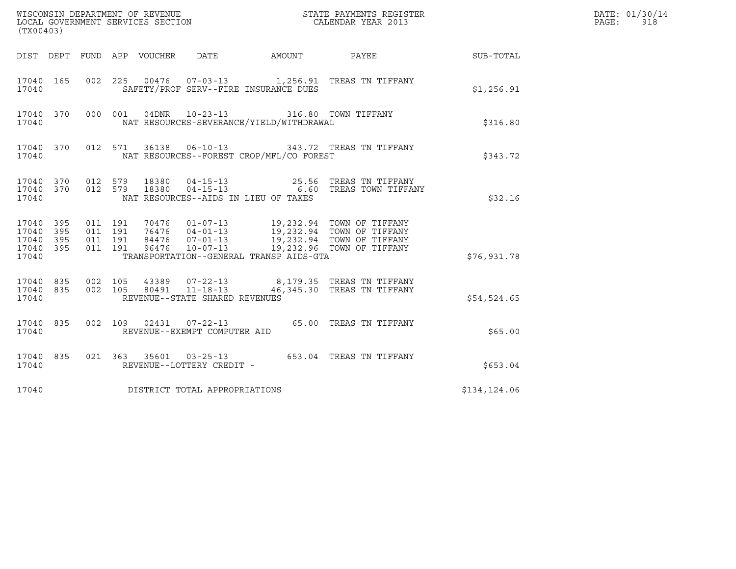WISCONSIN DEPARTMENT OF REVENUE
LOCAL GOVERNMENT SERVICES SECTION
(TX00403)

STATE PAYMENTS REGISTER
CALENDAR YEAR 2013

DATE: 01/30/14
PAGE: 918

| DIST | DEPT | FUND | APP | VOUCHER | DATE | AMOUNT | PAYEE | SUB-TOTAL |
|---|---|---|---|---|---|---|---|---|
| 17040 | 165 | 002 | 225 | 00476 | 07-03-13 | 1,256.91 | TREAS TN TIFFANY | |
| 17040 | | | | SAFETY/PROF SERV--FIRE INSURANCE DUES | | | | $1,256.91 |
| 17040 | 370 | 000 | 001 | 04DNR | 10-23-13 | 316.80 | TOWN TIFFANY | |
| 17040 | | | | NAT RESOURCES-SEVERANCE/YIELD/WITHDRAWAL | | | | $316.80 |
| 17040 | 370 | 012 | 571 | 36138 | 06-10-13 | 343.72 | TREAS TN TIFFANY | |
| 17040 | | | | NAT RESOURCES--FOREST CROP/MFL/CO FOREST | | | | $343.72 |
| 17040 | 370 | 012 | 579 | 18380 | 04-15-13 | 25.56 | TREAS TN TIFFANY | |
| 17040 | 370 | 012 | 579 | 18380 | 04-15-13 | 6.60 | TREAS TOWN TIFFANY | |
| 17040 | | | | NAT RESOURCES--AIDS IN LIEU OF TAXES | | | | $32.16 |
| 17040 | 395 | 011 | 191 | 70476 | 01-07-13 | 19,232.94 | TOWN OF TIFFANY | |
| 17040 | 395 | 011 | 191 | 76476 | 04-01-13 | 19,232.94 | TOWN OF TIFFANY | |
| 17040 | 395 | 011 | 191 | 84476 | 07-01-13 | 19,232.94 | TOWN OF TIFFANY | |
| 17040 | 395 | 011 | 191 | 96476 | 10-07-13 | 19,232.96 | TOWN OF TIFFANY | |
| 17040 | | | | TRANSPORTATION--GENERAL TRANSP AIDS-GTA | | | | $76,931.78 |
| 17040 | 835 | 002 | 105 | 43389 | 07-22-13 | 8,179.35 | TREAS TN TIFFANY | |
| 17040 | 835 | 002 | 105 | 80491 | 11-18-13 | 46,345.30 | TREAS TN TIFFANY | |
| 17040 | | | | REVENUE--STATE SHARED REVENUES | | | | $54,524.65 |
| 17040 | 835 | 002 | 109 | 02431 | 07-22-13 | 65.00 | TREAS TN TIFFANY | |
| 17040 | | | | REVENUE--EXEMPT COMPUTER AID | | | | $65.00 |
| 17040 | 835 | 021 | 363 | 35601 | 03-25-13 | 653.04 | TREAS TN TIFFANY | |
| 17040 | | | | REVENUE--LOTTERY CREDIT - | | | | $653.04 |
| 17040 | | | | DISTRICT TOTAL APPROPRIATIONS | | | | $134,124.06 |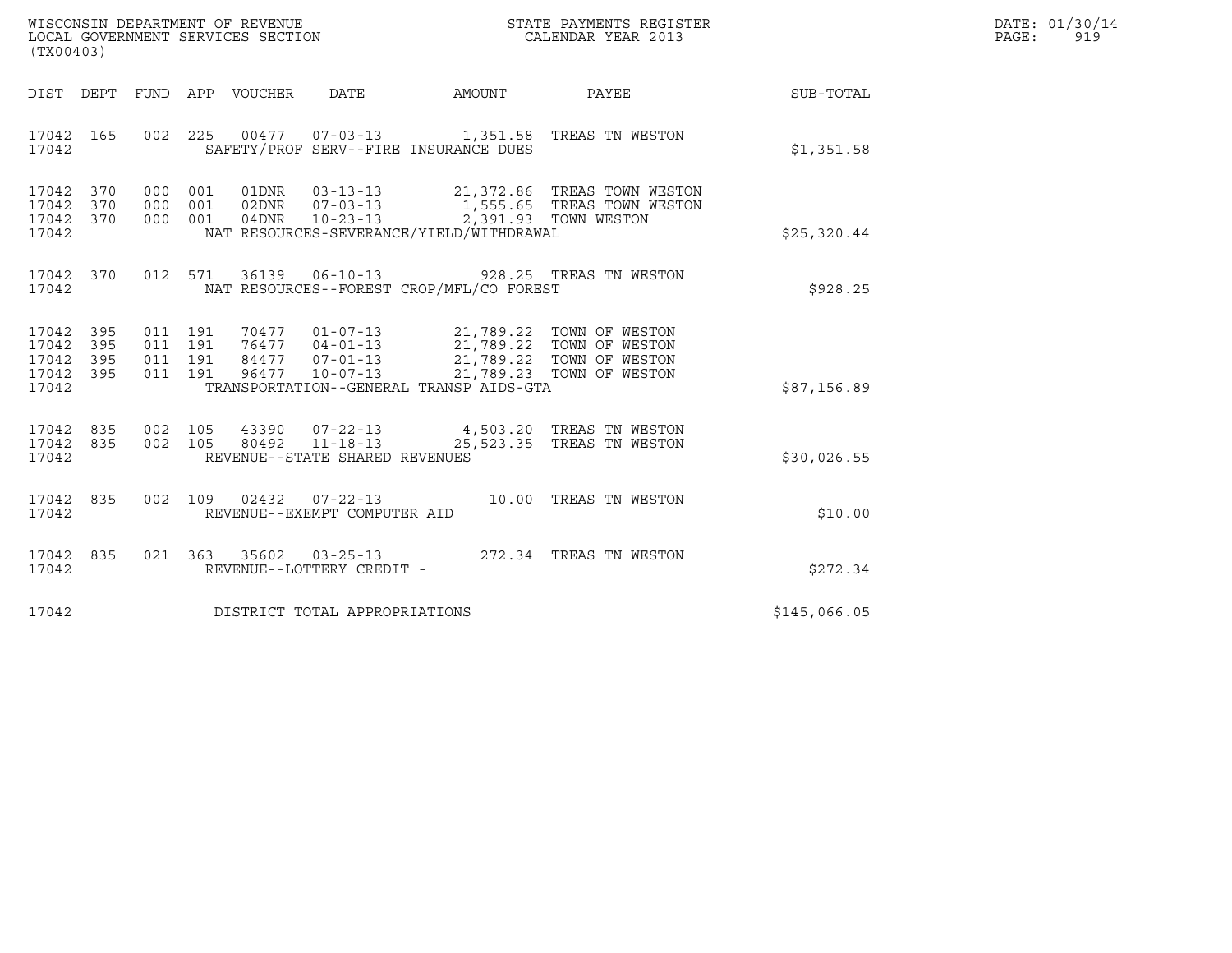WISCONSIN DEPARTMENT OF REVENUE
LOCAL GOVERNMENT SERVICES SECTION
(TX00403)

STATE PAYMENTS REGISTER
CALENDAR YEAR 2013

DATE: 01/30/14
PAGE: 919

| DIST | DEPT | FUND | APP | VOUCHER | DATE | AMOUNT | PAYEE | SUB-TOTAL |
|---|---|---|---|---|---|---|---|---|
| 17042 | 165 | 002 | 225 | 00477 | 07-03-13 | 1,351.58 | TREAS TN WESTON | |
| 17042 | | | | SAFETY/PROF SERV--FIRE INSURANCE DUES | | | | $1,351.58 |
| 17042 | 370 | 000 | 001 | 01DNR | 03-13-13 | 21,372.86 | TREAS TOWN WESTON | |
| 17042 | 370 | 000 | 001 | 02DNR | 07-03-13 | 1,555.65 | TREAS TOWN WESTON | |
| 17042 | 370 | 000 | 001 | 04DNR | 10-23-13 | 2,391.93 | TOWN WESTON | |
| 17042 | | | | NAT RESOURCES-SEVERANCE/YIELD/WITHDRAWAL | | | | $25,320.44 |
| 17042 | 370 | 012 | 571 | 36139 | 06-10-13 | 928.25 | TREAS TN WESTON | |
| 17042 | | | | NAT RESOURCES--FOREST CROP/MFL/CO FOREST | | | | $928.25 |
| 17042 | 395 | 011 | 191 | 70477 | 01-07-13 | 21,789.22 | TOWN OF WESTON | |
| 17042 | 395 | 011 | 191 | 76477 | 04-01-13 | 21,789.22 | TOWN OF WESTON | |
| 17042 | 395 | 011 | 191 | 84477 | 07-01-13 | 21,789.22 | TOWN OF WESTON | |
| 17042 | 395 | 011 | 191 | 96477 | 10-07-13 | 21,789.23 | TOWN OF WESTON | |
| 17042 | | | | TRANSPORTATION--GENERAL TRANSP AIDS-GTA | | | | $87,156.89 |
| 17042 | 835 | 002 | 105 | 43390 | 07-22-13 | 4,503.20 | TREAS TN WESTON | |
| 17042 | 835 | 002 | 105 | 80492 | 11-18-13 | 25,523.35 | TREAS TN WESTON | |
| 17042 | | | | REVENUE--STATE SHARED REVENUES | | | | $30,026.55 |
| 17042 | 835 | 002 | 109 | 02432 | 07-22-13 | 10.00 | TREAS TN WESTON | |
| 17042 | | | | REVENUE--EXEMPT COMPUTER AID | | | | $10.00 |
| 17042 | 835 | 021 | 363 | 35602 | 03-25-13 | 272.34 | TREAS TN WESTON | |
| 17042 | | | | REVENUE--LOTTERY CREDIT - | | | | $272.34 |
| 17042 | | | | DISTRICT TOTAL APPROPRIATIONS | | | | $145,066.05 |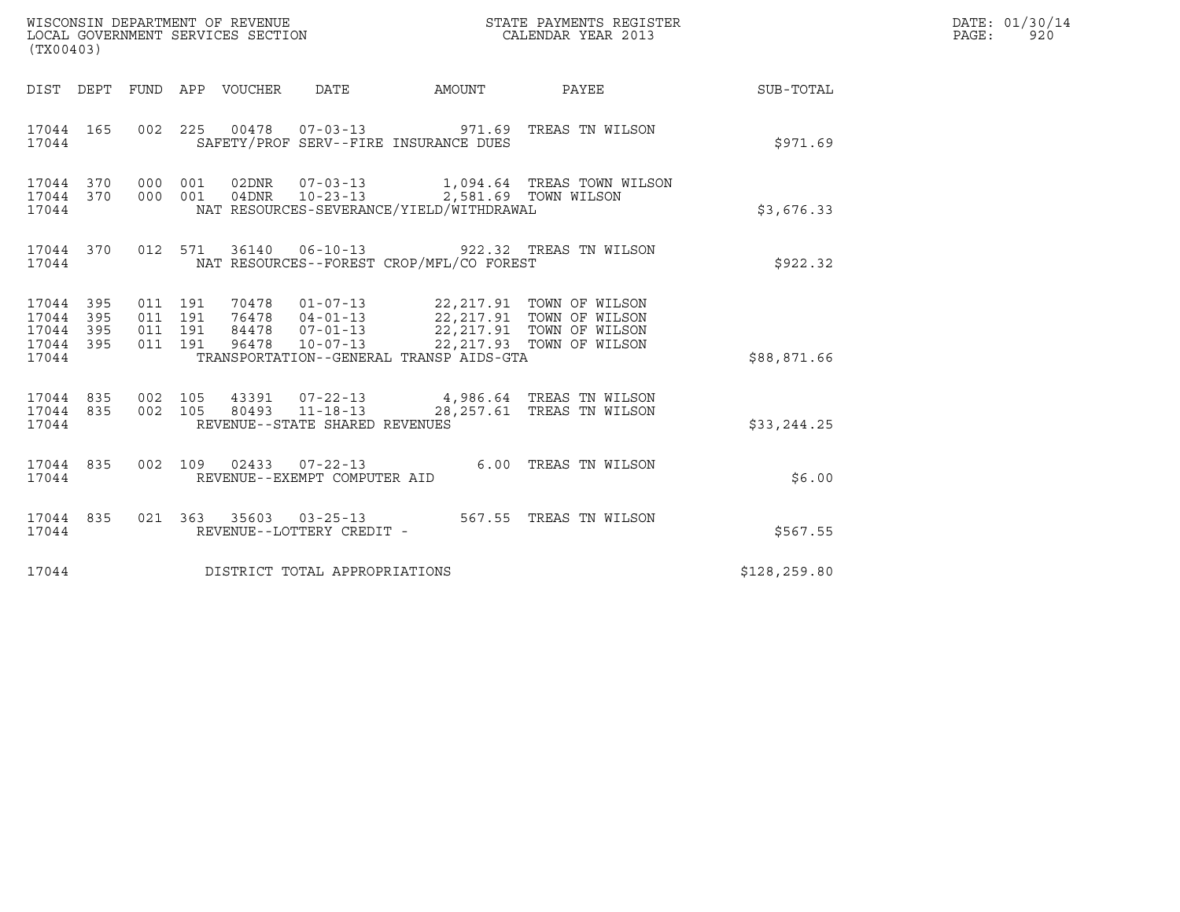WISCONSIN DEPARTMENT OF REVENUE
LOCAL GOVERNMENT SERVICES SECTION
(TX00403)

STATE PAYMENTS REGISTER
CALENDAR YEAR 2013

DATE: 01/30/14
PAGE: 920

| DIST | DEPT | FUND | APP | VOUCHER | DATE | AMOUNT | PAYEE | SUB-TOTAL |
|---|---|---|---|---|---|---|---|---|
| 17044 | 165 | 002 | 225 | 00478 | 07-03-13 | 971.69 | TREAS TN WILSON | |
| 17044 | | | | SAFETY/PROF SERV--FIRE INSURANCE DUES | | | | $971.69 |
| 17044 | 370 | 000 | 001 | 02DNR | 07-03-13 | 1,094.64 | TREAS TOWN WILSON | |
| 17044 | 370 | 000 | 001 | 04DNR | 10-23-13 | 2,581.69 | TOWN WILSON | |
| 17044 | | | | NAT RESOURCES-SEVERANCE/YIELD/WITHDRAWAL | | | | $3,676.33 |
| 17044 | 370 | 012 | 571 | 36140 | 06-10-13 | 922.32 | TREAS TN WILSON | |
| 17044 | | | | NAT RESOURCES--FOREST CROP/MFL/CO FOREST | | | | $922.32 |
| 17044 | 395 | 011 | 191 | 70478 | 01-07-13 | 22,217.91 | TOWN OF WILSON | |
| 17044 | 395 | 011 | 191 | 76478 | 04-01-13 | 22,217.91 | TOWN OF WILSON | |
| 17044 | 395 | 011 | 191 | 84478 | 07-01-13 | 22,217.91 | TOWN OF WILSON | |
| 17044 | 395 | 011 | 191 | 96478 | 10-07-13 | 22,217.93 | TOWN OF WILSON | |
| 17044 | | | | TRANSPORTATION--GENERAL TRANSP AIDS-GTA | | | | $88,871.66 |
| 17044 | 835 | 002 | 105 | 43391 | 07-22-13 | 4,986.64 | TREAS TN WILSON | |
| 17044 | 835 | 002 | 105 | 80493 | 11-18-13 | 28,257.61 | TREAS TN WILSON | |
| 17044 | | | | REVENUE--STATE SHARED REVENUES | | | | $33,244.25 |
| 17044 | 835 | 002 | 109 | 02433 | 07-22-13 | 6.00 | TREAS TN WILSON | |
| 17044 | | | | REVENUE--EXEMPT COMPUTER AID | | | | $6.00 |
| 17044 | 835 | 021 | 363 | 35603 | 03-25-13 | 567.55 | TREAS TN WILSON | |
| 17044 | | | | REVENUE--LOTTERY CREDIT - | | | | $567.55 |
| 17044 | | | | DISTRICT TOTAL APPROPRIATIONS | | | | $128,259.80 |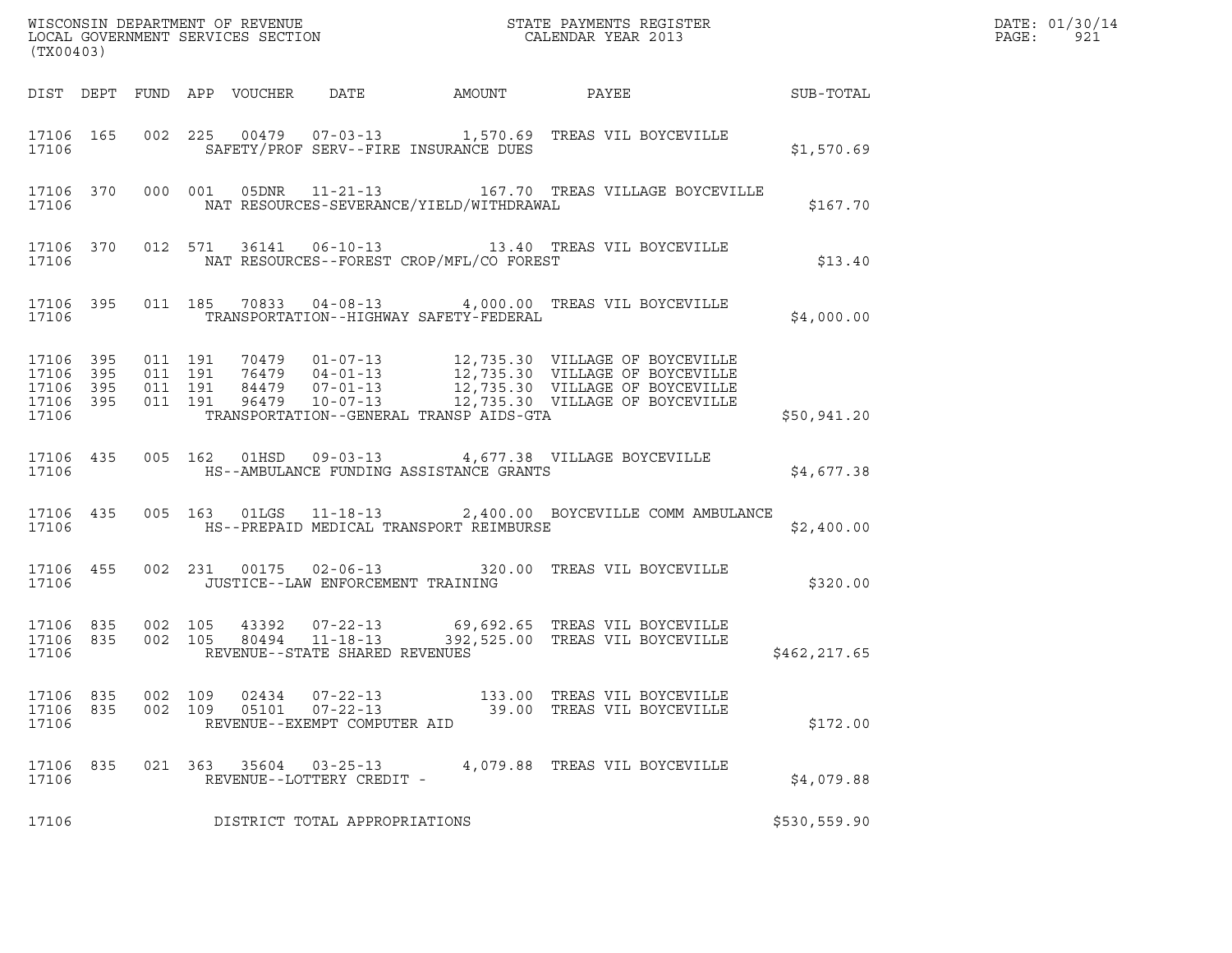WISCONSIN DEPARTMENT OF REVENUE
LOCAL GOVERNMENT SERVICES SECTION
(TX00403)

STATE PAYMENTS REGISTER
CALENDAR YEAR 2013

DATE: 01/30/14
PAGE: 921

| DIST | DEPT | FUND | APP | VOUCHER | DATE | AMOUNT | PAYEE | SUB-TOTAL |
|---|---|---|---|---|---|---|---|---|
| 17106 | 165 | 002 | 225 | 00479 | 07-03-13 | 1,570.69 | TREAS VIL BOYCEVILLE | |
| 17106 | | | | SAFETY/PROF SERV--FIRE INSURANCE DUES | | | | $1,570.69 |
| 17106 | 370 | 000 | 001 | 05DNR | 11-21-13 | 167.70 | TREAS VILLAGE BOYCEVILLE | |
| 17106 | | | | NAT RESOURCES-SEVERANCE/YIELD/WITHDRAWAL | | | | $167.70 |
| 17106 | 370 | 012 | 571 | 36141 | 06-10-13 | 13.40 | TREAS VIL BOYCEVILLE | |
| 17106 | | | | NAT RESOURCES--FOREST CROP/MFL/CO FOREST | | | | $13.40 |
| 17106 | 395 | 011 | 185 | 70833 | 04-08-13 | 4,000.00 | TREAS VIL BOYCEVILLE | |
| 17106 | | | | TRANSPORTATION--HIGHWAY SAFETY-FEDERAL | | | | $4,000.00 |
| 17106 | 395 | 011 | 191 | 70479 | 01-07-13 | 12,735.30 | VILLAGE OF BOYCEVILLE | |
| 17106 | 395 | 011 | 191 | 76479 | 04-01-13 | 12,735.30 | VILLAGE OF BOYCEVILLE | |
| 17106 | 395 | 011 | 191 | 84479 | 07-01-13 | 12,735.30 | VILLAGE OF BOYCEVILLE | |
| 17106 | 395 | 011 | 191 | 96479 | 10-07-13 | 12,735.30 | VILLAGE OF BOYCEVILLE | |
| 17106 | | | | TRANSPORTATION--GENERAL TRANSP AIDS-GTA | | | | $50,941.20 |
| 17106 | 435 | 005 | 162 | 01HSD | 09-03-13 | 4,677.38 | VILLAGE BOYCEVILLE | |
| 17106 | | | | HS--AMBULANCE FUNDING ASSISTANCE GRANTS | | | | $4,677.38 |
| 17106 | 435 | 005 | 163 | 01LGS | 11-18-13 | 2,400.00 | BOYCEVILLE COMM AMBULANCE | |
| 17106 | | | | HS--PREPAID MEDICAL TRANSPORT REIMBURSE | | | | $2,400.00 |
| 17106 | 455 | 002 | 231 | 00175 | 02-06-13 | 320.00 | TREAS VIL BOYCEVILLE | |
| 17106 | | | | JUSTICE--LAW ENFORCEMENT TRAINING | | | | $320.00 |
| 17106 | 835 | 002 | 105 | 43392 | 07-22-13 | 69,692.65 | TREAS VIL BOYCEVILLE | |
| 17106 | 835 | 002 | 105 | 80494 | 11-18-13 | 392,525.00 | TREAS VIL BOYCEVILLE | |
| 17106 | | | | REVENUE--STATE SHARED REVENUES | | | | $462,217.65 |
| 17106 | 835 | 002 | 109 | 02434 | 07-22-13 | 133.00 | TREAS VIL BOYCEVILLE | |
| 17106 | 835 | 002 | 109 | 05101 | 07-22-13 | 39.00 | TREAS VIL BOYCEVILLE | |
| 17106 | | | | REVENUE--EXEMPT COMPUTER AID | | | | $172.00 |
| 17106 | 835 | 021 | 363 | 35604 | 03-25-13 | 4,079.88 | TREAS VIL BOYCEVILLE | |
| 17106 | | | | REVENUE--LOTTERY CREDIT - | | | | $4,079.88 |
| 17106 | | | | DISTRICT TOTAL APPROPRIATIONS | | | | $530,559.90 |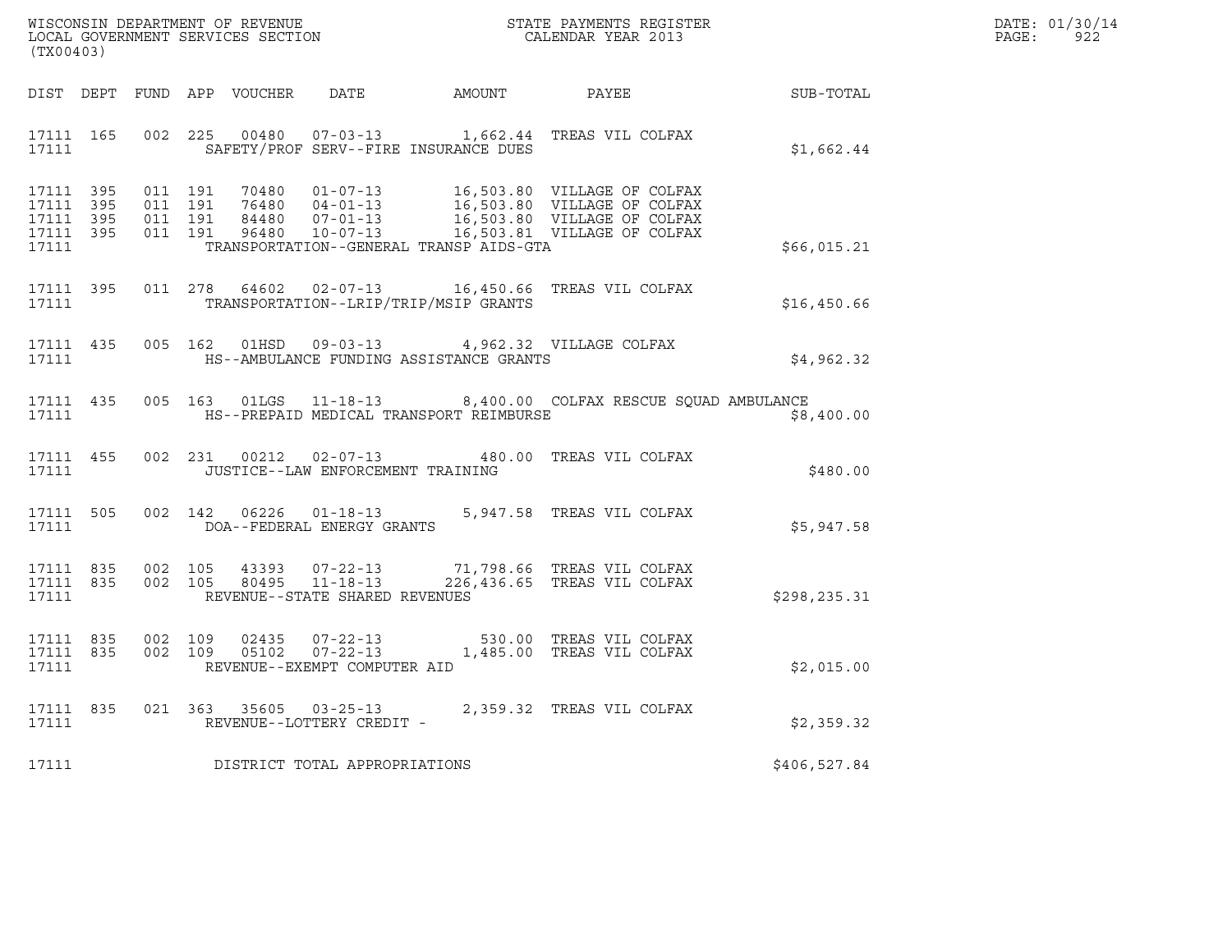WISCONSIN DEPARTMENT OF REVENUE
LOCAL GOVERNMENT SERVICES SECTION
(TX00403)

STATE PAYMENTS REGISTER
CALENDAR YEAR 2013

DATE: 01/30/14
PAGE: 922

| DIST | DEPT | FUND | APP | VOUCHER | DATE | AMOUNT | PAYEE | SUB-TOTAL |
|---|---|---|---|---|---|---|---|---|
| 17111 | 165 | 002 | 225 | 00480 | 07-03-13 | 1,662.44 | TREAS VIL COLFAX | |
| 17111 | | | | SAFETY/PROF SERV--FIRE INSURANCE DUES | | | | $1,662.44 |
| 17111 | 395 | 011 | 191 | 70480 | 01-07-13 | 16,503.80 | VILLAGE OF COLFAX | |
| 17111 | 395 | 011 | 191 | 76480 | 04-01-13 | 16,503.80 | VILLAGE OF COLFAX | |
| 17111 | 395 | 011 | 191 | 84480 | 07-01-13 | 16,503.80 | VILLAGE OF COLFAX | |
| 17111 | 395 | 011 | 191 | 96480 | 10-07-13 | 16,503.81 | VILLAGE OF COLFAX | |
| 17111 | | | | TRANSPORTATION--GENERAL TRANSP AIDS-GTA | | | | $66,015.21 |
| 17111 | 395 | 011 | 278 | 64602 | 02-07-13 | 16,450.66 | TREAS VIL COLFAX | |
| 17111 | | | | TRANSPORTATION--LRIP/TRIP/MSIP GRANTS | | | | $16,450.66 |
| 17111 | 435 | 005 | 162 | 01HSD | 09-03-13 | 4,962.32 | VILLAGE COLFAX | |
| 17111 | | | | HS--AMBULANCE FUNDING ASSISTANCE GRANTS | | | | $4,962.32 |
| 17111 | 435 | 005 | 163 | 01LGS | 11-18-13 | 8,400.00 | COLFAX RESCUE SQUAD AMBULANCE | |
| 17111 | | | | HS--PREPAID MEDICAL TRANSPORT REIMBURSE | | | | $8,400.00 |
| 17111 | 455 | 002 | 231 | 00212 | 02-07-13 | 480.00 | TREAS VIL COLFAX | |
| 17111 | | | | JUSTICE--LAW ENFORCEMENT TRAINING | | | | $480.00 |
| 17111 | 505 | 002 | 142 | 06226 | 01-18-13 | 5,947.58 | TREAS VIL COLFAX | |
| 17111 | | | | DOA--FEDERAL ENERGY GRANTS | | | | $5,947.58 |
| 17111 | 835 | 002 | 105 | 43393 | 07-22-13 | 71,798.66 | TREAS VIL COLFAX | |
| 17111 | 835 | 002 | 105 | 80495 | 11-18-13 | 226,436.65 | TREAS VIL COLFAX | |
| 17111 | | | | REVENUE--STATE SHARED REVENUES | | | | $298,235.31 |
| 17111 | 835 | 002 | 109 | 02435 | 07-22-13 | 530.00 | TREAS VIL COLFAX | |
| 17111 | 835 | 002 | 109 | 05102 | 07-22-13 | 1,485.00 | TREAS VIL COLFAX | |
| 17111 | | | | REVENUE--EXEMPT COMPUTER AID | | | | $2,015.00 |
| 17111 | 835 | 021 | 363 | 35605 | 03-25-13 | 2,359.32 | TREAS VIL COLFAX | |
| 17111 | | | | REVENUE--LOTTERY CREDIT - | | | | $2,359.32 |
| 17111 | | | | DISTRICT TOTAL APPROPRIATIONS | | | | $406,527.84 |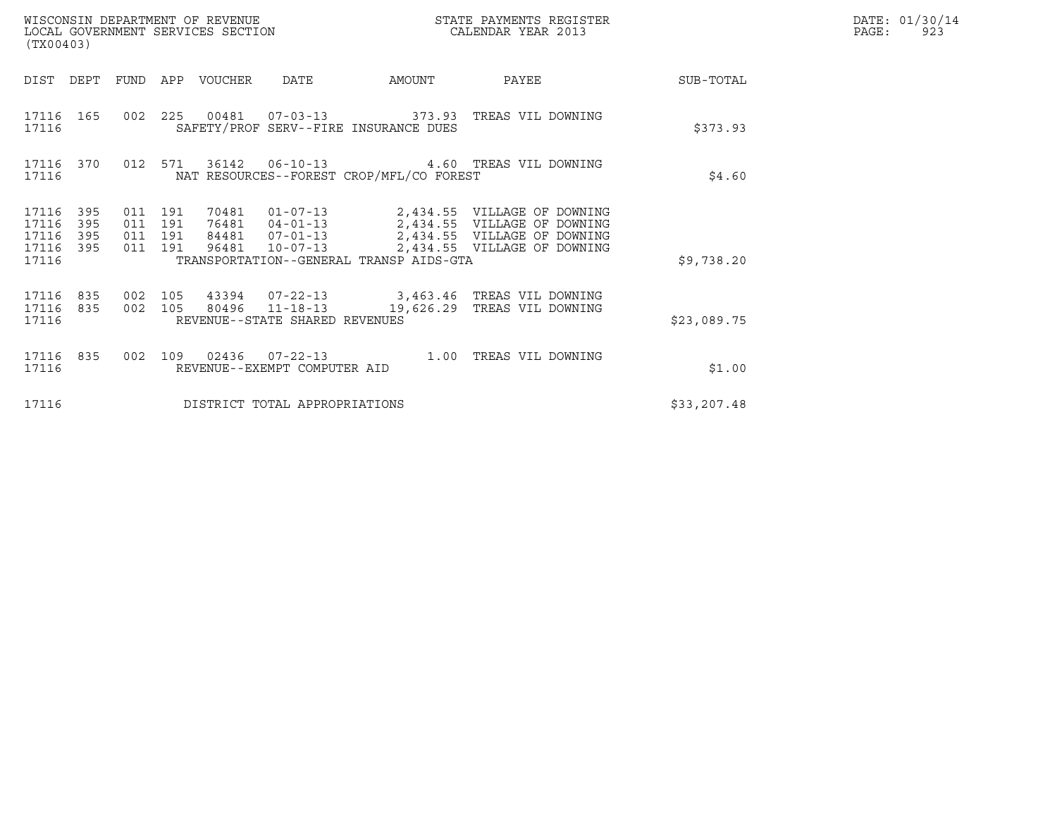WISCONSIN DEPARTMENT OF REVENUE
LOCAL GOVERNMENT SERVICES SECTION
(TX00403)

STATE PAYMENTS REGISTER
CALENDAR YEAR 2013

DATE: 01/30/14
PAGE: 923

| DIST | DEPT | FUND | APP | VOUCHER | DATE | AMOUNT | PAYEE | SUB-TOTAL |
|---|---|---|---|---|---|---|---|---|
| 17116 | 165 | 002 | 225 | 00481 | 07-03-13 | 373.93 | TREAS VIL DOWNING | |
| 17116 | | | | SAFETY/PROF SERV--FIRE INSURANCE DUES | | | | $373.93 |
| 17116 | 370 | 012 | 571 | 36142 | 06-10-13 | 4.60 | TREAS VIL DOWNING | |
| 17116 | | | | NAT RESOURCES--FOREST CROP/MFL/CO FOREST | | | | $4.60 |
| 17116 | 395 | 011 | 191 | 70481 | 01-07-13 | 2,434.55 | VILLAGE OF DOWNING | |
| 17116 | 395 | 011 | 191 | 76481 | 04-01-13 | 2,434.55 | VILLAGE OF DOWNING | |
| 17116 | 395 | 011 | 191 | 84481 | 07-01-13 | 2,434.55 | VILLAGE OF DOWNING | |
| 17116 | 395 | 011 | 191 | 96481 | 10-07-13 | 2,434.55 | VILLAGE OF DOWNING | |
| 17116 | | | | TRANSPORTATION--GENERAL TRANSP AIDS-GTA | | | | $9,738.20 |
| 17116 | 835 | 002 | 105 | 43394 | 07-22-13 | 3,463.46 | TREAS VIL DOWNING | |
| 17116 | 835 | 002 | 105 | 80496 | 11-18-13 | 19,626.29 | TREAS VIL DOWNING | |
| 17116 | | | | REVENUE--STATE SHARED REVENUES | | | | $23,089.75 |
| 17116 | 835 | 002 | 109 | 02436 | 07-22-13 | 1.00 | TREAS VIL DOWNING | |
| 17116 | | | | REVENUE--EXEMPT COMPUTER AID | | | | $1.00 |
| 17116 | | | | DISTRICT TOTAL APPROPRIATIONS | | | | $33,207.48 |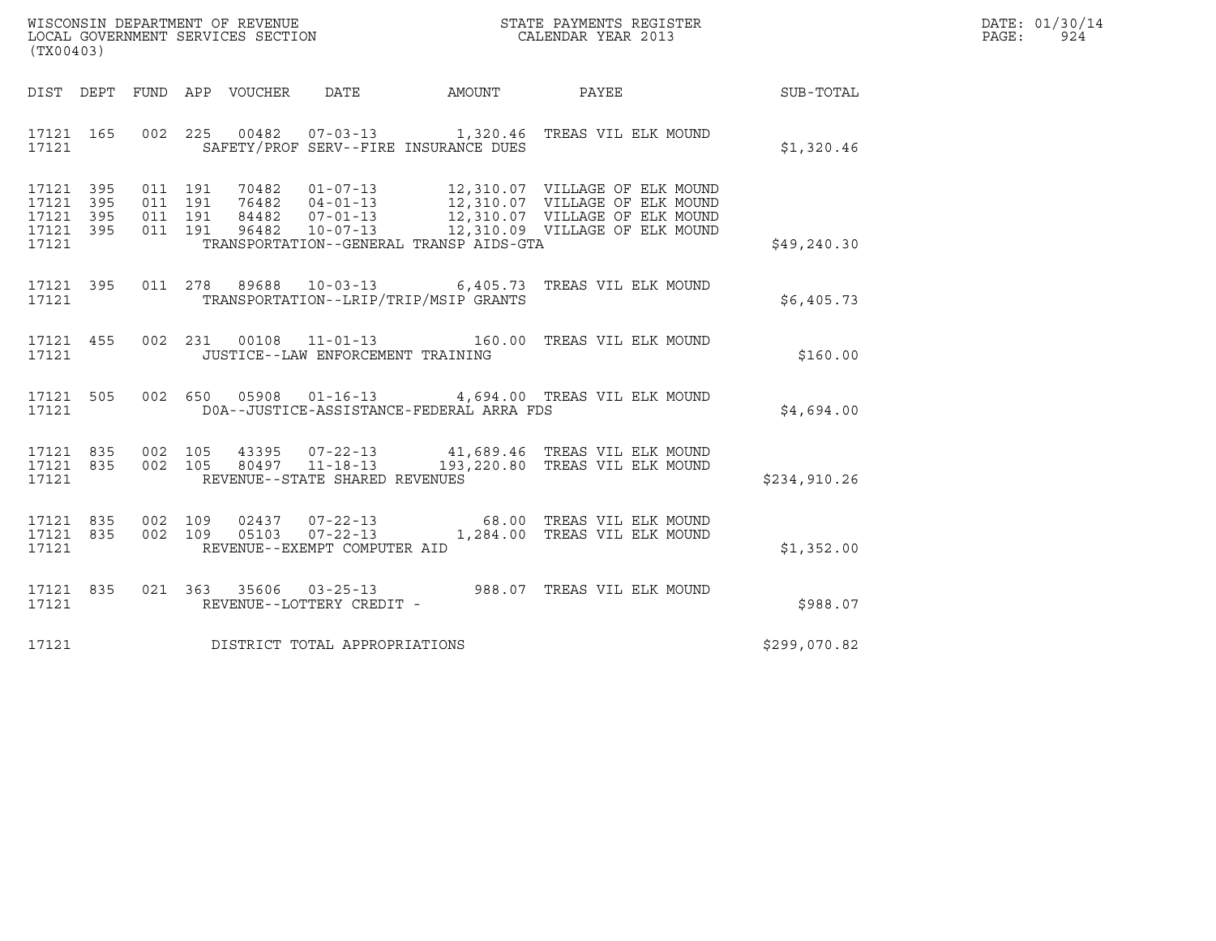WISCONSIN DEPARTMENT OF REVENUE
LOCAL GOVERNMENT SERVICES SECTION
(TX00403)

STATE PAYMENTS REGISTER
CALENDAR YEAR 2013

DATE: 01/30/14
PAGE: 924

| DIST | DEPT | FUND | APP | VOUCHER | DATE | AMOUNT | PAYEE | SUB-TOTAL |
|---|---|---|---|---|---|---|---|---|
| 17121 | 165 | 002 | 225 | 00482 | 07-03-13 | 1,320.46 | TREAS VIL ELK MOUND | |
| 17121 | | | | | SAFETY/PROF SERV--FIRE INSURANCE DUES | | | $1,320.46 |
| 17121 | 395 | 011 | 191 | 70482 | 01-07-13 | 12,310.07 | VILLAGE OF ELK MOUND | |
| 17121 | 395 | 011 | 191 | 76482 | 04-01-13 | 12,310.07 | VILLAGE OF ELK MOUND | |
| 17121 | 395 | 011 | 191 | 84482 | 07-01-13 | 12,310.07 | VILLAGE OF ELK MOUND | |
| 17121 | 395 | 011 | 191 | 96482 | 10-07-13 | 12,310.09 | VILLAGE OF ELK MOUND | |
| 17121 | | | | | TRANSPORTATION--GENERAL TRANSP AIDS-GTA | | | $49,240.30 |
| 17121 | 395 | 011 | 278 | 89688 | 10-03-13 | 6,405.73 | TREAS VIL ELK MOUND | |
| 17121 | | | | | TRANSPORTATION--LRIP/TRIP/MSIP GRANTS | | | $6,405.73 |
| 17121 | 455 | 002 | 231 | 00108 | 11-01-13 | 160.00 | TREAS VIL ELK MOUND | |
| 17121 | | | | | JUSTICE--LAW ENFORCEMENT TRAINING | | | $160.00 |
| 17121 | 505 | 002 | 650 | 05908 | 01-16-13 | 4,694.00 | TREAS VIL ELK MOUND | |
| 17121 | | | | | DOA--JUSTICE-ASSISTANCE-FEDERAL ARRA FDS | | | $4,694.00 |
| 17121 | 835 | 002 | 105 | 43395 | 07-22-13 | 41,689.46 | TREAS VIL ELK MOUND | |
| 17121 | 835 | 002 | 105 | 80497 | 11-18-13 | 193,220.80 | TREAS VIL ELK MOUND | |
| 17121 | | | | | REVENUE--STATE SHARED REVENUES | | | $234,910.26 |
| 17121 | 835 | 002 | 109 | 02437 | 07-22-13 | 68.00 | TREAS VIL ELK MOUND | |
| 17121 | 835 | 002 | 109 | 05103 | 07-22-13 | 1,284.00 | TREAS VIL ELK MOUND | |
| 17121 | | | | | REVENUE--EXEMPT COMPUTER AID | | | $1,352.00 |
| 17121 | 835 | 021 | 363 | 35606 | 03-25-13 | 988.07 | TREAS VIL ELK MOUND | |
| 17121 | | | | | REVENUE--LOTTERY CREDIT - | | | $988.07 |
| 17121 | | | | | DISTRICT TOTAL APPROPRIATIONS | | | $299,070.82 |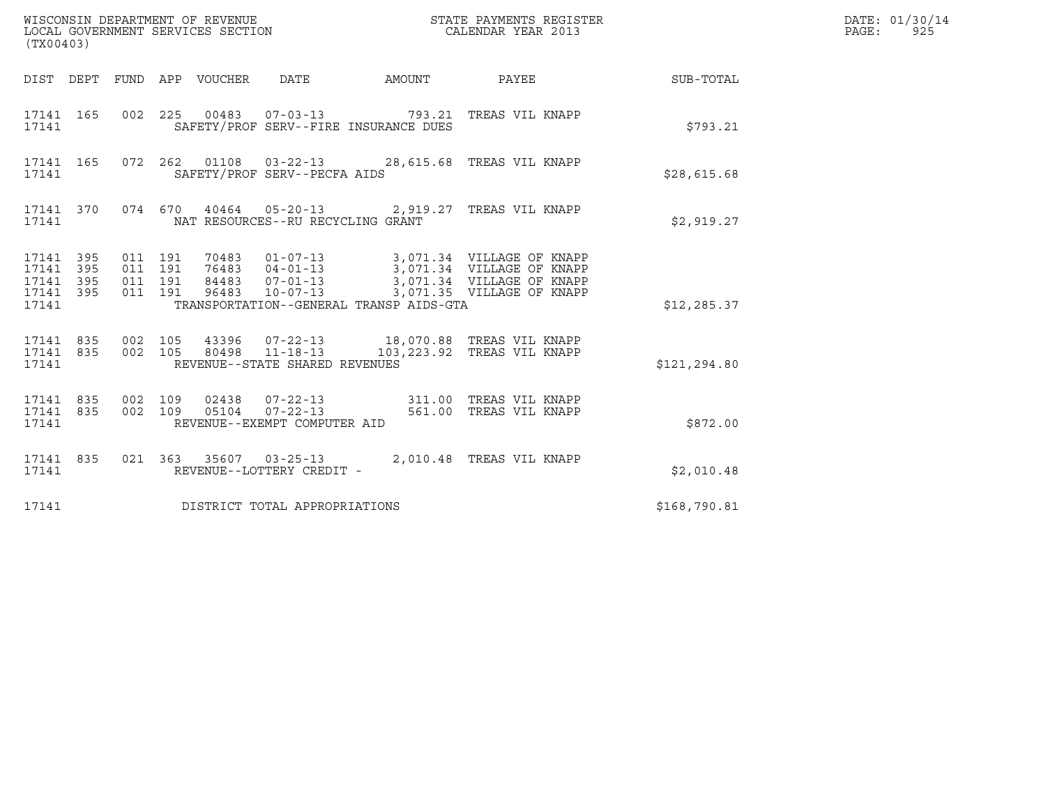WISCONSIN DEPARTMENT OF REVENUE
LOCAL GOVERNMENT SERVICES SECTION
(TX00403)

STATE PAYMENTS REGISTER
CALENDAR YEAR 2013

DATE: 01/30/14
PAGE: 925

| DIST | DEPT | FUND | APP | VOUCHER | DATE | AMOUNT | PAYEE | SUB-TOTAL |
|---|---|---|---|---|---|---|---|---|
| 17141 | 165 | 002 | 225 | 00483 | 07-03-13 | 793.21 | TREAS VIL KNAPP | |
| 17141 | | | | | SAFETY/PROF SERV--FIRE INSURANCE DUES | | | $793.21 |
| 17141 | 165 | 072 | 262 | 01108 | 03-22-13 | 28,615.68 | TREAS VIL KNAPP | |
| 17141 | | | | | SAFETY/PROF SERV--PECFA AIDS | | | $28,615.68 |
| 17141 | 370 | 074 | 670 | 40464 | 05-20-13 | 2,919.27 | TREAS VIL KNAPP | |
| 17141 | | | | | NAT RESOURCES--RU RECYCLING GRANT | | | $2,919.27 |
| 17141 | 395 | 011 | 191 | 70483 | 01-07-13 | 3,071.34 | VILLAGE OF KNAPP | |
| 17141 | 395 | 011 | 191 | 76483 | 04-01-13 | 3,071.34 | VILLAGE OF KNAPP | |
| 17141 | 395 | 011 | 191 | 84483 | 07-01-13 | 3,071.34 | VILLAGE OF KNAPP | |
| 17141 | 395 | 011 | 191 | 96483 | 10-07-13 | 3,071.35 | VILLAGE OF KNAPP | |
| 17141 | | | | | TRANSPORTATION--GENERAL TRANSP AIDS-GTA | | | $12,285.37 |
| 17141 | 835 | 002 | 105 | 43396 | 07-22-13 | 18,070.88 | TREAS VIL KNAPP | |
| 17141 | 835 | 002 | 105 | 80498 | 11-18-13 | 103,223.92 | TREAS VIL KNAPP | |
| 17141 | | | | | REVENUE--STATE SHARED REVENUES | | | $121,294.80 |
| 17141 | 835 | 002 | 109 | 02438 | 07-22-13 | 311.00 | TREAS VIL KNAPP | |
| 17141 | 835 | 002 | 109 | 05104 | 07-22-13 | 561.00 | TREAS VIL KNAPP | |
| 17141 | | | | | REVENUE--EXEMPT COMPUTER AID | | | $872.00 |
| 17141 | 835 | 021 | 363 | 35607 | 03-25-13 | 2,010.48 | TREAS VIL KNAPP | |
| 17141 | | | | | REVENUE--LOTTERY CREDIT - | | | $2,010.48 |
| 17141 | | | | | DISTRICT TOTAL APPROPRIATIONS | | | $168,790.81 |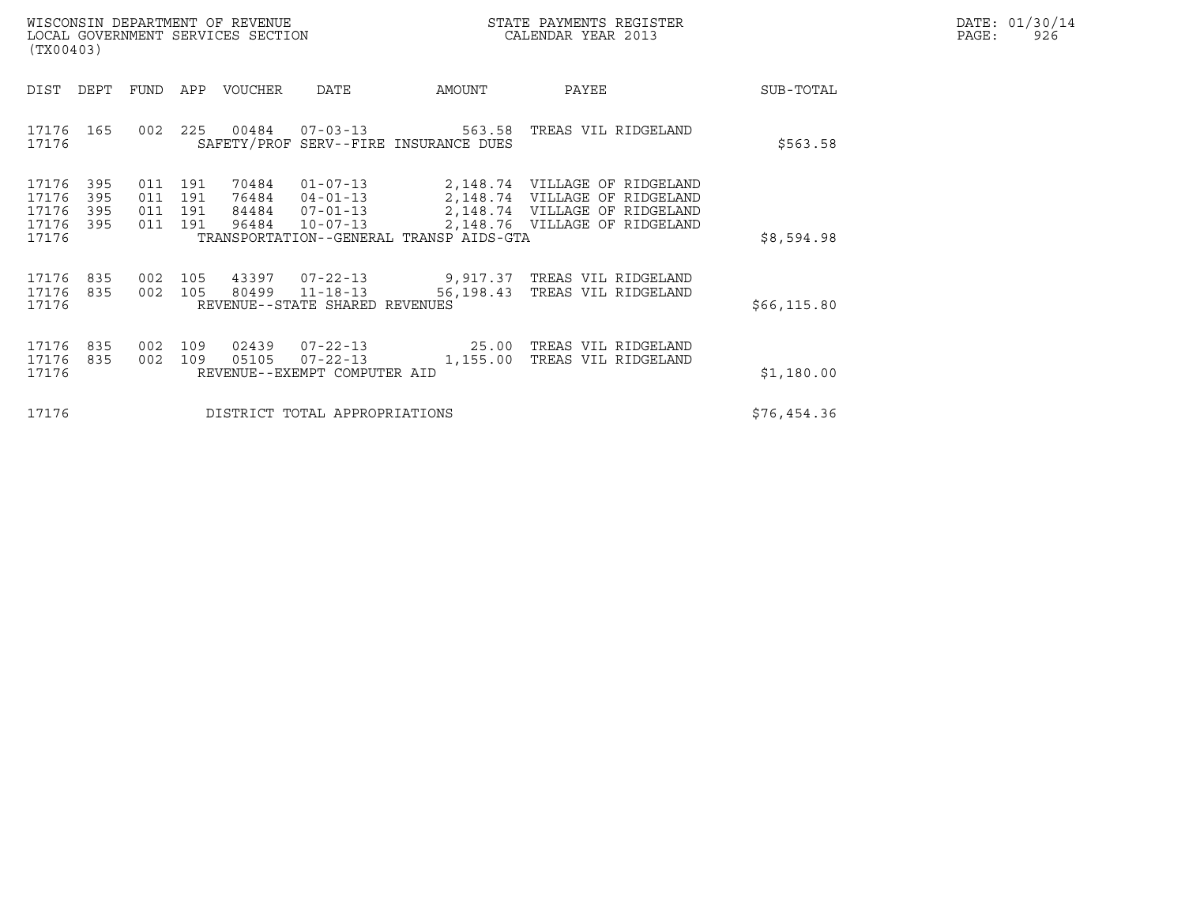WISCONSIN DEPARTMENT OF REVENUE
LOCAL GOVERNMENT SERVICES SECTION
(TX00403)

STATE PAYMENTS REGISTER
CALENDAR YEAR 2013

DATE: 01/30/14

| DIST | DEPT | FUND | APP | VOUCHER | DATE | AMOUNT | PAYEE | SUB-TOTAL |
|---|---|---|---|---|---|---|---|---|
| 17176 | 165 | 002 | 225 | 00484 | 07-03-13 | 563.58 | TREAS VIL RIDGELAND | |
| 17176 | | | | | SAFETY/PROF SERV--FIRE INSURANCE DUES | | | $563.58 |
| 17176 | 395 | 011 | 191 | 70484 | 01-07-13 | 2,148.74 | VILLAGE OF RIDGELAND | |
| 17176 | 395 | 011 | 191 | 76484 | 04-01-13 | 2,148.74 | VILLAGE OF RIDGELAND | |
| 17176 | 395 | 011 | 191 | 84484 | 07-01-13 | 2,148.74 | VILLAGE OF RIDGELAND | |
| 17176 | 395 | 011 | 191 | 96484 | 10-07-13 | 2,148.76 | VILLAGE OF RIDGELAND | |
| 17176 | | | | | TRANSPORTATION--GENERAL TRANSP AIDS-GTA | | | $8,594.98 |
| 17176 | 835 | 002 | 105 | 43397 | 07-22-13 | 9,917.37 | TREAS VIL RIDGELAND | |
| 17176 | 835 | 002 | 105 | 80499 | 11-18-13 | 56,198.43 | TREAS VIL RIDGELAND | |
| 17176 | | | | | REVENUE--STATE SHARED REVENUES | | | $66,115.80 |
| 17176 | 835 | 002 | 109 | 02439 | 07-22-13 | 25.00 | TREAS VIL RIDGELAND | |
| 17176 | 835 | 002 | 109 | 05105 | 07-22-13 | 1,155.00 | TREAS VIL RIDGELAND | |
| 17176 | | | | | REVENUE--EXEMPT COMPUTER AID | | | $1,180.00 |
| 17176 | | | | | DISTRICT TOTAL APPROPRIATIONS | | | $76,454.36 |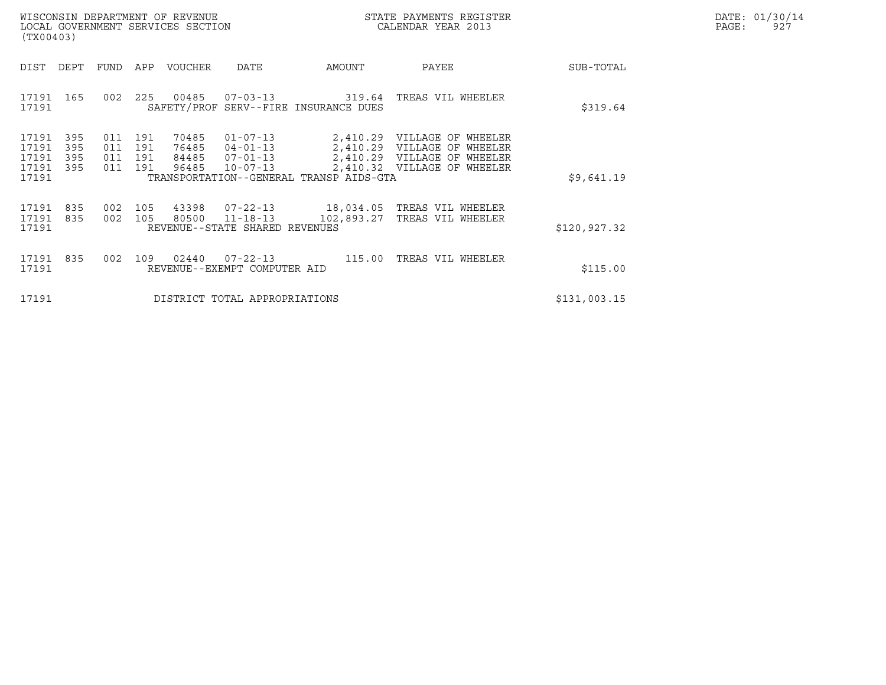WISCONSIN DEPARTMENT OF REVENUE
LOCAL GOVERNMENT SERVICES SECTION
(TX00403)

STATE PAYMENTS REGISTER
CALENDAR YEAR 2013

DATE: 01/30/14
PAGE: 927

| DIST | DEPT | FUND | APP | VOUCHER | DATE | AMOUNT | PAYEE | SUB-TOTAL |
|---|---|---|---|---|---|---|---|---|
| 17191 | 165 | 002 | 225 | 00485 | 07-03-13 | 319.64 | TREAS VIL WHEELER | |
| 17191 | | | | SAFETY/PROF SERV--FIRE INSURANCE DUES | | | | $319.64 |
| 17191 | 395 | 011 | 191 | 70485 | 01-07-13 | 2,410.29 | VILLAGE OF WHEELER | |
| 17191 | 395 | 011 | 191 | 76485 | 04-01-13 | 2,410.29 | VILLAGE OF WHEELER | |
| 17191 | 395 | 011 | 191 | 84485 | 07-01-13 | 2,410.29 | VILLAGE OF WHEELER | |
| 17191 | 395 | 011 | 191 | 96485 | 10-07-13 | 2,410.32 | VILLAGE OF WHEELER | |
| 17191 | | | | TRANSPORTATION--GENERAL TRANSP AIDS-GTA | | | | $9,641.19 |
| 17191 | 835 | 002 | 105 | 43398 | 07-22-13 | 18,034.05 | TREAS VIL WHEELER | |
| 17191 | 835 | 002 | 105 | 80500 | 11-18-13 | 102,893.27 | TREAS VIL WHEELER | |
| 17191 | | | | REVENUE--STATE SHARED REVENUES | | | | $120,927.32 |
| 17191 | 835 | 002 | 109 | 02440 | 07-22-13 | 115.00 | TREAS VIL WHEELER | |
| 17191 | | | | REVENUE--EXEMPT COMPUTER AID | | | | $115.00 |
| 17191 | | | | DISTRICT TOTAL APPROPRIATIONS | | | | $131,003.15 |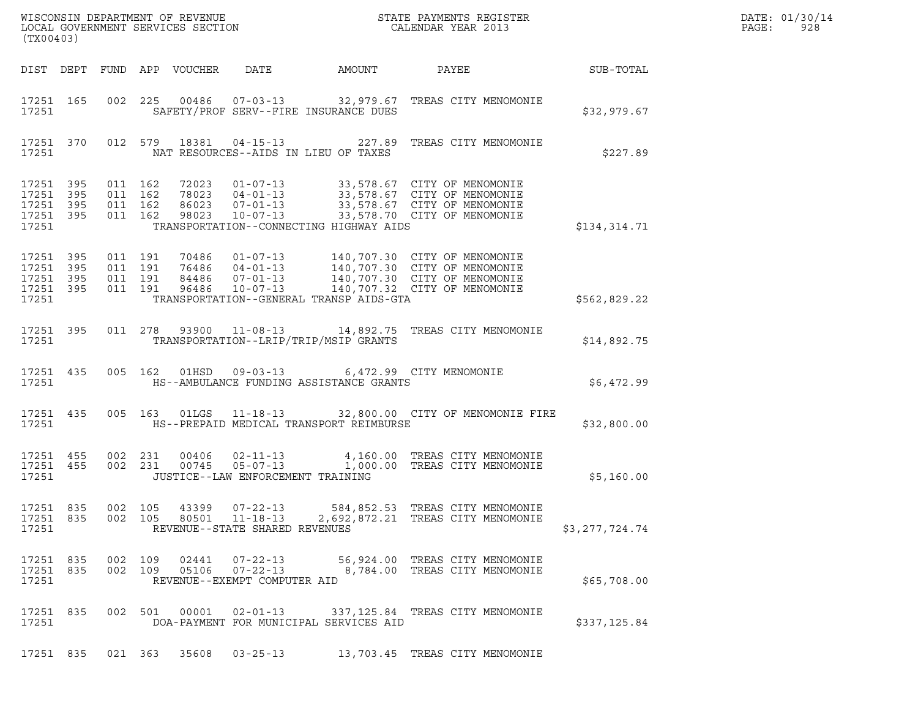WISCONSIN DEPARTMENT OF REVENUE
LOCAL GOVERNMENT SERVICES SECTION
(TX00403)

STATE PAYMENTS REGISTER
CALENDAR YEAR 2013

DATE: 01/30/14
PAGE: 928

| DIST | DEPT | FUND | APP | VOUCHER | DATE | AMOUNT | PAYEE | SUB-TOTAL |
|---|---|---|---|---|---|---|---|---|
| 17251 | 165 | 002 | 225 | 00486 | 07-03-13 | 32,979.67 | TREAS CITY MENOMONIE | |
| 17251 | | | | SAFETY/PROF SERV--FIRE INSURANCE DUES | | | | $32,979.67 |
| 17251 | 370 | 012 | 579 | 18381 | 04-15-13 | 227.89 | TREAS CITY MENOMONIE | |
| 17251 | | | | NAT RESOURCES--AIDS IN LIEU OF TAXES | | | | $227.89 |
| 17251 | 395 | 011 | 162 | 72023 | 01-07-13 | 33,578.67 | CITY OF MENOMONIE | |
| 17251 | 395 | 011 | 162 | 78023 | 04-01-13 | 33,578.67 | CITY OF MENOMONIE | |
| 17251 | 395 | 011 | 162 | 86023 | 07-01-13 | 33,578.67 | CITY OF MENOMONIE | |
| 17251 | 395 | 011 | 162 | 98023 | 10-07-13 | 33,578.70 | CITY OF MENOMONIE | |
| 17251 | | | | TRANSPORTATION--CONNECTING HIGHWAY AIDS | | | | $134,314.71 |
| 17251 | 395 | 011 | 191 | 70486 | 01-07-13 | 140,707.30 | CITY OF MENOMONIE | |
| 17251 | 395 | 011 | 191 | 76486 | 04-01-13 | 140,707.30 | CITY OF MENOMONIE | |
| 17251 | 395 | 011 | 191 | 84486 | 07-01-13 | 140,707.30 | CITY OF MENOMONIE | |
| 17251 | 395 | 011 | 191 | 96486 | 10-07-13 | 140,707.32 | CITY OF MENOMONIE | |
| 17251 | | | | TRANSPORTATION--GENERAL TRANSP AIDS-GTA | | | | $562,829.22 |
| 17251 | 395 | 011 | 278 | 93900 | 11-08-13 | 14,892.75 | TREAS CITY MENOMONIE | |
| 17251 | | | | TRANSPORTATION--LRIP/TRIP/MSIP GRANTS | | | | $14,892.75 |
| 17251 | 435 | 005 | 162 | 01HSD | 09-03-13 | 6,472.99 | CITY MENOMONIE | |
| 17251 | | | | HS--AMBULANCE FUNDING ASSISTANCE GRANTS | | | | $6,472.99 |
| 17251 | 435 | 005 | 163 | 01LGS | 11-18-13 | 32,800.00 | CITY OF MENOMONIE FIRE | |
| 17251 | | | | HS--PREPAID MEDICAL TRANSPORT REIMBURSE | | | | $32,800.00 |
| 17251 | 455 | 002 | 231 | 00406 | 02-11-13 | 4,160.00 | TREAS CITY MENOMONIE | |
| 17251 | 455 | 002 | 231 | 00745 | 05-07-13 | 1,000.00 | TREAS CITY MENOMONIE | |
| 17251 | | | | JUSTICE--LAW ENFORCEMENT TRAINING | | | | $5,160.00 |
| 17251 | 835 | 002 | 105 | 43399 | 07-22-13 | 584,852.53 | TREAS CITY MENOMONIE | |
| 17251 | 835 | 002 | 105 | 80501 | 11-18-13 | 2,692,872.21 | TREAS CITY MENOMONIE | |
| 17251 | | | | REVENUE--STATE SHARED REVENUES | | | | $3,277,724.74 |
| 17251 | 835 | 002 | 109 | 02441 | 07-22-13 | 56,924.00 | TREAS CITY MENOMONIE | |
| 17251 | 835 | 002 | 109 | 05106 | 07-22-13 | 8,784.00 | TREAS CITY MENOMONIE | |
| 17251 | | | | REVENUE--EXEMPT COMPUTER AID | | | | $65,708.00 |
| 17251 | 835 | 002 | 501 | 00001 | 02-01-13 | 337,125.84 | TREAS CITY MENOMONIE | |
| 17251 | | | | DOA-PAYMENT FOR MUNICIPAL SERVICES AID | | | | $337,125.84 |
| 17251 | 835 | 021 | 363 | 35608 | 03-25-13 | 13,703.45 | TREAS CITY MENOMONIE | |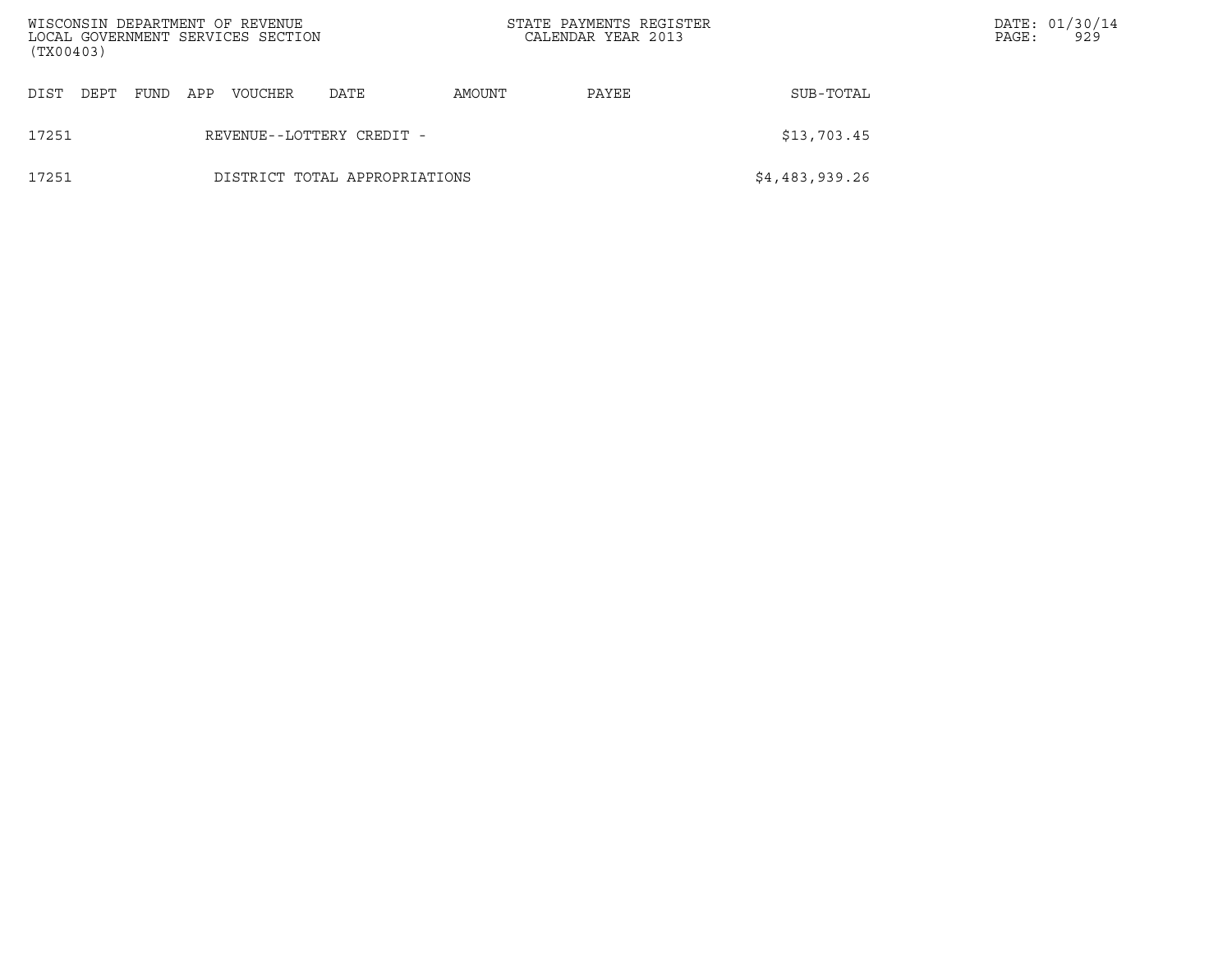| DIST | DEPT | FUND | APP | VOUCHER | DATE | AMOUNT | PAYEE | SUB-TOTAL |
|---|---|---|---|---|---|---|---|---|
| 17251 | | | | REVENUE--LOTTERY CREDIT - | | | | $13,703.45 |
| 17251 | | | | DISTRICT TOTAL APPROPRIATIONS | | | | $4,483,939.26 |